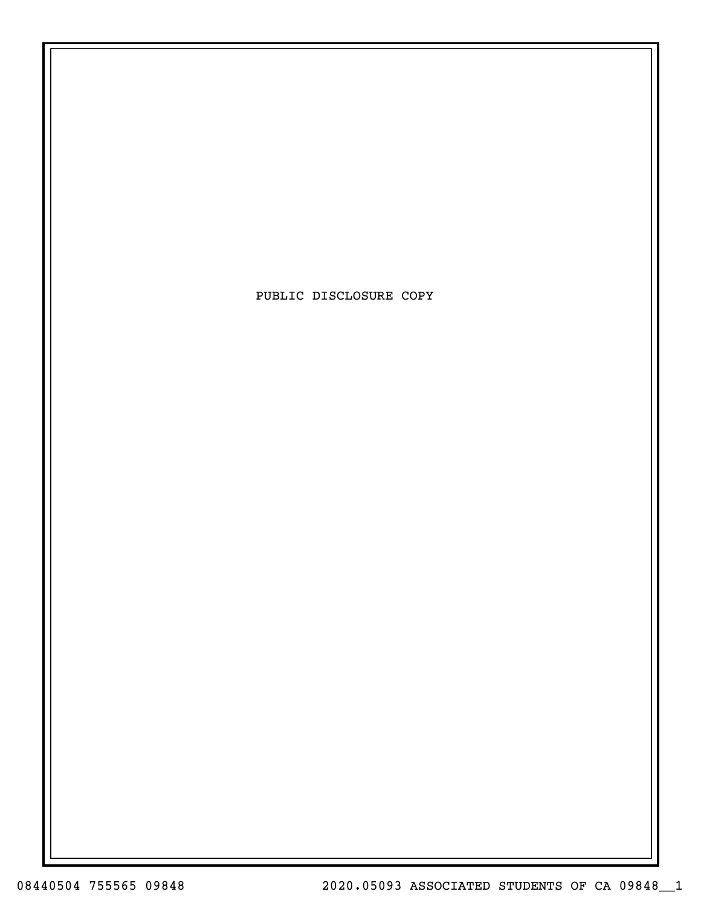PUBLIC DISCLOSURE COPY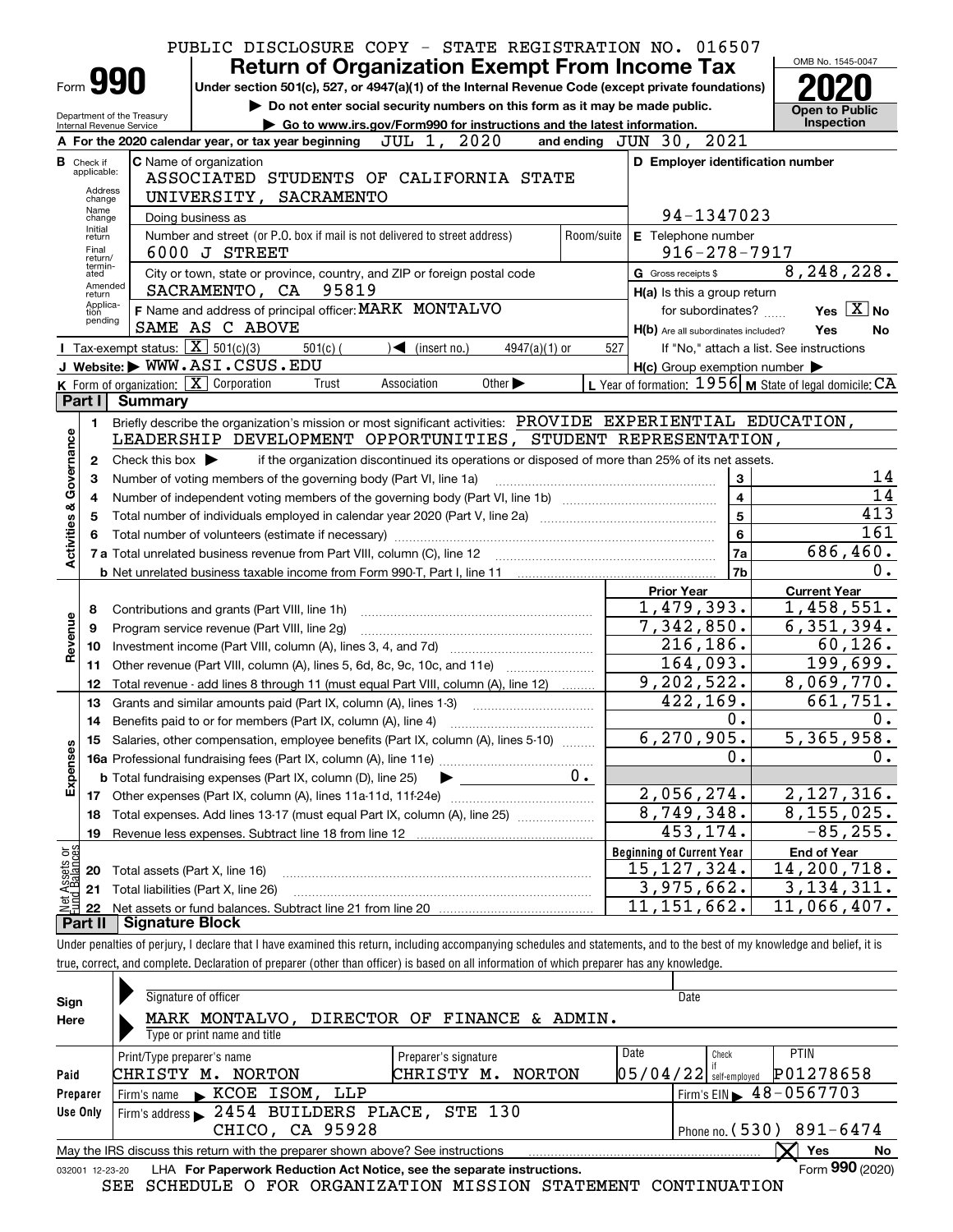PUBLIC DISCLOSURE COPY - STATE REGISTRATION NO. 016507

# Form 990 Return of Organization Exempt From Income Tax

Under section 501(c), 527, or 4947(a)(1) of the Internal Revenue Code (except private foundations)

▶ Do not enter social security numbers on this form as it may be made public.

▶ Go to www.irs.gov/Form990 for instructions and the latest information.

Department of the Treasury Internal Revenue Service

OMB No. 1545-0047

**2020**

**Open to Public Inspection**

**A** For the 2020 calendar year, or tax year beginning JUL 1, 2020 and ending JUN 30, 2021

**B** Check if applicable: Address change, Name change, Initial return, Final return/terminated, Amended return, Application pending

**C** Name of organization: ASSOCIATED STUDENTS OF CALIFORNIA STATE UNIVERSITY, SACRAMENTO

Doing business as

Number and street (or P.O. box if mail is not delivered to street address): 6000 J STREET | Room/suite

City or town, state or province, country, and ZIP or foreign postal code: SACRAMENTO, CA 95819

**D** Employer identification number: 94-1347023

**E** Telephone number: 916-278-7917

**G** Gross receipts $ 8,248,228.

**F** Name and address of principal officer: MARK MONTALVO, SAME AS C ABOVE

**H(a)** Is this a group return for subordinates? Yes [X] No

**H(b)** Are all subordinates included? Yes No

If "No," attach a list. See instructions

**I** Tax-exempt status: [X] 501(c)(3) 501(c) ( ) ◀ (insert no.) 4947(a)(1) or 527

**J** Website: ▶ WWW.ASI.CSUS.EDU

**H(c)** Group exemption number ▶

**K** Form of organization: [X] Corporation Trust Association Other ▶

**L** Year of formation: 1956 **M** State of legal domicile: CA

## Part I Summary

**Activities & Governance**

1 Briefly describe the organization's mission or most significant activities: PROVIDE EXPERIENTIAL EDUCATION, LEADERSHIP DEVELOPMENT OPPORTUNITIES, STUDENT REPRESENTATION,

2 Check this box ▶ if the organization discontinued its operations or disposed of more than 25% of its net assets.

| | | | |
|---|---|---|---|
| 3 | Number of voting members of the governing body (Part VI, line 1a) | 3 | 14 |
| 4 | Number of independent voting members of the governing body (Part VI, line 1b) | 4 | 14 |
| 5 | Total number of individuals employed in calendar year 2020 (Part V, line 2a) | 5 | 413 |
| 6 | Total number of volunteers (estimate if necessary) | 6 | 161 |
| 7a | Total unrelated business revenue from Part VIII, column (C), line 12 | 7a | 686,460. |
| b | Net unrelated business taxable income from Form 990-T, Part I, line 11 | 7b | 0. |

| | | Prior Year | Current Year |
|---|---|---|---|
| **Revenue** | | | |
| 8 | Contributions and grants (Part VIII, line 1h) | 1,479,393. | 1,458,551. |
| 9 | Program service revenue (Part VIII, line 2g) | 7,342,850. | 6,351,394. |
| 10 | Investment income (Part VIII, column (A), lines 3, 4, and 7d) | 216,186. | 60,126. |
| 11 | Other revenue (Part VIII, column (A), lines 5, 6d, 8c, 9c, 10c, and 11e) | 164,093. | 199,699. |
| 12 | Total revenue - add lines 8 through 11 (must equal Part VIII, column (A), line 12) | 9,202,522. | 8,069,770. |
| **Expenses** | | | |
| 13 | Grants and similar amounts paid (Part IX, column (A), lines 1-3) | 422,169. | 661,751. |
| 14 | Benefits paid to or for members (Part IX, column (A), line 4) | 0. | 0. |
| 15 | Salaries, other compensation, employee benefits (Part IX, column (A), lines 5-10) | 6,270,905. | 5,365,958. |
| 16a | Professional fundraising fees (Part IX, column (A), line 11e) | 0. | 0. |
| b | Total fundraising expenses (Part IX, column (D), line 25) ▶ 0. | | |
| 17 | Other expenses (Part IX, column (A), lines 11a-11d, 11f-24e) | 2,056,274. | 2,127,316. |
| 18 | Total expenses. Add lines 13-17 (must equal Part IX, column (A), line 25) | 8,749,348. | 8,155,025. |
| 19 | Revenue less expenses. Subtract line 18 from line 12 | 453,174. | -85,255. |
| **Net Assets or Fund Balances** | | **Beginning of Current Year** | **End of Year** |
| 20 | Total assets (Part X, line 16) | 15,127,324. | 14,200,718. |
| 21 | Total liabilities (Part X, line 26) | 3,975,662. | 3,134,311. |
| 22 | Net assets or fund balances. Subtract line 21 from line 20 | 11,151,662. | 11,066,407. |

## Part II Signature Block

Under penalties of perjury, I declare that I have examined this return, including accompanying schedules and statements, and to the best of my knowledge and belief, it is true, correct, and complete. Declaration of preparer (other than officer) is based on all information of which preparer has any knowledge.

**Sign Here**

Signature of officer | Date

MARK MONTALVO, DIRECTOR OF FINANCE & ADMIN.

Type or print name and title

| **Paid Preparer Use Only** | | | | |
|---|---|---|---|---|
| Print/Type preparer's name | Preparer's signature | Date | Check if self-employed | PTIN |
| CHRISTY M. NORTON | CHRISTY M. NORTON | 05/04/22 | | P01278658 |
| Firm's name ▶ KCOE ISOM, LLP | | | Firm's EIN ▶ 48-0567703 | |
| Firm's address ▶ 2454 BUILDERS PLACE, STE 130, CHICO, CA 95928 | | | Phone no. (530) 891-6474 | |

May the IRS discuss this return with the preparer shown above? See instructions [X] Yes No

032001 12-23-20 LHA For Paperwork Reduction Act Notice, see the separate instructions. Form **990** (2020)

SEE SCHEDULE O FOR ORGANIZATION MISSION STATEMENT CONTINUATION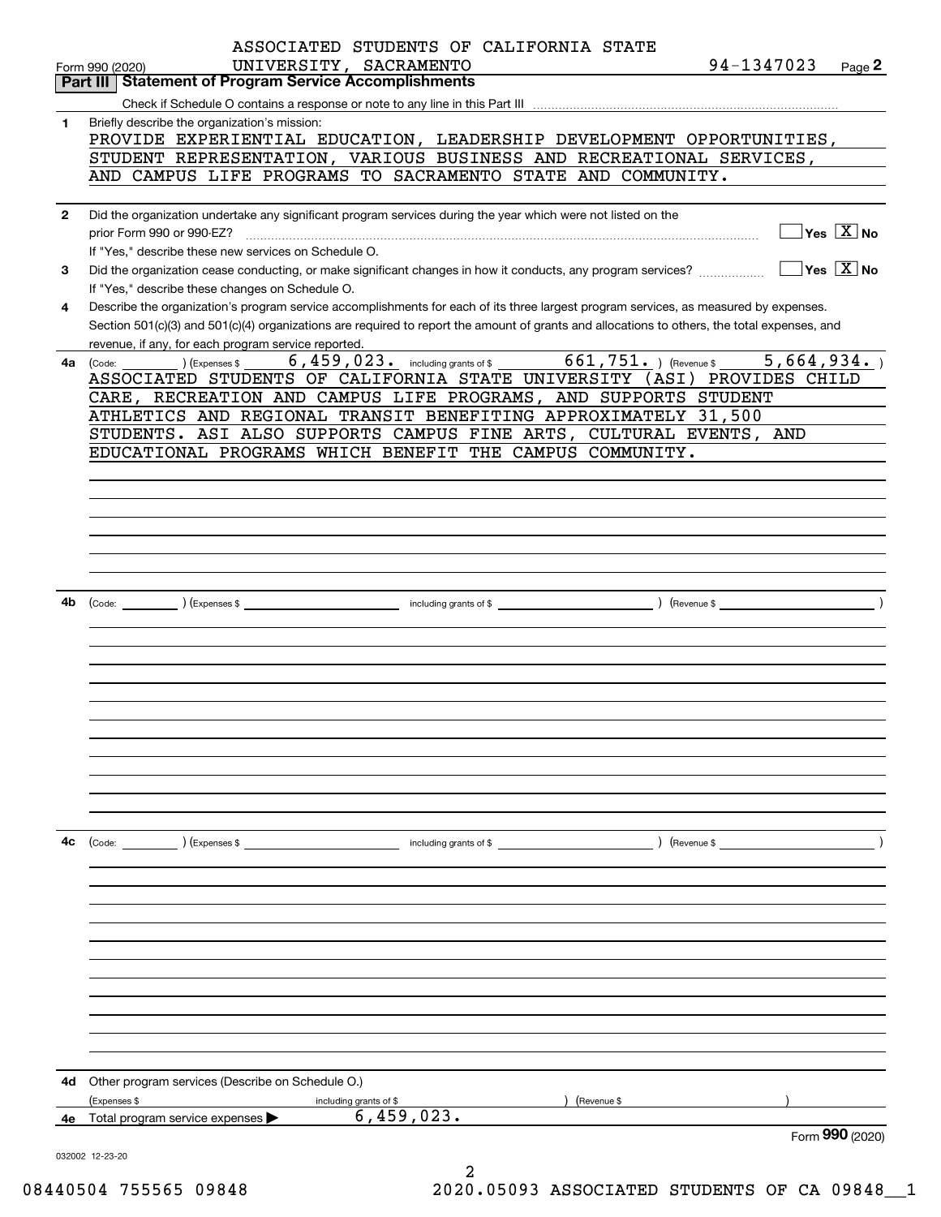ASSOCIATED STUDENTS OF CALIFORNIA STATE UNIVERSITY, SACRAMENTO 94-1347023

Form 990 (2020) Page **2**

## Part III Statement of Program Service Accomplishments

Check if Schedule O contains a response or note to any line in this Part III

**1** Briefly describe the organization's mission:

PROVIDE EXPERIENTIAL EDUCATION, LEADERSHIP DEVELOPMENT OPPORTUNITIES, STUDENT REPRESENTATION, VARIOUS BUSINESS AND RECREATIONAL SERVICES, AND CAMPUS LIFE PROGRAMS TO SACRAMENTO STATE AND COMMUNITY.

**2** Did the organization undertake any significant program services during the year which were not listed on the prior Form 990 or 990-EZ? ☐ Yes ☒ No

If "Yes," describe these new services on Schedule O.

**3** Did the organization cease conducting, or make significant changes in how it conducts, any program services? ☐ Yes ☒ No

If "Yes," describe these changes on Schedule O.

**4** Describe the organization's program service accomplishments for each of its three largest program services, as measured by expenses. Section 501(c)(3) and 501(c)(4) organizations are required to report the amount of grants and allocations to others, the total expenses, and revenue, if any, for each program service reported.

**4a** (Code: ) (Expenses $ 6,459,023. including grants of $ 661,751. ) (Revenue $ 5,664,934. )

ASSOCIATED STUDENTS OF CALIFORNIA STATE UNIVERSITY (ASI) PROVIDES CHILD CARE, RECREATION AND CAMPUS LIFE PROGRAMS, AND SUPPORTS STUDENT ATHLETICS AND REGIONAL TRANSIT BENEFITING APPROXIMATELY 31,500 STUDENTS. ASI ALSO SUPPORTS CAMPUS FINE ARTS, CULTURAL EVENTS, AND EDUCATIONAL PROGRAMS WHICH BENEFIT THE CAMPUS COMMUNITY.

**4b** (Code: ) (Expenses $ including grants of $ ) (Revenue $ )

**4c** (Code: ) (Expenses $ including grants of $ ) (Revenue $ )

**4d** Other program services (Describe on Schedule O.)

(Expenses $ including grants of $ ) (Revenue $ )

**4e** Total program service expenses ▶ 6,459,023.

Form **990** (2020)

032002 12-23-20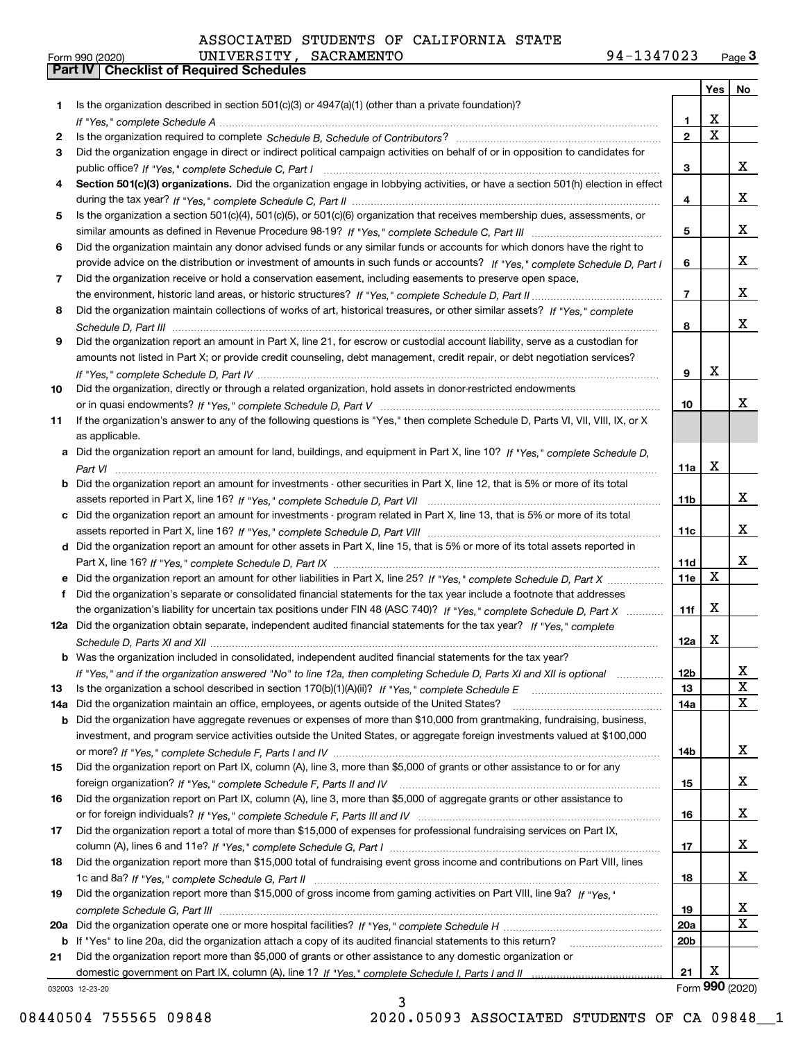ASSOCIATED STUDENTS OF CALIFORNIA STATE UNIVERSITY, SACRAMENTO 94-1347023

Form 990 (2020) Page 3

## Part IV Checklist of Required Schedules

| | | | Yes | No |
|---|---|---|---|---|
| 1 | Is the organization described in section 501(c)(3) or 4947(a)(1) (other than a private foundation)? *If "Yes," complete Schedule A* | 1 | X | |
| 2 | Is the organization required to complete *Schedule B, Schedule of Contributors*? | 2 | X | |
| 3 | Did the organization engage in direct or indirect political campaign activities on behalf of or in opposition to candidates for public office? *If "Yes," complete Schedule C, Part I* | 3 | | X |
| 4 | **Section 501(c)(3) organizations.** Did the organization engage in lobbying activities, or have a section 501(h) election in effect during the tax year? *If "Yes," complete Schedule C, Part II* | 4 | | X |
| 5 | Is the organization a section 501(c)(4), 501(c)(5), or 501(c)(6) organization that receives membership dues, assessments, or similar amounts as defined in Revenue Procedure 98-19? *If "Yes," complete Schedule C, Part III* | 5 | | X |
| 6 | Did the organization maintain any donor advised funds or any similar funds or accounts for which donors have the right to provide advice on the distribution or investment of amounts in such funds or accounts? *If "Yes," complete Schedule D, Part I* | 6 | | X |
| 7 | Did the organization receive or hold a conservation easement, including easements to preserve open space, the environment, historic land areas, or historic structures? *If "Yes," complete Schedule D, Part II* | 7 | | X |
| 8 | Did the organization maintain collections of works of art, historical treasures, or other similar assets? *If "Yes," complete Schedule D, Part III* | 8 | | X |
| 9 | Did the organization report an amount in Part X, line 21, for escrow or custodial account liability, serve as a custodian for amounts not listed in Part X; or provide credit counseling, debt management, credit repair, or debt negotiation services? *If "Yes," complete Schedule D, Part IV* | 9 | X | |
| 10 | Did the organization, directly or through a related organization, hold assets in donor-restricted endowments or in quasi endowments? *If "Yes," complete Schedule D, Part V* | 10 | | X |
| 11 | If the organization's answer to any of the following questions is "Yes," then complete Schedule D, Parts VI, VII, VIII, IX, or X as applicable. | | | |
| a | Did the organization report an amount for land, buildings, and equipment in Part X, line 10? *If "Yes," complete Schedule D, Part VI* | 11a | X | |
| b | Did the organization report an amount for investments - other securities in Part X, line 12, that is 5% or more of its total assets reported in Part X, line 16? *If "Yes," complete Schedule D, Part VII* | 11b | | X |
| c | Did the organization report an amount for investments - program related in Part X, line 13, that is 5% or more of its total assets reported in Part X, line 16? *If "Yes," complete Schedule D, Part VIII* | 11c | | X |
| d | Did the organization report an amount for other assets in Part X, line 15, that is 5% or more of its total assets reported in Part X, line 16? *If "Yes," complete Schedule D, Part IX* | 11d | | X |
| e | Did the organization report an amount for other liabilities in Part X, line 25? *If "Yes," complete Schedule D, Part X* | 11e | X | |
| f | Did the organization's separate or consolidated financial statements for the tax year include a footnote that addresses the organization's liability for uncertain tax positions under FIN 48 (ASC 740)? *If "Yes," complete Schedule D, Part X* | 11f | X | |
| 12a | Did the organization obtain separate, independent audited financial statements for the tax year? *If "Yes," complete Schedule D, Parts XI and XII* | 12a | X | |
| b | Was the organization included in consolidated, independent audited financial statements for the tax year? *If "Yes," and if the organization answered "No" to line 12a, then completing Schedule D, Parts XI and XII is optional* | 12b | | X |
| 13 | Is the organization a school described in section 170(b)(1)(A)(ii)? *If "Yes," complete Schedule E* | 13 | | X |
| 14a | Did the organization maintain an office, employees, or agents outside of the United States? | 14a | | X |
| b | Did the organization have aggregate revenues or expenses of more than $10,000 from grantmaking, fundraising, business, investment, and program service activities outside the United States, or aggregate foreign investments valued at $100,000 or more? *If "Yes," complete Schedule F, Parts I and IV* | 14b | | X |
| 15 | Did the organization report on Part IX, column (A), line 3, more than $5,000 of grants or other assistance to or for any foreign organization? *If "Yes," complete Schedule F, Parts II and IV* | 15 | | X |
| 16 | Did the organization report on Part IX, column (A), line 3, more than $5,000 of aggregate grants or other assistance to or for foreign individuals? *If "Yes," complete Schedule F, Parts III and IV* | 16 | | X |
| 17 | Did the organization report a total of more than $15,000 of expenses for professional fundraising services on Part IX, column (A), lines 6 and 11e? *If "Yes," complete Schedule G, Part I* | 17 | | X |
| 18 | Did the organization report more than $15,000 total of fundraising event gross income and contributions on Part VIII, lines 1c and 8a? *If "Yes," complete Schedule G, Part II* | 18 | | X |
| 19 | Did the organization report more than $15,000 of gross income from gaming activities on Part VIII, line 9a? *If "Yes," complete Schedule G, Part III* | 19 | | X |
| 20a | Did the organization operate one or more hospital facilities? *If "Yes," complete Schedule H* | 20a | | X |
| b | If "Yes" to line 20a, did the organization attach a copy of its audited financial statements to this return? | 20b | | |
| 21 | Did the organization report more than $5,000 of grants or other assistance to any domestic organization or domestic government on Part IX, column (A), line 1? *If "Yes," complete Schedule I, Parts I and II* | 21 | X | |

032003 12-23-20 Form **990** (2020)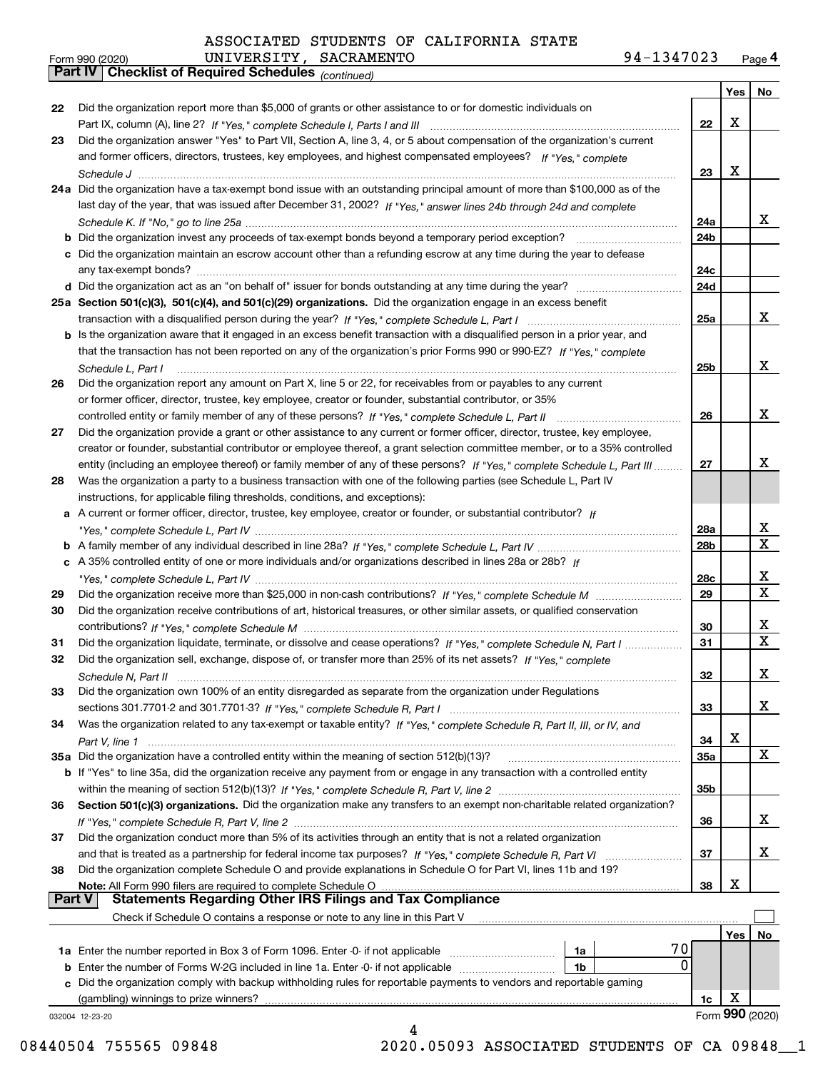ASSOCIATED STUDENTS OF CALIFORNIA STATE

Form 990 (2020) UNIVERSITY, SACRAMENTO 94-1347023 Page 4

**Part IV Checklist of Required Schedules** *(continued)*

| | | Line | Yes | No |
|---|---|---|---|---|
| 22 | Did the organization report more than $5,000 of grants or other assistance to or for domestic individuals on Part IX, column (A), line 2? *If "Yes," complete Schedule I, Parts I and III* | 22 | X | |
| 23 | Did the organization answer "Yes" to Part VII, Section A, line 3, 4, or 5 about compensation of the organization's current and former officers, directors, trustees, key employees, and highest compensated employees? *If "Yes," complete Schedule J* | 23 | X | |
| 24a | Did the organization have a tax-exempt bond issue with an outstanding principal amount of more than $100,000 as of the last day of the year, that was issued after December 31, 2002? *If "Yes," answer lines 24b through 24d and complete Schedule K. If "No," go to line 25a* | 24a | | X |
| b | Did the organization invest any proceeds of tax-exempt bonds beyond a temporary period exception? | 24b | | |
| c | Did the organization maintain an escrow account other than a refunding escrow at any time during the year to defease any tax-exempt bonds? | 24c | | |
| d | Did the organization act as an "on behalf of" issuer for bonds outstanding at any time during the year? | 24d | | |
| 25a | **Section 501(c)(3), 501(c)(4), and 501(c)(29) organizations.** Did the organization engage in an excess benefit transaction with a disqualified person during the year? *If "Yes," complete Schedule L, Part I* | 25a | | X |
| b | Is the organization aware that it engaged in an excess benefit transaction with a disqualified person in a prior year, and that the transaction has not been reported on any of the organization's prior Forms 990 or 990-EZ? *If "Yes," complete Schedule L, Part I* | 25b | | X |
| 26 | Did the organization report any amount on Part X, line 5 or 22, for receivables from or payables to any current or former officer, director, trustee, key employee, creator or founder, substantial contributor, or 35% controlled entity or family member of any of these persons? *If "Yes," complete Schedule L, Part II* | 26 | | X |
| 27 | Did the organization provide a grant or other assistance to any current or former officer, director, trustee, key employee, creator or founder, substantial contributor or employee thereof, a grant selection committee member, or to a 35% controlled entity (including an employee thereof) or family member of any of these persons? *If "Yes," complete Schedule L, Part III* | 27 | | X |
| 28 | Was the organization a party to a business transaction with one of the following parties (see Schedule L, Part IV instructions, for applicable filing thresholds, conditions, and exceptions): | | | |
| a | A current or former officer, director, trustee, key employee, creator or founder, or substantial contributor? *If "Yes," complete Schedule L, Part IV* | 28a | | X |
| b | A family member of any individual described in line 28a? *If "Yes," complete Schedule L, Part IV* | 28b | | X |
| c | A 35% controlled entity of one or more individuals and/or organizations described in lines 28a or 28b? *If "Yes," complete Schedule L, Part IV* | 28c | | X |
| 29 | Did the organization receive more than $25,000 in non-cash contributions? *If "Yes," complete Schedule M* | 29 | | X |
| 30 | Did the organization receive contributions of art, historical treasures, or other similar assets, or qualified conservation contributions? *If "Yes," complete Schedule M* | 30 | | X |
| 31 | Did the organization liquidate, terminate, or dissolve and cease operations? *If "Yes," complete Schedule N, Part I* | 31 | | X |
| 32 | Did the organization sell, exchange, dispose of, or transfer more than 25% of its net assets? *If "Yes," complete Schedule N, Part II* | 32 | | X |
| 33 | Did the organization own 100% of an entity disregarded as separate from the organization under Regulations sections 301.7701-2 and 301.7701-3? *If "Yes," complete Schedule R, Part I* | 33 | | X |
| 34 | Was the organization related to any tax-exempt or taxable entity? *If "Yes," complete Schedule R, Part II, III, or IV, and Part V, line 1* | 34 | X | |
| 35a | Did the organization have a controlled entity within the meaning of section 512(b)(13)? | 35a | | X |
| b | If "Yes" to line 35a, did the organization receive any payment from or engage in any transaction with a controlled entity within the meaning of section 512(b)(13)? *If "Yes," complete Schedule R, Part V, line 2* | 35b | | |
| 36 | **Section 501(c)(3) organizations.** Did the organization make any transfers to an exempt non-charitable related organization? *If "Yes," complete Schedule R, Part V, line 2* | 36 | | X |
| 37 | Did the organization conduct more than 5% of its activities through an entity that is not a related organization and that is treated as a partnership for federal income tax purposes? *If "Yes," complete Schedule R, Part VI* | 37 | | X |
| 38 | Did the organization complete Schedule O and provide explanations in Schedule O for Part VI, lines 11b and 19? **Note:** All Form 990 filers are required to complete Schedule O | 38 | X | |

**Part V Statements Regarding Other IRS Filings and Tax Compliance**

Check if Schedule O contains a response or note to any line in this Part V ☐

| | | | | Line | Yes | No |
|---|---|---|---|---|---|---|
| 1a | Enter the number reported in Box 3 of Form 1096. Enter -0- if not applicable | 1a | 70 | | | |
| b | Enter the number of Forms W-2G included in line 1a. Enter -0- if not applicable | 1b | 0 | | | |
| c | Did the organization comply with backup withholding rules for reportable payments to vendors and reportable gaming (gambling) winnings to prize winners? | | | 1c | X | |

032004 12-23-20 Form **990** (2020)

08440504 755565 09848 2020.05093 ASSOCIATED STUDENTS OF CA 09848__1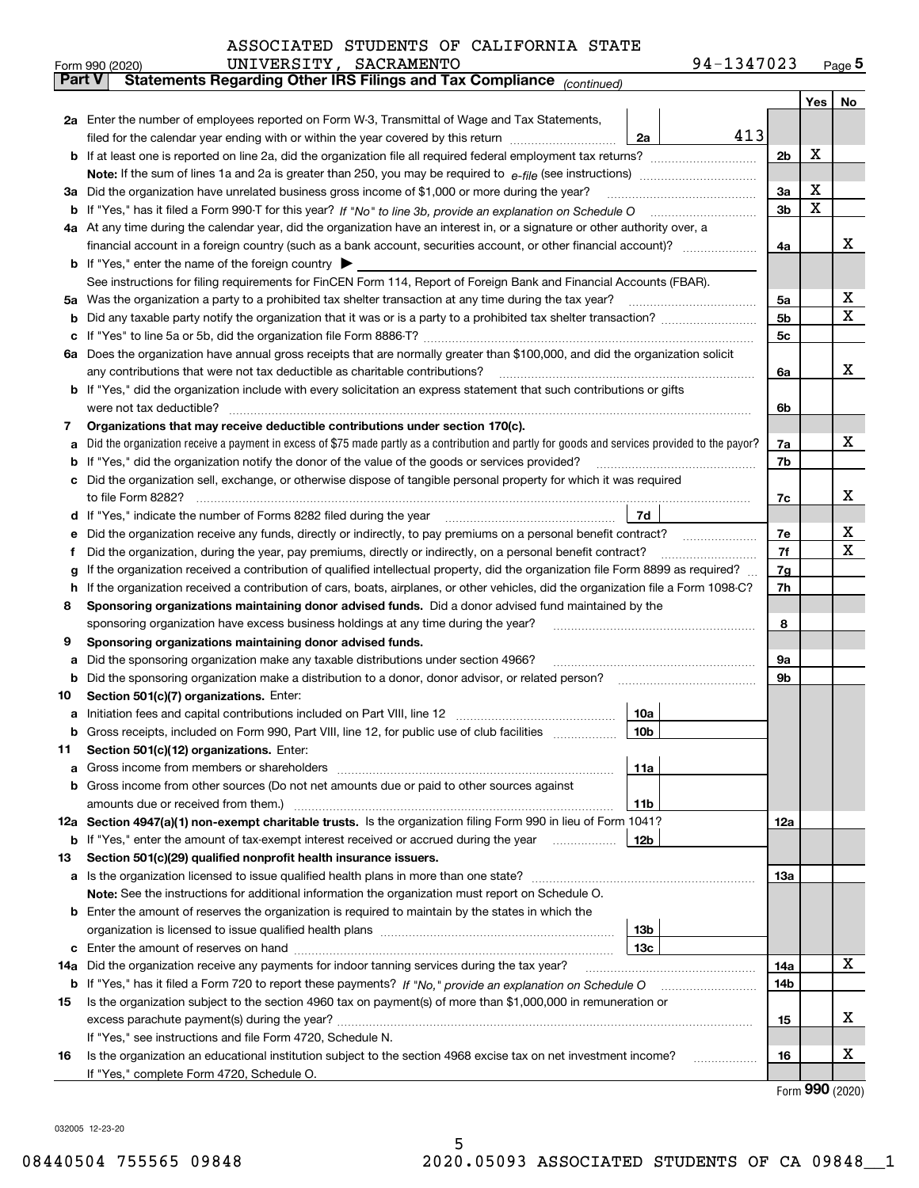ASSOCIATED STUDENTS OF CALIFORNIA STATE UNIVERSITY, SACRAMENTO 94-1347023

Form 990 (2020) Page 5

## Part V Statements Regarding Other IRS Filings and Tax Compliance *(continued)*

| | | | | | Yes | No |
|---|---|---|---|---|---|---|
| **2a** | Enter the number of employees reported on Form W-3, Transmittal of Wage and Tax Statements, filed for the calendar year ending with or within the year covered by this return | 2a | 413 | | | |
| **b** | If at least one is reported on line 2a, did the organization file all required federal employment tax returns? | | | 2b | X | |
| | **Note:** If the sum of lines 1a and 2a is greater than 250, you may be required to *e-file* (see instructions) | | | | | |
| **3a** | Did the organization have unrelated business gross income of $1,000 or more during the year? | | | 3a | X | |
| **b** | If "Yes," has it filed a Form 990-T for this year? *If "No" to line 3b, provide an explanation on Schedule O* | | | 3b | X | |
| **4a** | At any time during the calendar year, did the organization have an interest in, or a signature or other authority over, a financial account in a foreign country (such as a bank account, securities account, or other financial account)? | | | 4a | | X |
| **b** | If "Yes," enter the name of the foreign country ▶ | | | | | |
| | See instructions for filing requirements for FinCEN Form 114, Report of Foreign Bank and Financial Accounts (FBAR). | | | | | |
| **5a** | Was the organization a party to a prohibited tax shelter transaction at any time during the tax year? | | | 5a | | X |
| **b** | Did any taxable party notify the organization that it was or is a party to a prohibited tax shelter transaction? | | | 5b | | X |
| **c** | If "Yes" to line 5a or 5b, did the organization file Form 8886-T? | | | 5c | | |
| **6a** | Does the organization have annual gross receipts that are normally greater than $100,000, and did the organization solicit any contributions that were not tax deductible as charitable contributions? | | | 6a | | X |
| **b** | If "Yes," did the organization include with every solicitation an express statement that such contributions or gifts were not tax deductible? | | | 6b | | |
| **7** | **Organizations that may receive deductible contributions under section 170(c).** | | | | | |
| **a** | Did the organization receive a payment in excess of $75 made partly as a contribution and partly for goods and services provided to the payor? | | | 7a | | X |
| **b** | If "Yes," did the organization notify the donor of the value of the goods or services provided? | | | 7b | | |
| **c** | Did the organization sell, exchange, or otherwise dispose of tangible personal property for which it was required to file Form 8282? | | | 7c | | X |
| **d** | If "Yes," indicate the number of Forms 8282 filed during the year | 7d | | | | |
| **e** | Did the organization receive any funds, directly or indirectly, to pay premiums on a personal benefit contract? | | | 7e | | X |
| **f** | Did the organization, during the year, pay premiums, directly or indirectly, on a personal benefit contract? | | | 7f | | X |
| **g** | If the organization received a contribution of qualified intellectual property, did the organization file Form 8899 as required? | | | 7g | | |
| **h** | If the organization received a contribution of cars, boats, airplanes, or other vehicles, did the organization file a Form 1098-C? | | | 7h | | |
| **8** | **Sponsoring organizations maintaining donor advised funds.** Did a donor advised fund maintained by the sponsoring organization have excess business holdings at any time during the year? | | | 8 | | |
| **9** | **Sponsoring organizations maintaining donor advised funds.** | | | | | |
| **a** | Did the sponsoring organization make any taxable distributions under section 4966? | | | 9a | | |
| **b** | Did the sponsoring organization make a distribution to a donor, donor advisor, or related person? | | | 9b | | |
| **10** | **Section 501(c)(7) organizations.** Enter: | | | | | |
| **a** | Initiation fees and capital contributions included on Part VIII, line 12 | 10a | | | | |
| **b** | Gross receipts, included on Form 990, Part VIII, line 12, for public use of club facilities | 10b | | | | |
| **11** | **Section 501(c)(12) organizations.** Enter: | | | | | |
| **a** | Gross income from members or shareholders | 11a | | | | |
| **b** | Gross income from other sources (Do not net amounts due or paid to other sources against amounts due or received from them.) | 11b | | | | |
| **12a** | **Section 4947(a)(1) non-exempt charitable trusts.** Is the organization filing Form 990 in lieu of Form 1041? | | | 12a | | |
| **b** | If "Yes," enter the amount of tax-exempt interest received or accrued during the year | 12b | | | | |
| **13** | **Section 501(c)(29) qualified nonprofit health insurance issuers.** | | | | | |
| **a** | Is the organization licensed to issue qualified health plans in more than one state? | | | 13a | | |
| | **Note:** See the instructions for additional information the organization must report on Schedule O. | | | | | |
| **b** | Enter the amount of reserves the organization is required to maintain by the states in which the organization is licensed to issue qualified health plans | 13b | | | | |
| **c** | Enter the amount of reserves on hand | 13c | | | | |
| **14a** | Did the organization receive any payments for indoor tanning services during the tax year? | | | 14a | | X |
| **b** | If "Yes," has it filed a Form 720 to report these payments? *If "No," provide an explanation on Schedule O* | | | 14b | | |
| **15** | Is the organization subject to the section 4960 tax on payment(s) of more than $1,000,000 in remuneration or excess parachute payment(s) during the year? | | | 15 | | X |
| | If "Yes," see instructions and file Form 4720, Schedule N. | | | | | |
| **16** | Is the organization an educational institution subject to the section 4968 excise tax on net investment income? | | | 16 | | X |
| | If "Yes," complete Form 4720, Schedule O. | | | | | |

Form **990** (2020)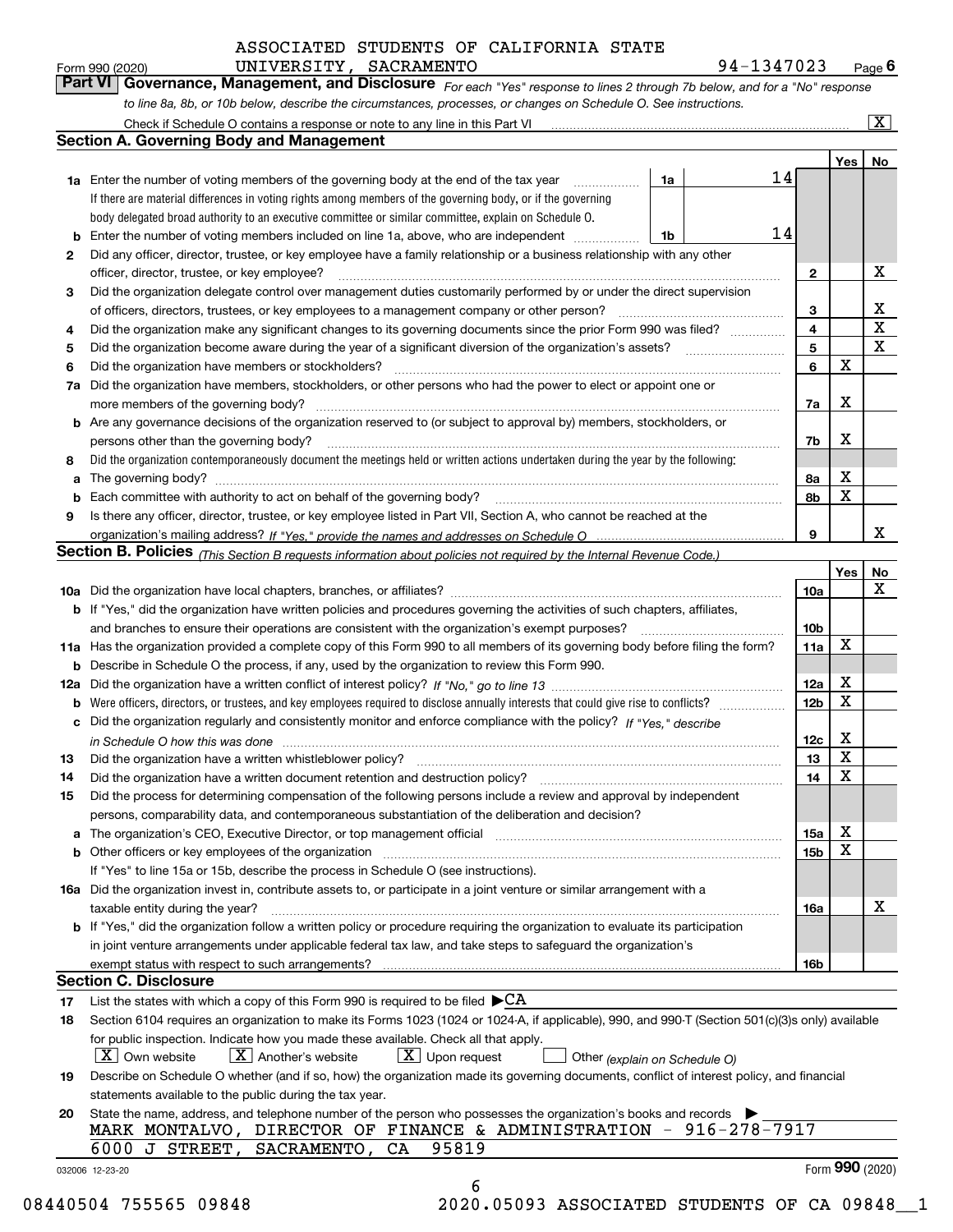ASSOCIATED STUDENTS OF CALIFORNIA STATE UNIVERSITY, SACRAMENTO 94-1347023

Form 990 (2020) Page 6

**Part VI Governance, Management, and Disclosure** *For each "Yes" response to lines 2 through 7b below, and for a "No" response to line 8a, 8b, or 10b below, describe the circumstances, processes, or changes on Schedule O. See instructions.*

Check if Schedule O contains a response or note to any line in this Part VI [X]

## Section A. Governing Body and Management

| | | | | Yes | No |
|---|---|---|---|---|---|
| **1a** | Enter the number of voting members of the governing body at the end of the tax year. If there are material differences in voting rights among members of the governing body, or if the governing body delegated broad authority to an executive committee or similar committee, explain on Schedule O. | 1a | 14 | | |
| **b** | Enter the number of voting members included on line 1a, above, who are independent | 1b | 14 | | |
| **2** | Did any officer, director, trustee, or key employee have a family relationship or a business relationship with any other officer, director, trustee, or key employee? | | **2** | | X |
| **3** | Did the organization delegate control over management duties customarily performed by or under the direct supervision of officers, directors, trustees, or key employees to a management company or other person? | | **3** | | X |
| **4** | Did the organization make any significant changes to its governing documents since the prior Form 990 was filed? | | **4** | | X |
| **5** | Did the organization become aware during the year of a significant diversion of the organization's assets? | | **5** | | X |
| **6** | Did the organization have members or stockholders? | | **6** | X | |
| **7a** | Did the organization have members, stockholders, or other persons who had the power to elect or appoint one or more members of the governing body? | | **7a** | X | |
| **b** | Are any governance decisions of the organization reserved to (or subject to approval by) members, stockholders, or persons other than the governing body? | | **7b** | X | |
| **8** | Did the organization contemporaneously document the meetings held or written actions undertaken during the year by the following: | | | | |
| **a** | The governing body? | | **8a** | X | |
| **b** | Each committee with authority to act on behalf of the governing body? | | **8b** | X | |
| **9** | Is there any officer, director, trustee, or key employee listed in Part VII, Section A, who cannot be reached at the organization's mailing address? *If "Yes," provide the names and addresses on Schedule O* | | **9** | | X |

## Section B. Policies *(This Section B requests information about policies not required by the Internal Revenue Code.)*

| | | | Yes | No |
|---|---|---|---|---|
| **10a** | Did the organization have local chapters, branches, or affiliates? | **10a** | | X |
| **b** | If "Yes," did the organization have written policies and procedures governing the activities of such chapters, affiliates, and branches to ensure their operations are consistent with the organization's exempt purposes? | **10b** | | |
| **11a** | Has the organization provided a complete copy of this Form 990 to all members of its governing body before filing the form? | **11a** | X | |
| **b** | Describe in Schedule O the process, if any, used by the organization to review this Form 990. | | | |
| **12a** | Did the organization have a written conflict of interest policy? *If "No," go to line 13* | **12a** | X | |
| **b** | Were officers, directors, or trustees, and key employees required to disclose annually interests that could give rise to conflicts? | **12b** | X | |
| **c** | Did the organization regularly and consistently monitor and enforce compliance with the policy? *If "Yes," describe in Schedule O how this was done* | **12c** | X | |
| **13** | Did the organization have a written whistleblower policy? | **13** | X | |
| **14** | Did the organization have a written document retention and destruction policy? | **14** | X | |
| **15** | Did the process for determining compensation of the following persons include a review and approval by independent persons, comparability data, and contemporaneous substantiation of the deliberation and decision? | | | |
| **a** | The organization's CEO, Executive Director, or top management official | **15a** | X | |
| **b** | Other officers or key employees of the organization | **15b** | X | |
| | If "Yes" to line 15a or 15b, describe the process in Schedule O (see instructions). | | | |
| **16a** | Did the organization invest in, contribute assets to, or participate in a joint venture or similar arrangement with a taxable entity during the year? | **16a** | | X |
| **b** | If "Yes," did the organization follow a written policy or procedure requiring the organization to evaluate its participation in joint venture arrangements under applicable federal tax law, and take steps to safeguard the organization's exempt status with respect to such arrangements? | **16b** | | |

## Section C. Disclosure

**17** List the states with which a copy of this Form 990 is required to be filed ▶CA

**18** Section 6104 requires an organization to make its Forms 1023 (1024 or 1024-A, if applicable), 990, and 990-T (Section 501(c)(3)s only) available for public inspection. Indicate how you made these available. Check all that apply.

[X] Own website [X] Another's website [X] Upon request [ ] Other *(explain on Schedule O)*

**19** Describe on Schedule O whether (and if so, how) the organization made its governing documents, conflict of interest policy, and financial statements available to the public during the tax year.

**20** State the name, address, and telephone number of the person who possesses the organization's books and records ▶

MARK MONTALVO, DIRECTOR OF FINANCE & ADMINISTRATION - 916-278-7917
6000 J STREET, SACRAMENTO, CA 95819

032006 12-23-20 Form **990** (2020)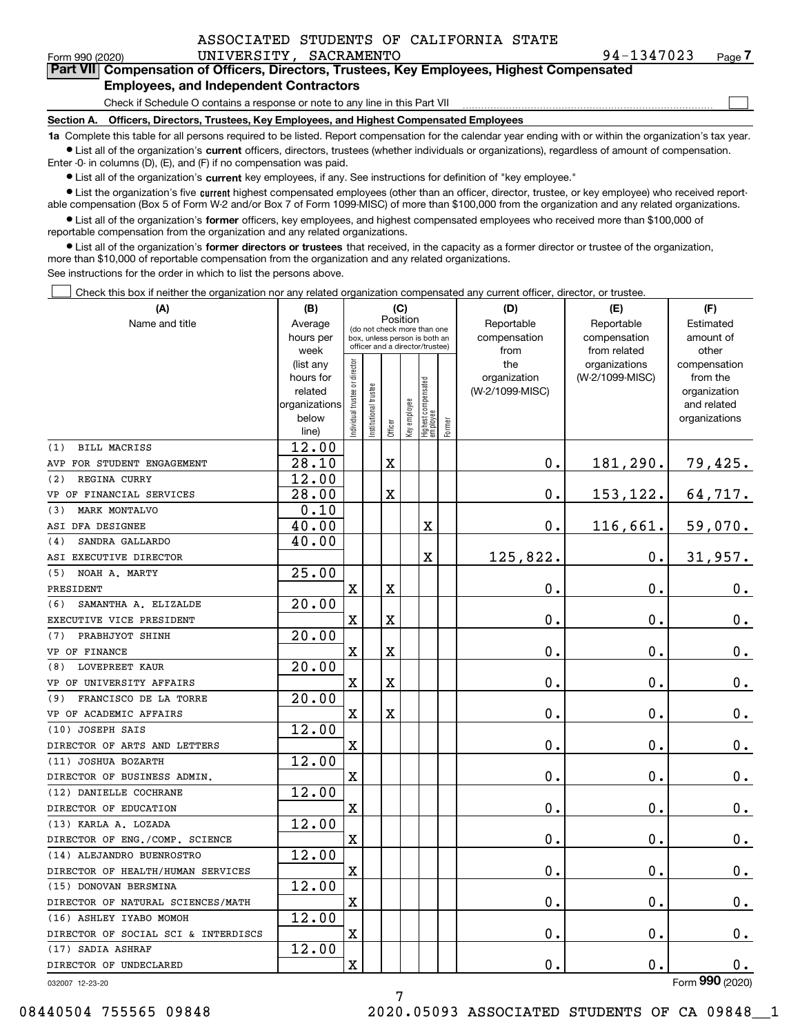ASSOCIATED STUDENTS OF CALIFORNIA STATE UNIVERSITY, SACRAMENTO 94-1347023

Form 990 (2020) Page 7

**Part VII Compensation of Officers, Directors, Trustees, Key Employees, Highest Compensated Employees, and Independent Contractors**

Check if Schedule O contains a response or note to any line in this Part VII ☐

**Section A. Officers, Directors, Trustees, Key Employees, and Highest Compensated Employees**

**1a** Complete this table for all persons required to be listed. Report compensation for the calendar year ending with or within the organization's tax year.

- List all of the organization's **current** officers, directors, trustees (whether individuals or organizations), regardless of amount of compensation. Enter -0- in columns (D), (E), and (F) if no compensation was paid.
- List all of the organization's **current** key employees, if any. See instructions for definition of "key employee."
- List the organization's five **current** highest compensated employees (other than an officer, director, trustee, or key employee) who received reportable compensation (Box 5 of Form W-2 and/or Box 7 of Form 1099-MISC) of more than $100,000 from the organization and any related organizations.
- List all of the organization's **former** officers, key employees, and highest compensated employees who received more than $100,000 of reportable compensation from the organization and any related organizations.
- List all of the organization's **former directors or trustees** that received, in the capacity as a former director or trustee of the organization, more than $10,000 of reportable compensation from the organization and any related organizations.

See instructions for the order in which to list the persons above.

☐ Check this box if neither the organization nor any related organization compensated any current officer, director, or trustee.

| (A) Name and title | (B) Average hours per week (list any hours for related organizations below line) | (C) Position: Individual trustee or director | Institutional trustee | Officer | Key employee | Highest compensated employee | Former | (D) Reportable compensation from the organization (W-2/1099-MISC) | (E) Reportable compensation from related organizations (W-2/1099-MISC) | (F) Estimated amount of other compensation from the organization and related organizations |
|---|---|---|---|---|---|---|---|---|---|---|
| (1) BILL MACRISS<br>AVP FOR STUDENT ENGAGEMENT | 12.00<br>28.10 | | | X | | | | 0. | 181,290. | 79,425. |
| (2) REGINA CURRY<br>VP OF FINANCIAL SERVICES | 12.00<br>28.00 | | | X | | | | 0. | 153,122. | 64,717. |
| (3) MARK MONTALVO<br>ASI DFA DESIGNEE | 0.10<br>40.00 | | | | | X | | 0. | 116,661. | 59,070. |
| (4) SANDRA GALLARDO<br>ASI EXECUTIVE DIRECTOR | 40.00 | | | | | X | | 125,822. | 0. | 31,957. |
| (5) NOAH A. MARTY<br>PRESIDENT | 25.00 | X | | X | | | | 0. | 0. | 0. |
| (6) SAMANTHA A. ELIZALDE<br>EXECUTIVE VICE PRESIDENT | 20.00 | X | | X | | | | 0. | 0. | 0. |
| (7) PRABHJYOT SHINH<br>VP OF FINANCE | 20.00 | X | | X | | | | 0. | 0. | 0. |
| (8) LOVEPREET KAUR<br>VP OF UNIVERSITY AFFAIRS | 20.00 | X | | X | | | | 0. | 0. | 0. |
| (9) FRANCISCO DE LA TORRE<br>VP OF ACADEMIC AFFAIRS | 20.00 | X | | X | | | | 0. | 0. | 0. |
| (10) JOSEPH SAIS<br>DIRECTOR OF ARTS AND LETTERS | 12.00 | X | | | | | | 0. | 0. | 0. |
| (11) JOSHUA BOZARTH<br>DIRECTOR OF BUSINESS ADMIN. | 12.00 | X | | | | | | 0. | 0. | 0. |
| (12) DANIELLE COCHRANE<br>DIRECTOR OF EDUCATION | 12.00 | X | | | | | | 0. | 0. | 0. |
| (13) KARLA A. LOZADA<br>DIRECTOR OF ENG./COMP. SCIENCE | 12.00 | X | | | | | | 0. | 0. | 0. |
| (14) ALEJANDRO BUENROSTRO<br>DIRECTOR OF HEALTH/HUMAN SERVICES | 12.00 | X | | | | | | 0. | 0. | 0. |
| (15) DONOVAN BERSMINA<br>DIRECTOR OF NATURAL SCIENCES/MATH | 12.00 | X | | | | | | 0. | 0. | 0. |
| (16) ASHLEY IYABO MOMOH<br>DIRECTOR OF SOCIAL SCI & INTERDISCS | 12.00 | X | | | | | | 0. | 0. | 0. |
| (17) SADIA ASHRAF<br>DIRECTOR OF UNDECLARED | 12.00 | X | | | | | | 0. | 0. | 0. |

032007 12-23-20 Form **990** (2020)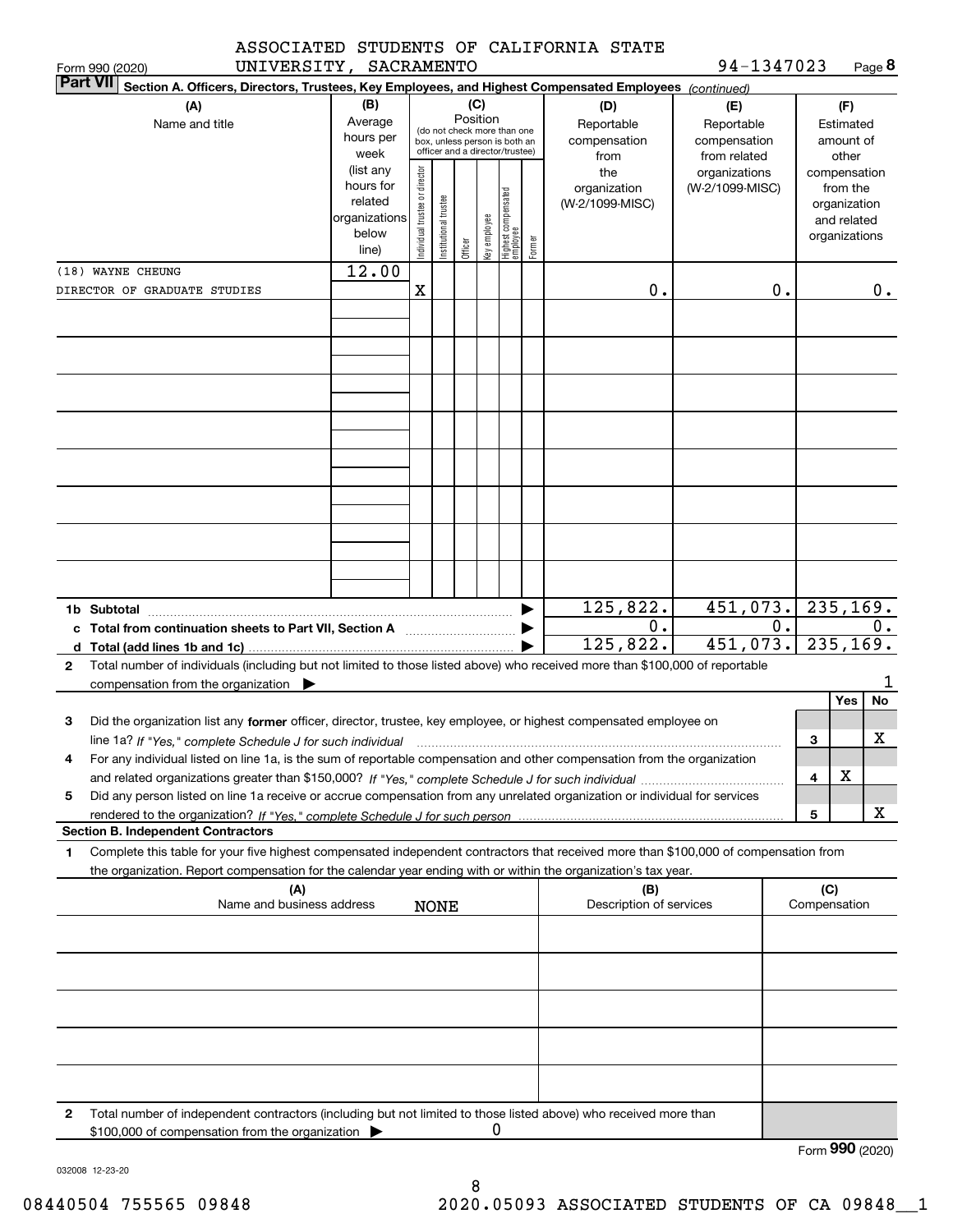ASSOCIATED STUDENTS OF CALIFORNIA STATE UNIVERSITY, SACRAMENTO

94-1347023

**Part VII** **Section A. Officers, Directors, Trustees, Key Employees, and Highest Compensated Employees** *(continued)*

| (A) Name and title | (B) Average hours per week (list any hours for related organizations below line) | (C) Position: Individual trustee or director | Institutional trustee | Officer | Key employee | Highest compensated employee | Former | (D) Reportable compensation from the organization (W-2/1099-MISC) | (E) Reportable compensation from related organizations (W-2/1099-MISC) | (F) Estimated amount of other compensation from the organization and related organizations |
|---|---|---|---|---|---|---|---|---|---|---|
| (18) WAYNE CHEUNG | 12.00 | | | | | | | | | |
| DIRECTOR OF GRADUATE STUDIES | | X | | | | | | 0. | 0. | 0. |

| | | (D) | (E) | (F) |
|---|---|---|---|---|
| **1b Subtotal** | ▶ | 125,822. | 451,073. | 235,169. |
| **c Total from continuation sheets to Part VII, Section A** | ▶ | 0. | 0. | 0. |
| **d Total (add lines 1b and 1c)** | ▶ | 125,822. | 451,073. | 235,169. |

**2** Total number of individuals (including but not limited to those listed above) who received more than $100,000 of reportable compensation from the organization ▶ 1

| | | | Yes | No |
|---|---|---|---|---|
| **3** | Did the organization list any **former** officer, director, trustee, key employee, or highest compensated employee on line 1a? *If "Yes," complete Schedule J for such individual* | 3 | | X |
| **4** | For any individual listed on line 1a, is the sum of reportable compensation and other compensation from the organization and related organizations greater than $150,000? *If "Yes," complete Schedule J for such individual* | 4 | X | |
| **5** | Did any person listed on line 1a receive or accrue compensation from any unrelated organization or individual for services rendered to the organization? *If "Yes," complete Schedule J for such person* | 5 | | X |

**Section B. Independent Contractors**

**1** Complete this table for your five highest compensated independent contractors that received more than $100,000 of compensation from the organization. Report compensation for the calendar year ending with or within the organization's tax year.

| (A) Name and business address | (B) Description of services | (C) Compensation |
|---|---|---|
| NONE | | |
| | | |
| | | |
| | | |
| | | |

**2** Total number of independent contractors (including but not limited to those listed above) who received more than $100,000 of compensation from the organization ▶ 0

Form **990** (2020)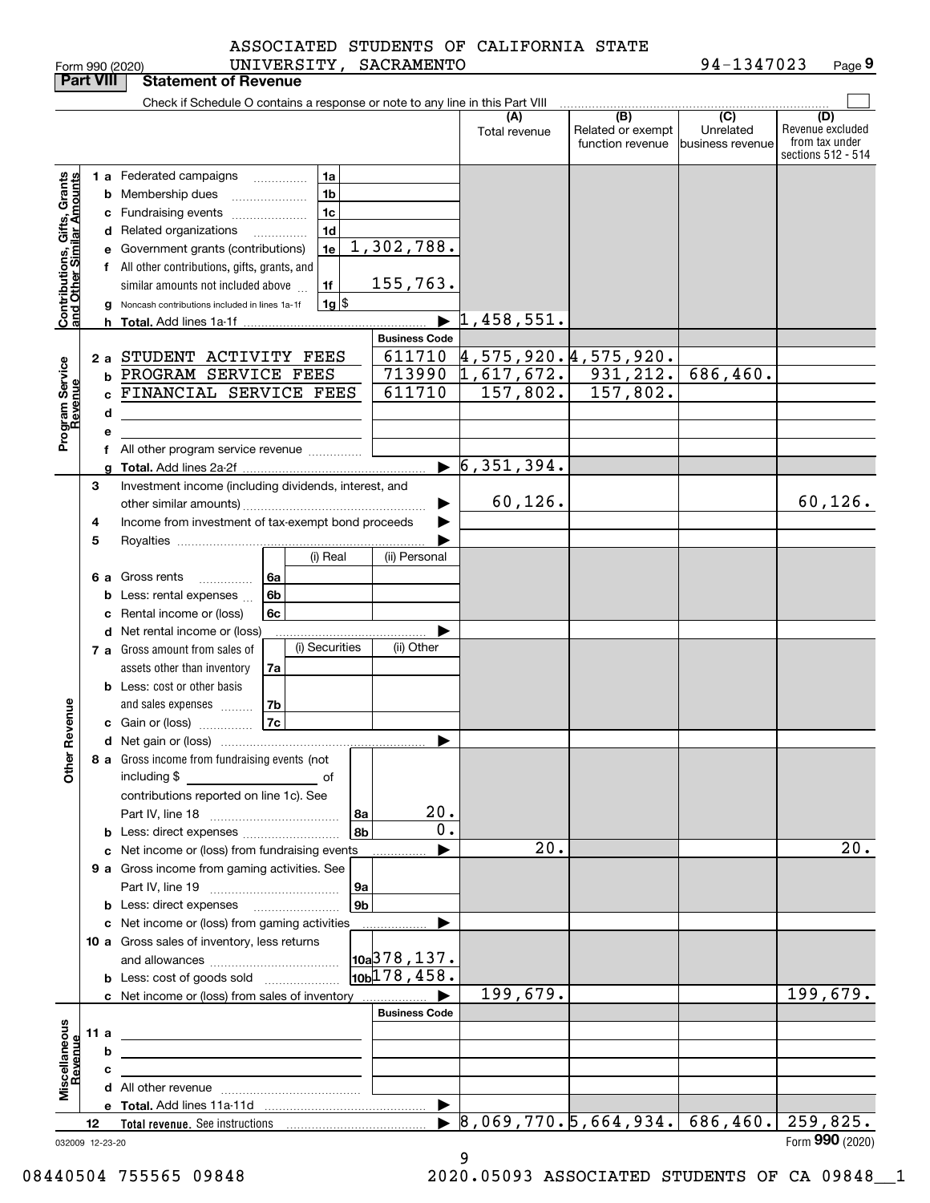ASSOCIATED STUDENTS OF CALIFORNIA STATE UNIVERSITY, SACRAMENTO 94-1347023

Form 990 (2020) Page 9

## Part VIII Statement of Revenue

Check if Schedule O contains a response or note to any line in this Part VIII

| | | | | (A) Total revenue | (B) Related or exempt function revenue | (C) Unrelated business revenue | (D) Revenue excluded from tax under sections 512 - 514 |
|---|---|---|---|---|---|---|---|
| **Contributions, Gifts, Grants and Other Similar Amounts** | 1 a Federated campaigns | 1a | | | | | |
| | b Membership dues | 1b | | | | | |
| | c Fundraising events | 1c | | | | | |
| | d Related organizations | 1d | | | | | |
| | e Government grants (contributions) | 1e | 1,302,788. | | | | |
| | f All other contributions, gifts, grants, and similar amounts not included above | 1f | 155,763. | | | | |
| | g Noncash contributions included in lines 1a-1f | 1g | $ | | | | |
| | h **Total.** Add lines 1a-1f | | ▶ | 1,458,551. | | | |
| | | | **Business Code** | | | | |
| **Program Service Revenue** | 2 a STUDENT ACTIVITY FEES | | 611710 | 4,575,920. | 4,575,920. | | |
| | b PROGRAM SERVICE FEES | | 713990 | 1,617,672. | 931,212. | 686,460. | |
| | c FINANCIAL SERVICE FEES | | 611710 | 157,802. | 157,802. | | |
| | d | | | | | | |
| | e | | | | | | |
| | f All other program service revenue | | | | | | |
| | g **Total.** Add lines 2a-2f | | ▶ | 6,351,394. | | | |
| **Other Revenue** | 3 Investment income (including dividends, interest, and other similar amounts) | | ▶ | 60,126. | | | 60,126. |
| | 4 Income from investment of tax-exempt bond proceeds | | ▶ | | | | |
| | 5 Royalties | | ▶ | | | | |
| | | (i) Real | (ii) Personal | | | | |
| | 6 a Gross rents 6a | | | | | | |
| | b Less: rental expenses 6b | | | | | | |
| | c Rental income or (loss) 6c | | | | | | |
| | d Net rental income or (loss) | | ▶ | | | | |
| | | (i) Securities | (ii) Other | | | | |
| | 7 a Gross amount from sales of assets other than inventory 7a | | | | | | |
| | b Less: cost or other basis and sales expenses 7b | | | | | | |
| | c Gain or (loss) 7c | | | | | | |
| | d Net gain or (loss) | | ▶ | | | | |
| | 8 a Gross income from fundraising events (not including $ of contributions reported on line 1c). See Part IV, line 18 | 8a | 20. | | | | |
| | b Less: direct expenses | 8b | 0. | | | | |
| | c Net income or (loss) from fundraising events | | ▶ | 20. | | | 20. |
| | 9 a Gross income from gaming activities. See Part IV, line 19 | 9a | | | | | |
| | b Less: direct expenses | 9b | | | | | |
| | c Net income or (loss) from gaming activities | | ▶ | | | | |
| | 10 a Gross sales of inventory, less returns and allowances | 10a | 378,137. | | | | |
| | b Less: cost of goods sold | 10b | 178,458. | | | | |
| | c Net income or (loss) from sales of inventory | | ▶ | 199,679. | | | 199,679. |
| | | | **Business Code** | | | | |
| **Miscellaneous Revenue** | 11 a | | | | | | |
| | b | | | | | | |
| | c | | | | | | |
| | d All other revenue | | | | | | |
| | e **Total.** Add lines 11a-11d | | ▶ | | | | |
| | 12 **Total revenue.** See instructions | | ▶ | 8,069,770. | 5,664,934. | 686,460. | 259,825. |

032009 12-23-20 Form **990** (2020)

08440504 755565 09848 2020.05093 ASSOCIATED STUDENTS OF CA 09848__1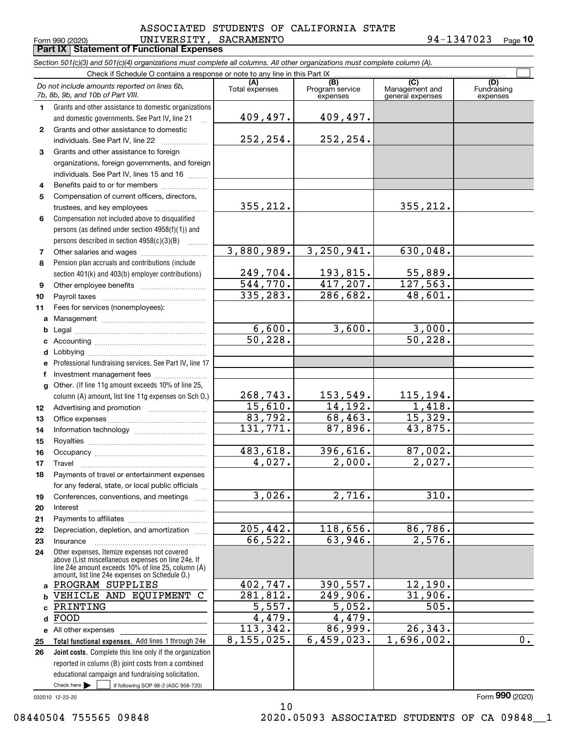ASSOCIATED STUDENTS OF CALIFORNIA STATE UNIVERSITY, SACRAMENTO 94-1347023

Form 990 (2020)

## Part IX Statement of Functional Expenses

*Section 501(c)(3) and 501(c)(4) organizations must complete all columns. All other organizations must complete column (A).*

Check if Schedule O contains a response or note to any line in this Part IX ☐

| | *Do not include amounts reported on lines 6b, 7b, 8b, 9b, and 10b of Part VIII.* | (A) Total expenses | (B) Program service expenses | (C) Management and general expenses | (D) Fundraising expenses |
|---|---|---|---|---|---|
| 1 | Grants and other assistance to domestic organizations and domestic governments. See Part IV, line 21 | 409,497. | 409,497. | | |
| 2 | Grants and other assistance to domestic individuals. See Part IV, line 22 | 252,254. | 252,254. | | |
| 3 | Grants and other assistance to foreign organizations, foreign governments, and foreign individuals. See Part IV, lines 15 and 16 | | | | |
| 4 | Benefits paid to or for members | | | | |
| 5 | Compensation of current officers, directors, trustees, and key employees | 355,212. | | 355,212. | |
| 6 | Compensation not included above to disqualified persons (as defined under section 4958(f)(1)) and persons described in section 4958(c)(3)(B) | | | | |
| 7 | Other salaries and wages | 3,880,989. | 3,250,941. | 630,048. | |
| 8 | Pension plan accruals and contributions (include section 401(k) and 403(b) employer contributions) | 249,704. | 193,815. | 55,889. | |
| 9 | Other employee benefits | 544,770. | 417,207. | 127,563. | |
| 10 | Payroll taxes | 335,283. | 286,682. | 48,601. | |
| 11 | Fees for services (nonemployees): | | | | |
| a | Management | | | | |
| b | Legal | 6,600. | 3,600. | 3,000. | |
| c | Accounting | 50,228. | | 50,228. | |
| d | Lobbying | | | | |
| e | Professional fundraising services. See Part IV, line 17 | | | | |
| f | Investment management fees | | | | |
| g | Other. (If line 11g amount exceeds 10% of line 25, column (A) amount, list line 11g expenses on Sch O.) | 268,743. | 153,549. | 115,194. | |
| 12 | Advertising and promotion | 15,610. | 14,192. | 1,418. | |
| 13 | Office expenses | 83,792. | 68,463. | 15,329. | |
| 14 | Information technology | 131,771. | 87,896. | 43,875. | |
| 15 | Royalties | | | | |
| 16 | Occupancy | 483,618. | 396,616. | 87,002. | |
| 17 | Travel | 4,027. | 2,000. | 2,027. | |
| 18 | Payments of travel or entertainment expenses for any federal, state, or local public officials | | | | |
| 19 | Conferences, conventions, and meetings | 3,026. | 2,716. | 310. | |
| 20 | Interest | | | | |
| 21 | Payments to affiliates | | | | |
| 22 | Depreciation, depletion, and amortization | 205,442. | 118,656. | 86,786. | |
| 23 | Insurance | 66,522. | 63,946. | 2,576. | |
| 24 | Other expenses. Itemize expenses not covered above (List miscellaneous expenses on line 24e. If line 24e amount exceeds 10% of line 25, column (A) amount, list line 24e expenses on Schedule O.) | | | | |
| a | PROGRAM SUPPLIES | 402,747. | 390,557. | 12,190. | |
| b | VEHICLE AND EQUIPMENT C | 281,812. | 249,906. | 31,906. | |
| c | PRINTING | 5,557. | 5,052. | 505. | |
| d | FOOD | 4,479. | 4,479. | | |
| e | All other expenses | 113,342. | 86,999. | 26,343. | |
| 25 | **Total functional expenses.** Add lines 1 through 24e | 8,155,025. | 6,459,023. | 1,696,002. | 0. |
| 26 | **Joint costs.** Complete this line only if the organization reported in column (B) joint costs from a combined educational campaign and fundraising solicitation. Check here ☐ if following SOP 98-2 (ASC 958-720) | | | | |

032010 12-23-20

Form **990** (2020)

08440504 755565 09848 2020.05093 ASSOCIATED STUDENTS OF CA 09848__1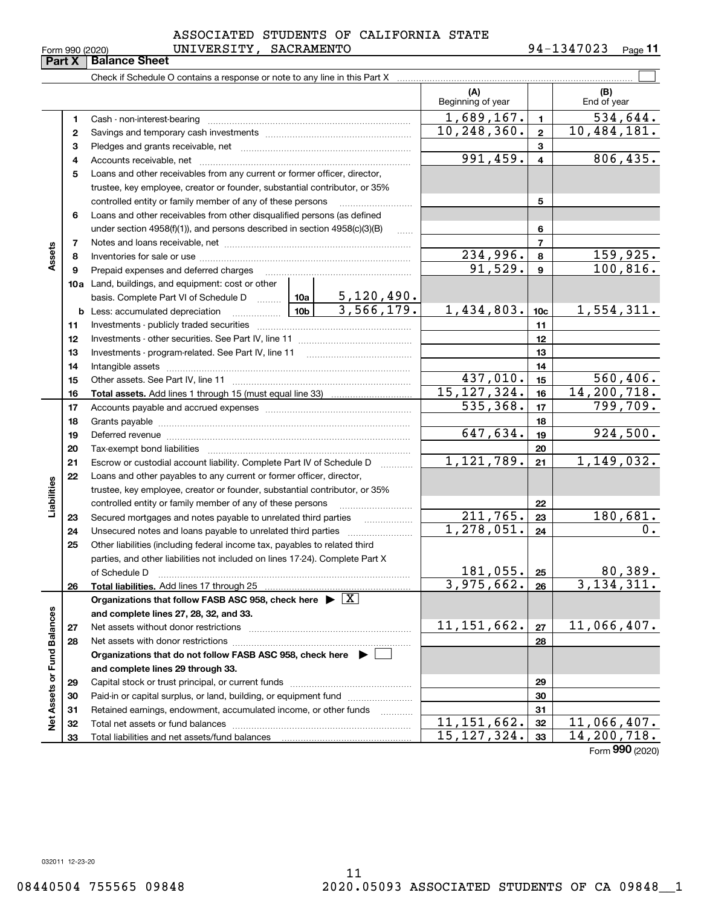ASSOCIATED STUDENTS OF CALIFORNIA STATE UNIVERSITY, SACRAMENTO 94-1347023

Form 990 (2020) Page 11

## Part X Balance Sheet

Check if Schedule O contains a response or note to any line in this Part X

| | | Description | | | (A) Beginning of year | | (B) End of year |
|---|---|---|---|---|---|---|---|
| Assets | 1 | Cash - non-interest-bearing | | | 1,689,167. | 1 | 534,644. |
| | 2 | Savings and temporary cash investments | | | 10,248,360. | 2 | 10,484,181. |
| | 3 | Pledges and grants receivable, net | | | | 3 | |
| | 4 | Accounts receivable, net | | | 991,459. | 4 | 806,435. |
| | 5 | Loans and other receivables from any current or former officer, director, trustee, key employee, creator or founder, substantial contributor, or 35% controlled entity or family member of any of these persons | | | | 5 | |
| | 6 | Loans and other receivables from other disqualified persons (as defined under section 4958(f)(1)), and persons described in section 4958(c)(3)(B) | | | | 6 | |
| | 7 | Notes and loans receivable, net | | | | 7 | |
| | 8 | Inventories for sale or use | | | 234,996. | 8 | 159,925. |
| | 9 | Prepaid expenses and deferred charges | | | 91,529. | 9 | 100,816. |
| | 10a | Land, buildings, and equipment: cost or other basis. Complete Part VI of Schedule D | 10a | 5,120,490. | | | |
| | b | Less: accumulated depreciation | 10b | 3,566,179. | 1,434,803. | 10c | 1,554,311. |
| | 11 | Investments - publicly traded securities | | | | 11 | |
| | 12 | Investments - other securities. See Part IV, line 11 | | | | 12 | |
| | 13 | Investments - program-related. See Part IV, line 11 | | | | 13 | |
| | 14 | Intangible assets | | | | 14 | |
| | 15 | Other assets. See Part IV, line 11 | | | 437,010. | 15 | 560,406. |
| | 16 | **Total assets.** Add lines 1 through 15 (must equal line 33) | | | 15,127,324. | 16 | 14,200,718. |
| Liabilities | 17 | Accounts payable and accrued expenses | | | 535,368. | 17 | 799,709. |
| | 18 | Grants payable | | | | 18 | |
| | 19 | Deferred revenue | | | 647,634. | 19 | 924,500. |
| | 20 | Tax-exempt bond liabilities | | | | 20 | |
| | 21 | Escrow or custodial account liability. Complete Part IV of Schedule D | | | 1,121,789. | 21 | 1,149,032. |
| | 22 | Loans and other payables to any current or former officer, director, trustee, key employee, creator or founder, substantial contributor, or 35% controlled entity or family member of any of these persons | | | | 22 | |
| | 23 | Secured mortgages and notes payable to unrelated third parties | | | 211,765. | 23 | 180,681. |
| | 24 | Unsecured notes and loans payable to unrelated third parties | | | 1,278,051. | 24 | 0. |
| | 25 | Other liabilities (including federal income tax, payables to related third parties, and other liabilities not included on lines 17-24). Complete Part X of Schedule D | | | 181,055. | 25 | 80,389. |
| | 26 | **Total liabilities.** Add lines 17 through 25 | | | 3,975,662. | 26 | 3,134,311. |
| Net Assets or Fund Balances | | **Organizations that follow FASB ASC 958, check here** ▶ [X] **and complete lines 27, 28, 32, and 33.** | | | | | |
| | 27 | Net assets without donor restrictions | | | 11,151,662. | 27 | 11,066,407. |
| | 28 | Net assets with donor restrictions | | | | 28 | |
| | | **Organizations that do not follow FASB ASC 958, check here** ▶ [ ] **and complete lines 29 through 33.** | | | | | |
| | 29 | Capital stock or trust principal, or current funds | | | | 29 | |
| | 30 | Paid-in or capital surplus, or land, building, or equipment fund | | | | 30 | |
| | 31 | Retained earnings, endowment, accumulated income, or other funds | | | | 31 | |
| | 32 | Total net assets or fund balances | | | 11,151,662. | 32 | 11,066,407. |
| | 33 | Total liabilities and net assets/fund balances | | | 15,127,324. | 33 | 14,200,718. |

Form **990** (2020)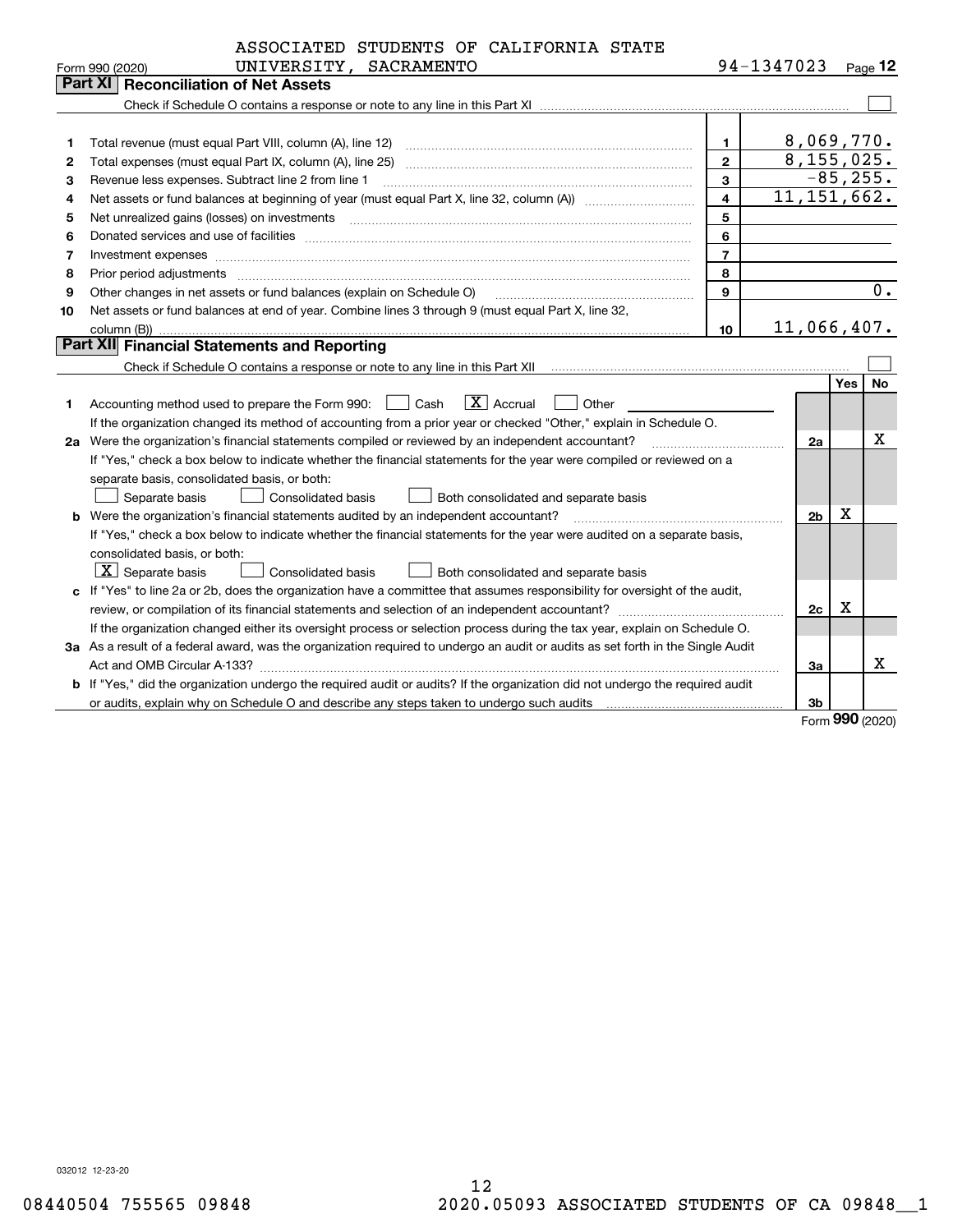ASSOCIATED STUDENTS OF CALIFORNIA STATE UNIVERSITY, SACRAMENTO

Form 990 (2020) 94-1347023 Page 12

## Part XI Reconciliation of Net Assets

Check if Schedule O contains a response or note to any line in this Part XI ☐

| | | | |
|---|---|---|---|
| 1 | Total revenue (must equal Part VIII, column (A), line 12) | 1 | 8,069,770. |
| 2 | Total expenses (must equal Part IX, column (A), line 25) | 2 | 8,155,025. |
| 3 | Revenue less expenses. Subtract line 2 from line 1 | 3 | -85,255. |
| 4 | Net assets or fund balances at beginning of year (must equal Part X, line 32, column (A)) | 4 | 11,151,662. |
| 5 | Net unrealized gains (losses) on investments | 5 | |
| 6 | Donated services and use of facilities | 6 | |
| 7 | Investment expenses | 7 | |
| 8 | Prior period adjustments | 8 | |
| 9 | Other changes in net assets or fund balances (explain on Schedule O) | 9 | 0. |
| 10 | Net assets or fund balances at end of year. Combine lines 3 through 9 (must equal Part X, line 32, column (B)) | 10 | 11,066,407. |

## Part XII Financial Statements and Reporting

Check if Schedule O contains a response or note to any line in this Part XII ☐

| | | | Yes | No |
|---|---|---|---|---|
| 1 | Accounting method used to prepare the Form 990: ☐ Cash ☒ Accrual ☐ Other | | | |
| | If the organization changed its method of accounting from a prior year or checked "Other," explain in Schedule O. | | | |
| 2a | Were the organization's financial statements compiled or reviewed by an independent accountant? | 2a | | X |
| | If "Yes," check a box below to indicate whether the financial statements for the year were compiled or reviewed on a separate basis, consolidated basis, or both: ☐ Separate basis ☐ Consolidated basis ☐ Both consolidated and separate basis | | | |
| b | Were the organization's financial statements audited by an independent accountant? | 2b | X | |
| | If "Yes," check a box below to indicate whether the financial statements for the year were audited on a separate basis, consolidated basis, or both: ☒ Separate basis ☐ Consolidated basis ☐ Both consolidated and separate basis | | | |
| c | If "Yes" to line 2a or 2b, does the organization have a committee that assumes responsibility for oversight of the audit, review, or compilation of its financial statements and selection of an independent accountant? | 2c | X | |
| | If the organization changed either its oversight process or selection process during the tax year, explain on Schedule O. | | | |
| 3a | As a result of a federal award, was the organization required to undergo an audit or audits as set forth in the Single Audit Act and OMB Circular A-133? | 3a | | X |
| b | If "Yes," did the organization undergo the required audit or audits? If the organization did not undergo the required audit or audits, explain why on Schedule O and describe any steps taken to undergo such audits | 3b | | |

Form **990** (2020)

032012 12-23-20

08440504 755565 09848 2020.05093 ASSOCIATED STUDENTS OF CA 09848__1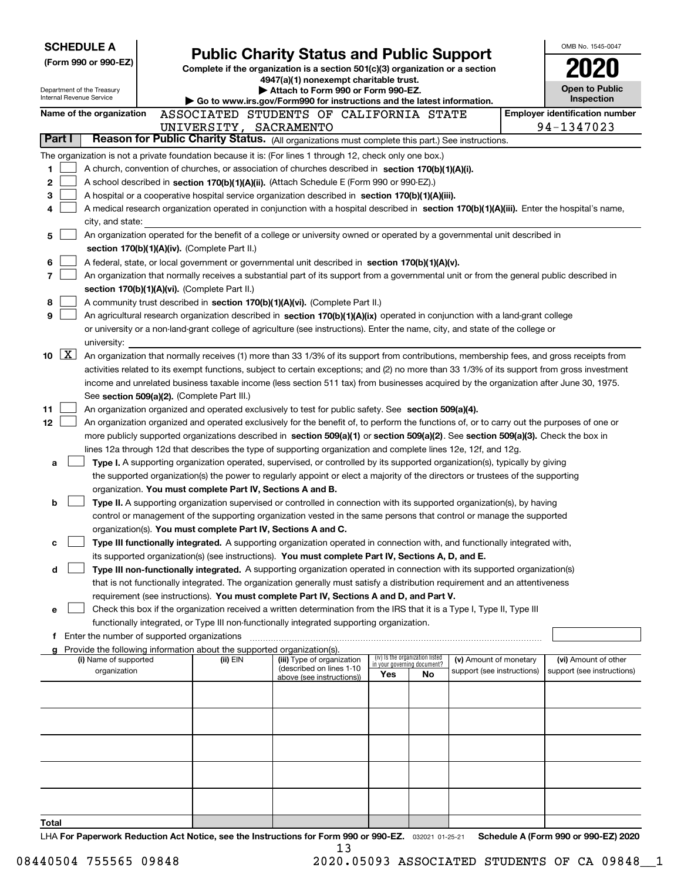**SCHEDULE A**
**(Form 990 or 990-EZ)**

Department of the Treasury
Internal Revenue Service

# Public Charity Status and Public Support

**Complete if the organization is a section 501(c)(3) organization or a section 4947(a)(1) nonexempt charitable trust.**
**▶ Attach to Form 990 or Form 990-EZ.**
**▶ Go to www.irs.gov/Form990 for instructions and the latest information.**

OMB No. 1545-0047
**2020**
**Open to Public Inspection**

**Name of the organization:** ASSOCIATED STUDENTS OF CALIFORNIA STATE UNIVERSITY, SACRAMENTO

**Employer identification number:** 94-1347023

## Part I — Reason for Public Charity Status. (All organizations must complete this part.) See instructions.

The organization is not a private foundation because it is: (For lines 1 through 12, check only one box.)

1. [ ] A church, convention of churches, or association of churches described in **section 170(b)(1)(A)(i).**
2. [ ] A school described in **section 170(b)(1)(A)(ii).** (Attach Schedule E (Form 990 or 990-EZ).)
3. [ ] A hospital or a cooperative hospital service organization described in **section 170(b)(1)(A)(iii).**
4. [ ] A medical research organization operated in conjunction with a hospital described in **section 170(b)(1)(A)(iii).** Enter the hospital's name, city, and state:
5. [ ] An organization operated for the benefit of a college or university owned or operated by a governmental unit described in **section 170(b)(1)(A)(iv).** (Complete Part II.)
6. [ ] A federal, state, or local government or governmental unit described in **section 170(b)(1)(A)(v).**
7. [ ] An organization that normally receives a substantial part of its support from a governmental unit or from the general public described in **section 170(b)(1)(A)(vi).** (Complete Part II.)
8. [ ] A community trust described in **section 170(b)(1)(A)(vi).** (Complete Part II.)
9. [ ] An agricultural research organization described in **section 170(b)(1)(A)(ix)** operated in conjunction with a land-grant college or university or a non-land-grant college of agriculture (see instructions). Enter the name, city, and state of the college or university:
10. [X] An organization that normally receives (1) more than 33 1/3% of its support from contributions, membership fees, and gross receipts from activities related to its exempt functions, subject to certain exceptions; and (2) no more than 33 1/3% of its support from gross investment income and unrelated business taxable income (less section 511 tax) from businesses acquired by the organization after June 30, 1975. See **section 509(a)(2).** (Complete Part III.)
11. [ ] An organization organized and operated exclusively to test for public safety. See **section 509(a)(4).**
12. [ ] An organization organized and operated exclusively for the benefit of, to perform the functions of, or to carry out the purposes of one or more publicly supported organizations described in **section 509(a)(1)** or **section 509(a)(2).** See **section 509(a)(3).** Check the box in lines 12a through 12d that describes the type of supporting organization and complete lines 12e, 12f, and 12g.
   - **a** [ ] **Type I.** A supporting organization operated, supervised, or controlled by its supported organization(s), typically by giving the supported organization(s) the power to regularly appoint or elect a majority of the directors or trustees of the supporting organization. **You must complete Part IV, Sections A and B.**
   - **b** [ ] **Type II.** A supporting organization supervised or controlled in connection with its supported organization(s), by having control or management of the supporting organization vested in the same persons that control or manage the supported organization(s). **You must complete Part IV, Sections A and C.**
   - **c** [ ] **Type III functionally integrated.** A supporting organization operated in connection with, and functionally integrated with, its supported organization(s) (see instructions). **You must complete Part IV, Sections A, D, and E.**
   - **d** [ ] **Type III non-functionally integrated.** A supporting organization operated in connection with its supported organization(s) that is not functionally integrated. The organization generally must satisfy a distribution requirement and an attentiveness requirement (see instructions). **You must complete Part IV, Sections A and D, and Part V.**
   - **e** [ ] Check this box if the organization received a written determination from the IRS that it is a Type I, Type II, Type III functionally integrated, or Type III non-functionally integrated supporting organization.
   - **f** Enter the number of supported organizations
   - **g** Provide the following information about the supported organization(s).

| (i) Name of supported organization | (ii) EIN | (iii) Type of organization (described on lines 1-10 above (see instructions)) | (iv) Is the organization listed in your governing document? Yes | No | (v) Amount of monetary support (see instructions) | (vi) Amount of other support (see instructions) |
|---|---|---|---|---|---|---|
| | | | | | | |
| | | | | | | |
| | | | | | | |
| | | | | | | |
| | | | | | | |
| **Total** | | | | | | |

LHA **For Paperwork Reduction Act Notice, see the Instructions for Form 990 or 990-EZ.** 032021 01-25-21 **Schedule A (Form 990 or 990-EZ) 2020**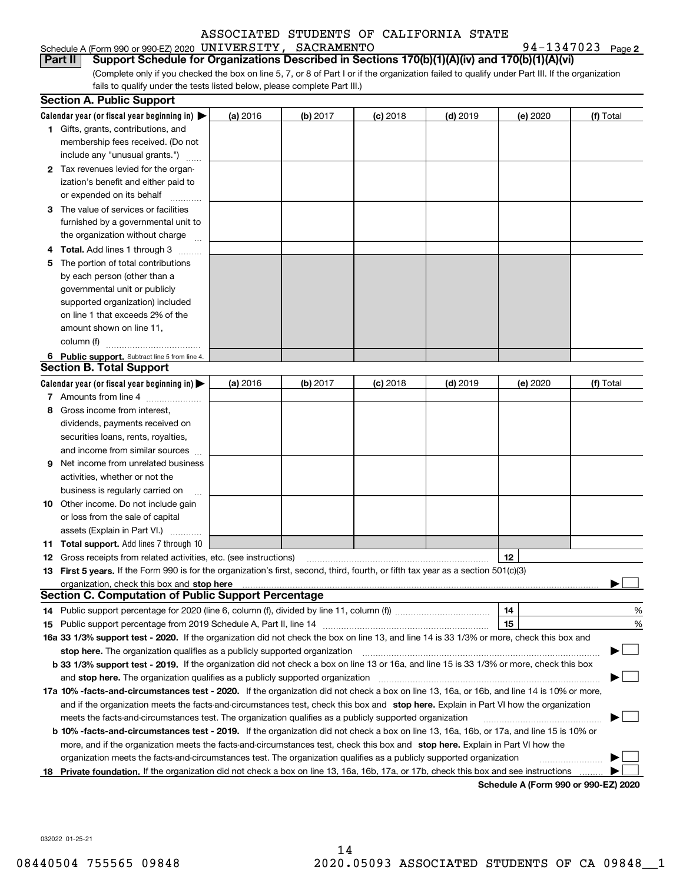ASSOCIATED STUDENTS OF CALIFORNIA STATE
Schedule A (Form 990 or 990-EZ) 2020 UNIVERSITY, SACRAMENTO 94-1347023 Page 2

**Part II** **Support Schedule for Organizations Described in Sections 170(b)(1)(A)(iv) and 170(b)(1)(A)(vi)**

(Complete only if you checked the box on line 5, 7, or 8 of Part I or if the organization failed to qualify under Part III. If the organization fails to qualify under the tests listed below, please complete Part III.)

## Section A. Public Support

| Calendar year (or fiscal year beginning in) ▶ | (a) 2016 | (b) 2017 | (c) 2018 | (d) 2019 | (e) 2020 | (f) Total |
|---|---|---|---|---|---|---|
| **1** Gifts, grants, contributions, and membership fees received. (Do not include any "unusual grants.") | | | | | | |
| **2** Tax revenues levied for the organization's benefit and either paid to or expended on its behalf | | | | | | |
| **3** The value of services or facilities furnished by a governmental unit to the organization without charge | | | | | | |
| **4** **Total.** Add lines 1 through 3 | | | | | | |
| **5** The portion of total contributions by each person (other than a governmental unit or publicly supported organization) included on line 1 that exceeds 2% of the amount shown on line 11, column (f) | | | | | | |
| **6** **Public support.** Subtract line 5 from line 4. | | | | | | |

## Section B. Total Support

| Calendar year (or fiscal year beginning in) ▶ | (a) 2016 | (b) 2017 | (c) 2018 | (d) 2019 | (e) 2020 | (f) Total |
|---|---|---|---|---|---|---|
| **7** Amounts from line 4 | | | | | | |
| **8** Gross income from interest, dividends, payments received on securities loans, rents, royalties, and income from similar sources | | | | | | |
| **9** Net income from unrelated business activities, whether or not the business is regularly carried on | | | | | | |
| **10** Other income. Do not include gain or loss from the sale of capital assets (Explain in Part VI.) | | | | | | |
| **11** **Total support.** Add lines 7 through 10 | | | | | | |

**12** Gross receipts from related activities, etc. (see instructions) | **12** |

**13** **First 5 years.** If the Form 990 is for the organization's first, second, third, fourth, or fifth tax year as a section 501(c)(3) organization, check this box and **stop here** ▶ ☐

## Section C. Computation of Public Support Percentage

**14** Public support percentage for 2020 (line 6, column (f), divided by line 11, column (f)) | **14** | %

**15** Public support percentage from 2019 Schedule A, Part II, line 14 | **15** | %

**16a 33 1/3% support test - 2020.** If the organization did not check the box on line 13, and line 14 is 33 1/3% or more, check this box and **stop here.** The organization qualifies as a publicly supported organization ▶ ☐

**b 33 1/3% support test - 2019.** If the organization did not check a box on line 13 or 16a, and line 15 is 33 1/3% or more, check this box and **stop here.** The organization qualifies as a publicly supported organization ▶ ☐

**17a 10% -facts-and-circumstances test - 2020.** If the organization did not check a box on line 13, 16a, or 16b, and line 14 is 10% or more, and if the organization meets the facts-and-circumstances test, check this box and **stop here.** Explain in Part VI how the organization meets the facts-and-circumstances test. The organization qualifies as a publicly supported organization ▶ ☐

**b 10% -facts-and-circumstances test - 2019.** If the organization did not check a box on line 13, 16a, 16b, or 17a, and line 15 is 10% or more, and if the organization meets the facts-and-circumstances test, check this box and **stop here.** Explain in Part VI how the organization meets the facts-and-circumstances test. The organization qualifies as a publicly supported organization ▶ ☐

**18** **Private foundation.** If the organization did not check a box on line 13, 16a, 16b, 17a, or 17b, check this box and see instructions ▶ ☐

**Schedule A (Form 990 or 990-EZ) 2020**

032022 01-25-21

08440504 755565 09848 2020.05093 ASSOCIATED STUDENTS OF CA 09848__1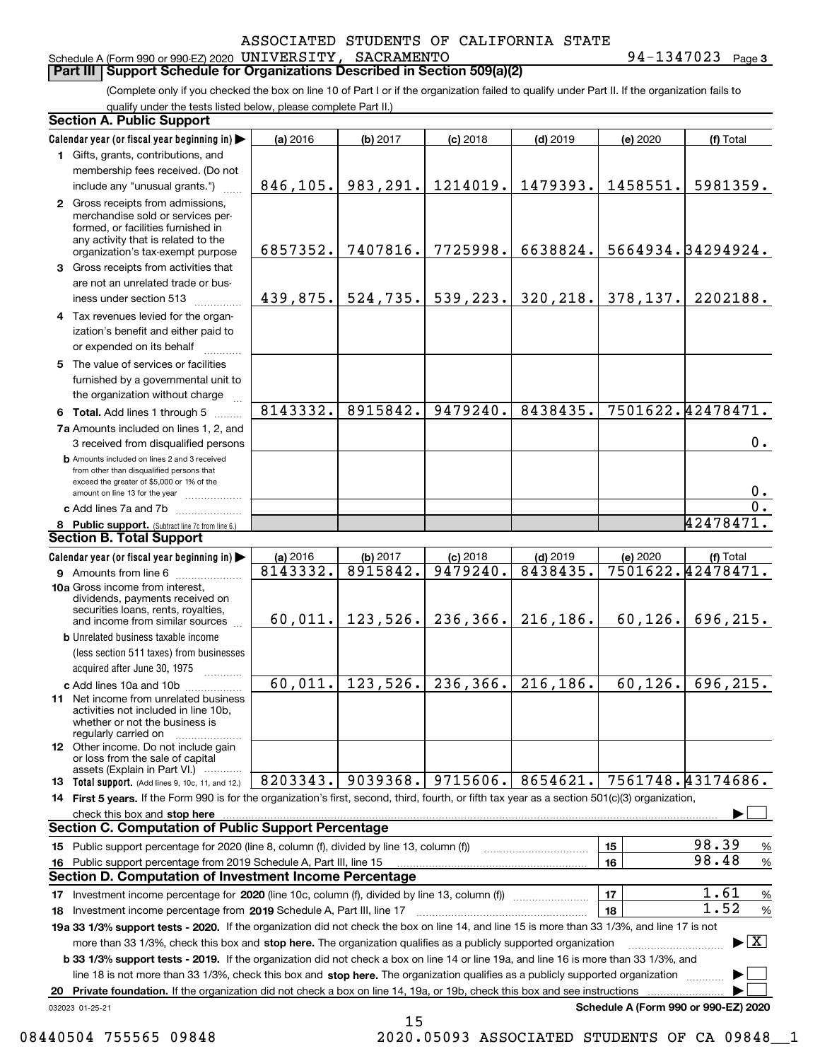ASSOCIATED STUDENTS OF CALIFORNIA STATE

Schedule A (Form 990 or 990-EZ) 2020 UNIVERSITY, SACRAMENTO 94-1347023 Page 3

## Part III Support Schedule for Organizations Described in Section 509(a)(2)

(Complete only if you checked the box on line 10 of Part I or if the organization failed to qualify under Part II. If the organization fails to qualify under the tests listed below, please complete Part II.)

### Section A. Public Support

| Calendar year (or fiscal year beginning in) ▶ | (a) 2016 | (b) 2017 | (c) 2018 | (d) 2019 | (e) 2020 | (f) Total |
|---|---|---|---|---|---|---|
| 1 Gifts, grants, contributions, and membership fees received. (Do not include any "unusual grants.") | 846,105. | 983,291. | 1214019. | 1479393. | 1458551. | 5981359. |
| 2 Gross receipts from admissions, merchandise sold or services performed, or facilities furnished in any activity that is related to the organization's tax-exempt purpose | 6857352. | 7407816. | 7725998. | 6638824. | 5664934. | 34294924. |
| 3 Gross receipts from activities that are not an unrelated trade or business under section 513 | 439,875. | 524,735. | 539,223. | 320,218. | 378,137. | 2202188. |
| 4 Tax revenues levied for the organization's benefit and either paid to or expended on its behalf | | | | | | |
| 5 The value of services or facilities furnished by a governmental unit to the organization without charge | | | | | | |
| 6 Total. Add lines 1 through 5 | 8143332. | 8915842. | 9479240. | 8438435. | 7501622. | 42478471. |
| 7a Amounts included on lines 1, 2, and 3 received from disqualified persons | | | | | | 0. |
| b Amounts included on lines 2 and 3 received from other than disqualified persons that exceed the greater of $5,000 or 1% of the amount on line 13 for the year | | | | | | 0. |
| c Add lines 7a and 7b | | | | | | 0. |
| 8 Public support. (Subtract line 7c from line 6.) | | | | | | 42478471. |

### Section B. Total Support

| Calendar year (or fiscal year beginning in) ▶ | (a) 2016 | (b) 2017 | (c) 2018 | (d) 2019 | (e) 2020 | (f) Total |
|---|---|---|---|---|---|---|
| 9 Amounts from line 6 | 8143332. | 8915842. | 9479240. | 8438435. | 7501622. | 42478471. |
| 10a Gross income from interest, dividends, payments received on securities loans, rents, royalties, and income from similar sources | 60,011. | 123,526. | 236,366. | 216,186. | 60,126. | 696,215. |
| b Unrelated business taxable income (less section 511 taxes) from businesses acquired after June 30, 1975 | | | | | | |
| c Add lines 10a and 10b | 60,011. | 123,526. | 236,366. | 216,186. | 60,126. | 696,215. |
| 11 Net income from unrelated business activities not included in line 10b, whether or not the business is regularly carried on | | | | | | |
| 12 Other income. Do not include gain or loss from the sale of capital assets (Explain in Part VI.) | | | | | | |
| 13 Total support. (Add lines 9, 10c, 11, and 12.) | 8203343. | 9039368. | 9715606. | 8654621. | 7561748. | 43174686. |

14 **First 5 years.** If the Form 990 is for the organization's first, second, third, fourth, or fifth tax year as a section 501(c)(3) organization, check this box and **stop here** ▶ ☐

### Section C. Computation of Public Support Percentage

| | | | |
|---|---|---|---|
| 15 Public support percentage for 2020 (line 8, column (f), divided by line 13, column (f)) | 15 | 98.39 | % |
| 16 Public support percentage from 2019 Schedule A, Part III, line 15 | 16 | 98.48 | % |

### Section D. Computation of Investment Income Percentage

| | | | |
|---|---|---|---|
| 17 Investment income percentage for **2020** (line 10c, column (f), divided by line 13, column (f)) | 17 | 1.61 | % |
| 18 Investment income percentage from **2019** Schedule A, Part III, line 17 | 18 | 1.52 | % |

19a **33 1/3% support tests - 2020.** If the organization did not check the box on line 14, and line 15 is more than 33 1/3%, and line 17 is not more than 33 1/3%, check this box and **stop here.** The organization qualifies as a publicly supported organization ▶ ☒

b **33 1/3% support tests - 2019.** If the organization did not check a box on line 14 or line 19a, and line 16 is more than 33 1/3%, and line 18 is not more than 33 1/3%, check this box and **stop here.** The organization qualifies as a publicly supported organization ▶ ☐

20 **Private foundation.** If the organization did not check a box on line 14, 19a, or 19b, check this box and see instructions ▶ ☐

032023 01-25-21 **Schedule A (Form 990 or 990-EZ) 2020**

08440504 755565 09848 2020.05093 ASSOCIATED STUDENTS OF CA 09848__1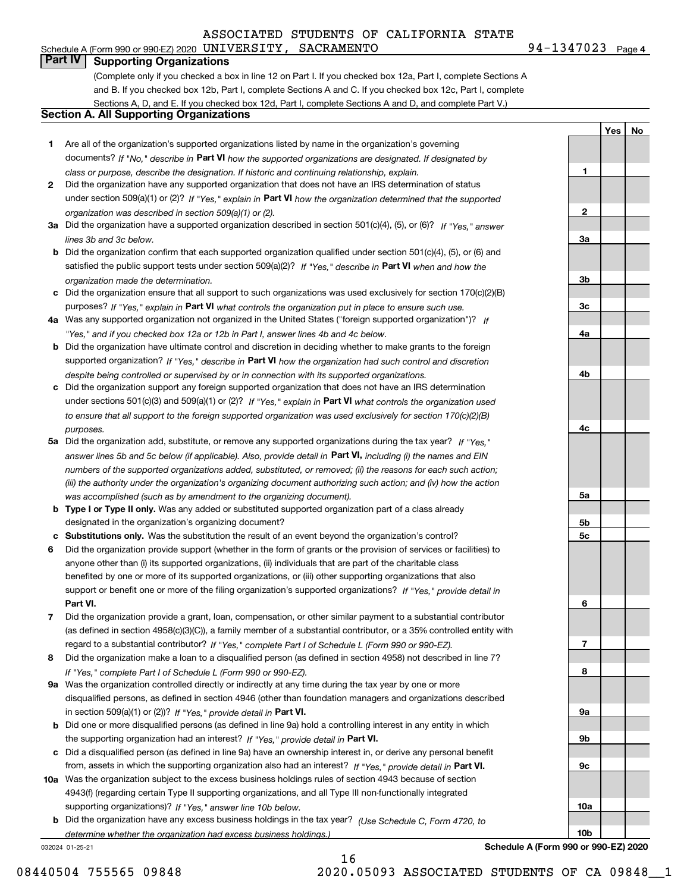ASSOCIATED STUDENTS OF CALIFORNIA STATE
Schedule A (Form 990 or 990-EZ) 2020 UNIVERSITY, SACRAMENTO 94-1347023 Page 4

## Part IV Supporting Organizations

(Complete only if you checked a box in line 12 on Part I. If you checked box 12a, Part I, complete Sections A and B. If you checked box 12b, Part I, complete Sections A and C. If you checked box 12c, Part I, complete Sections A, D, and E. If you checked box 12d, Part I, complete Sections A and D, and complete Part V.)

### Section A. All Supporting Organizations

| | | | Yes | No |
|---|---|---|---|---|
| 1 | Are all of the organization's supported organizations listed by name in the organization's governing documents? *If "No," describe in* **Part VI** *how the supported organizations are designated. If designated by class or purpose, describe the designation. If historic and continuing relationship, explain.* | 1 | | |
| 2 | Did the organization have any supported organization that does not have an IRS determination of status under section 509(a)(1) or (2)? *If "Yes," explain in* **Part VI** *how the organization determined that the supported organization was described in section 509(a)(1) or (2).* | 2 | | |
| 3a | Did the organization have a supported organization described in section 501(c)(4), (5), or (6)? *If "Yes," answer lines 3b and 3c below.* | 3a | | |
| b | Did the organization confirm that each supported organization qualified under section 501(c)(4), (5), or (6) and satisfied the public support tests under section 509(a)(2)? *If "Yes," describe in* **Part VI** *when and how the organization made the determination.* | 3b | | |
| c | Did the organization ensure that all support to such organizations was used exclusively for section 170(c)(2)(B) purposes? *If "Yes," explain in* **Part VI** *what controls the organization put in place to ensure such use.* | 3c | | |
| 4a | Was any supported organization not organized in the United States ("foreign supported organization")? *If "Yes," and if you checked box 12a or 12b in Part I, answer lines 4b and 4c below.* | 4a | | |
| b | Did the organization have ultimate control and discretion in deciding whether to make grants to the foreign supported organization? *If "Yes," describe in* **Part VI** *how the organization had such control and discretion despite being controlled or supervised by or in connection with its supported organizations.* | 4b | | |
| c | Did the organization support any foreign supported organization that does not have an IRS determination under sections 501(c)(3) and 509(a)(1) or (2)? *If "Yes," explain in* **Part VI** *what controls the organization used to ensure that all support to the foreign supported organization was used exclusively for section 170(c)(2)(B) purposes.* | 4c | | |
| 5a | Did the organization add, substitute, or remove any supported organizations during the tax year? *If "Yes," answer lines 5b and 5c below (if applicable). Also, provide detail in* **Part VI,** *including (i) the names and EIN numbers of the supported organizations added, substituted, or removed; (ii) the reasons for each such action; (iii) the authority under the organization's organizing document authorizing such action; and (iv) how the action was accomplished (such as by amendment to the organizing document).* | 5a | | |
| b | **Type I or Type II only.** Was any added or substituted supported organization part of a class already designated in the organization's organizing document? | 5b | | |
| c | **Substitutions only.** Was the substitution the result of an event beyond the organization's control? | 5c | | |
| 6 | Did the organization provide support (whether in the form of grants or the provision of services or facilities) to anyone other than (i) its supported organizations, (ii) individuals that are part of the charitable class benefited by one or more of its supported organizations, or (iii) other supporting organizations that also support or benefit one or more of the filing organization's supported organizations? *If "Yes," provide detail in* **Part VI.** | 6 | | |
| 7 | Did the organization provide a grant, loan, compensation, or other similar payment to a substantial contributor (as defined in section 4958(c)(3)(C)), a family member of a substantial contributor, or a 35% controlled entity with regard to a substantial contributor? *If "Yes," complete Part I of Schedule L (Form 990 or 990-EZ).* | 7 | | |
| 8 | Did the organization make a loan to a disqualified person (as defined in section 4958) not described in line 7? *If "Yes," complete Part I of Schedule L (Form 990 or 990-EZ).* | 8 | | |
| 9a | Was the organization controlled directly or indirectly at any time during the tax year by one or more disqualified persons, as defined in section 4946 (other than foundation managers and organizations described in section 509(a)(1) or (2))? *If "Yes," provide detail in* **Part VI.** | 9a | | |
| b | Did one or more disqualified persons (as defined in line 9a) hold a controlling interest in any entity in which the supporting organization had an interest? *If "Yes," provide detail in* **Part VI.** | 9b | | |
| c | Did a disqualified person (as defined in line 9a) have an ownership interest in, or derive any personal benefit from, assets in which the supporting organization also had an interest? *If "Yes," provide detail in* **Part VI.** | 9c | | |
| 10a | Was the organization subject to the excess business holdings rules of section 4943 because of section 4943(f) (regarding certain Type II supporting organizations, and all Type III non-functionally integrated supporting organizations)? *If "Yes," answer line 10b below.* | 10a | | |
| b | Did the organization have any excess business holdings in the tax year? *(Use Schedule C, Form 4720, to determine whether the organization had excess business holdings.)* | 10b | | |

032024 01-25-21 **Schedule A (Form 990 or 990-EZ) 2020**

08440504 755565 09848 2020.05093 ASSOCIATED STUDENTS OF CA 09848__1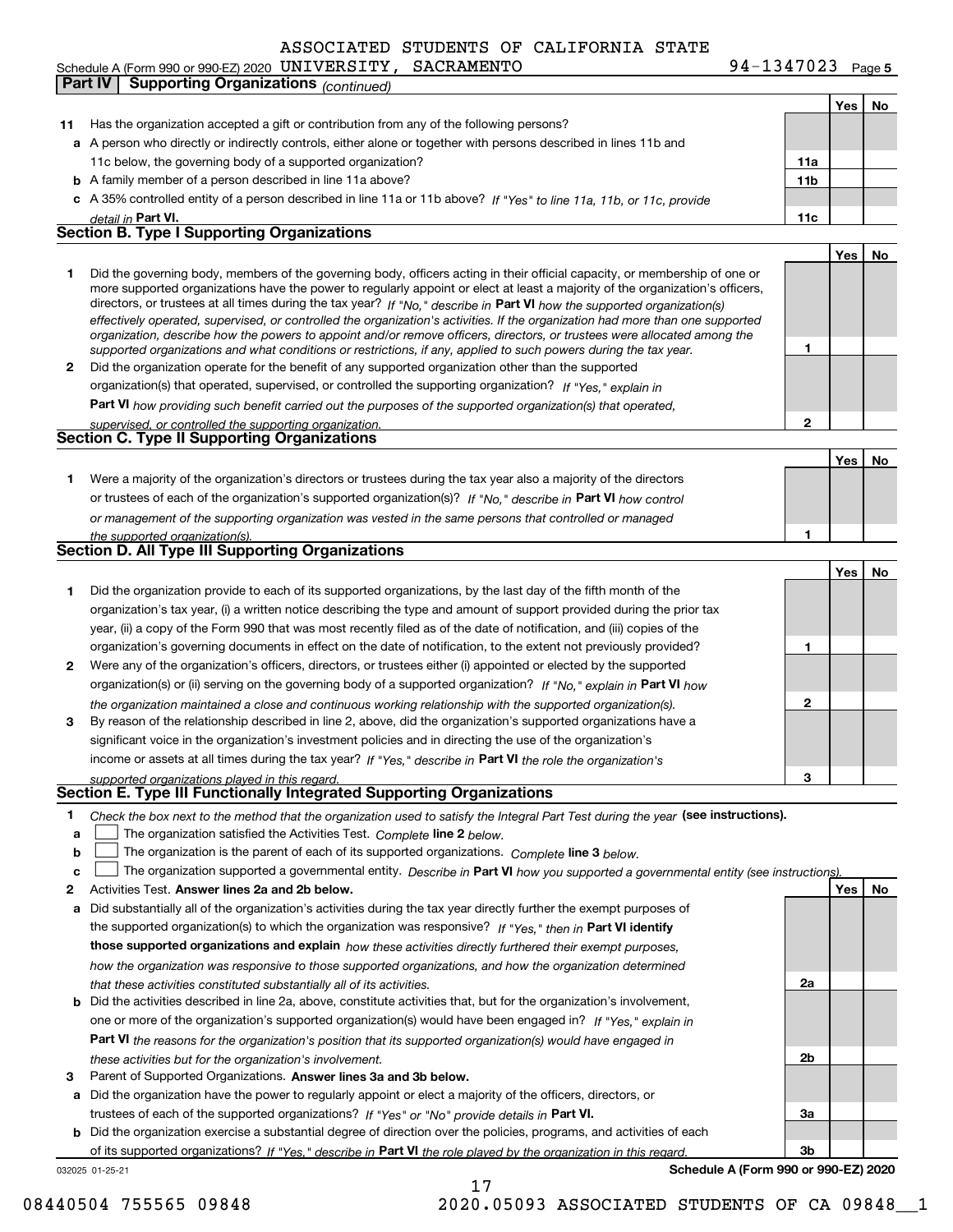ASSOCIATED STUDENTS OF CALIFORNIA STATE

Schedule A (Form 990 or 990-EZ) 2020 UNIVERSITY, SACRAMENTO 94-1347023 Page 5

**Part IV Supporting Organizations** *(continued)*

| | | | Yes | No |
|---|---|---|---|---|
| **11** | Has the organization accepted a gift or contribution from any of the following persons? | | | |
| **a** | A person who directly or indirectly controls, either alone or together with persons described in lines 11b and 11c below, the governing body of a supported organization? | **11a** | | |
| **b** | A family member of a person described in line 11a above? | **11b** | | |
| **c** | A 35% controlled entity of a person described in line 11a or 11b above? *If "Yes" to line 11a, 11b, or 11c, provide detail in* **Part VI.** | **11c** | | |

## Section B. Type I Supporting Organizations

| | | | Yes | No |
|---|---|---|---|---|
| **1** | Did the governing body, members of the governing body, officers acting in their official capacity, or membership of one or more supported organizations have the power to regularly appoint or elect at least a majority of the organization's officers, directors, or trustees at all times during the tax year? *If "No," describe in* **Part VI** *how the supported organization(s) effectively operated, supervised, or controlled the organization's activities. If the organization had more than one supported organization, describe how the powers to appoint and/or remove officers, directors, or trustees were allocated among the supported organizations and what conditions or restrictions, if any, applied to such powers during the tax year.* | **1** | | |
| **2** | Did the organization operate for the benefit of any supported organization other than the supported organization(s) that operated, supervised, or controlled the supporting organization? *If "Yes," explain in* **Part VI** *how providing such benefit carried out the purposes of the supported organization(s) that operated, supervised, or controlled the supporting organization.* | **2** | | |

## Section C. Type II Supporting Organizations

| | | | Yes | No |
|---|---|---|---|---|
| **1** | Were a majority of the organization's directors or trustees during the tax year also a majority of the directors or trustees of each of the organization's supported organization(s)? *If "No," describe in* **Part VI** *how control or management of the supporting organization was vested in the same persons that controlled or managed the supported organization(s).* | **1** | | |

## Section D. All Type III Supporting Organizations

| | | | Yes | No |
|---|---|---|---|---|
| **1** | Did the organization provide to each of its supported organizations, by the last day of the fifth month of the organization's tax year, (i) a written notice describing the type and amount of support provided during the prior tax year, (ii) a copy of the Form 990 that was most recently filed as of the date of notification, and (iii) copies of the organization's governing documents in effect on the date of notification, to the extent not previously provided? | **1** | | |
| **2** | Were any of the organization's officers, directors, or trustees either (i) appointed or elected by the supported organization(s) or (ii) serving on the governing body of a supported organization? *If "No," explain in* **Part VI** *how the organization maintained a close and continuous working relationship with the supported organization(s).* | **2** | | |
| **3** | By reason of the relationship described in line 2, above, did the organization's supported organizations have a significant voice in the organization's investment policies and in directing the use of the organization's income or assets at all times during the tax year? *If "Yes," describe in* **Part VI** *the role the organization's supported organizations played in this regard.* | **3** | | |

## Section E. Type III Functionally Integrated Supporting Organizations

**1** *Check the box next to the method that the organization used to satisfy the Integral Part Test during the year* **(see instructions).**

- **a** ☐ The organization satisfied the Activities Test. *Complete* **line 2** *below.*
- **b** ☐ The organization is the parent of each of its supported organizations. *Complete* **line 3** *below.*
- **c** ☐ The organization supported a governmental entity. *Describe in* **Part VI** *how you supported a governmental entity (see instructions).*

| | | | Yes | No |
|---|---|---|---|---|
| **2** | Activities Test. **Answer lines 2a and 2b below.** | | | |
| **a** | Did substantially all of the organization's activities during the tax year directly further the exempt purposes of the supported organization(s) to which the organization was responsive? *If "Yes," then in* **Part VI identify those supported organizations and explain** *how these activities directly furthered their exempt purposes, how the organization was responsive to those supported organizations, and how the organization determined that these activities constituted substantially all of its activities.* | **2a** | | |
| **b** | Did the activities described in line 2a, above, constitute activities that, but for the organization's involvement, one or more of the organization's supported organization(s) would have been engaged in? *If "Yes," explain in* **Part VI** *the reasons for the organization's position that its supported organization(s) would have engaged in these activities but for the organization's involvement.* | **2b** | | |
| **3** | Parent of Supported Organizations. **Answer lines 3a and 3b below.** | | | |
| **a** | Did the organization have the power to regularly appoint or elect a majority of the officers, directors, or trustees of each of the supported organizations? *If "Yes" or "No" provide details in* **Part VI.** | **3a** | | |
| **b** | Did the organization exercise a substantial degree of direction over the policies, programs, and activities of each of its supported organizations? *If "Yes," describe in* **Part VI** *the role played by the organization in this regard.* | **3b** | | |

032025 01-25-21 **Schedule A (Form 990 or 990-EZ) 2020**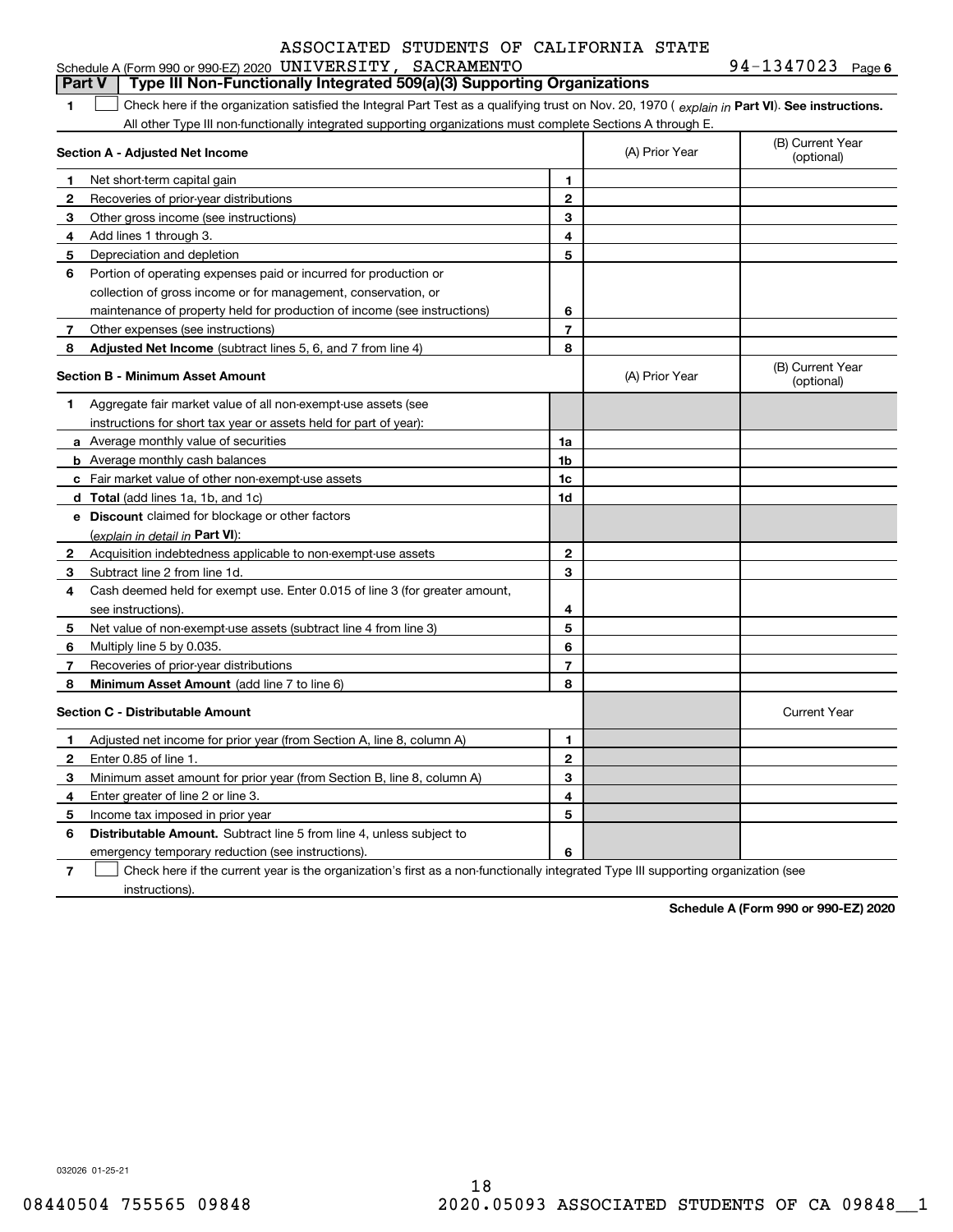ASSOCIATED STUDENTS OF CALIFORNIA STATE

Schedule A (Form 990 or 990-EZ) 2020 UNIVERSITY, SACRAMENTO 94-1347023 Page 6

**Part V | Type III Non-Functionally Integrated 509(a)(3) Supporting Organizations**

1 ☐ Check here if the organization satisfied the Integral Part Test as a qualifying trust on Nov. 20, 1970 ( *explain in* **Part VI**). **See instructions.** All other Type III non-functionally integrated supporting organizations must complete Sections A through E.

| **Section A - Adjusted Net Income** | | | (A) Prior Year | (B) Current Year (optional) |
|---|---|---|---|---|
| 1 | Net short-term capital gain | 1 | | |
| 2 | Recoveries of prior-year distributions | 2 | | |
| 3 | Other gross income (see instructions) | 3 | | |
| 4 | Add lines 1 through 3. | 4 | | |
| 5 | Depreciation and depletion | 5 | | |
| 6 | Portion of operating expenses paid or incurred for production or collection of gross income or for management, conservation, or maintenance of property held for production of income (see instructions) | 6 | | |
| 7 | Other expenses (see instructions) | 7 | | |
| 8 | **Adjusted Net Income** (subtract lines 5, 6, and 7 from line 4) | 8 | | |

| **Section B - Minimum Asset Amount** | | | (A) Prior Year | (B) Current Year (optional) |
|---|---|---|---|---|
| 1 | Aggregate fair market value of all non-exempt-use assets (see instructions for short tax year or assets held for part of year): | | | |
| a | Average monthly value of securities | 1a | | |
| b | Average monthly cash balances | 1b | | |
| c | Fair market value of other non-exempt-use assets | 1c | | |
| d | **Total** (add lines 1a, 1b, and 1c) | 1d | | |
| e | **Discount** claimed for blockage or other factors (*explain in detail in* **Part VI**): | | | |
| 2 | Acquisition indebtedness applicable to non-exempt-use assets | 2 | | |
| 3 | Subtract line 2 from line 1d. | 3 | | |
| 4 | Cash deemed held for exempt use. Enter 0.015 of line 3 (for greater amount, see instructions). | 4 | | |
| 5 | Net value of non-exempt-use assets (subtract line 4 from line 3) | 5 | | |
| 6 | Multiply line 5 by 0.035. | 6 | | |
| 7 | Recoveries of prior-year distributions | 7 | | |
| 8 | **Minimum Asset Amount** (add line 7 to line 6) | 8 | | |

| **Section C - Distributable Amount** | | | | Current Year |
|---|---|---|---|---|
| 1 | Adjusted net income for prior year (from Section A, line 8, column A) | 1 | | |
| 2 | Enter 0.85 of line 1. | 2 | | |
| 3 | Minimum asset amount for prior year (from Section B, line 8, column A) | 3 | | |
| 4 | Enter greater of line 2 or line 3. | 4 | | |
| 5 | Income tax imposed in prior year | 5 | | |
| 6 | **Distributable Amount.** Subtract line 5 from line 4, unless subject to emergency temporary reduction (see instructions). | 6 | | |

7 ☐ Check here if the current year is the organization's first as a non-functionally integrated Type III supporting organization (see instructions).

**Schedule A (Form 990 or 990-EZ) 2020**

032026 01-25-21

08440504 755565 09848 2020.05093 ASSOCIATED STUDENTS OF CA 09848__1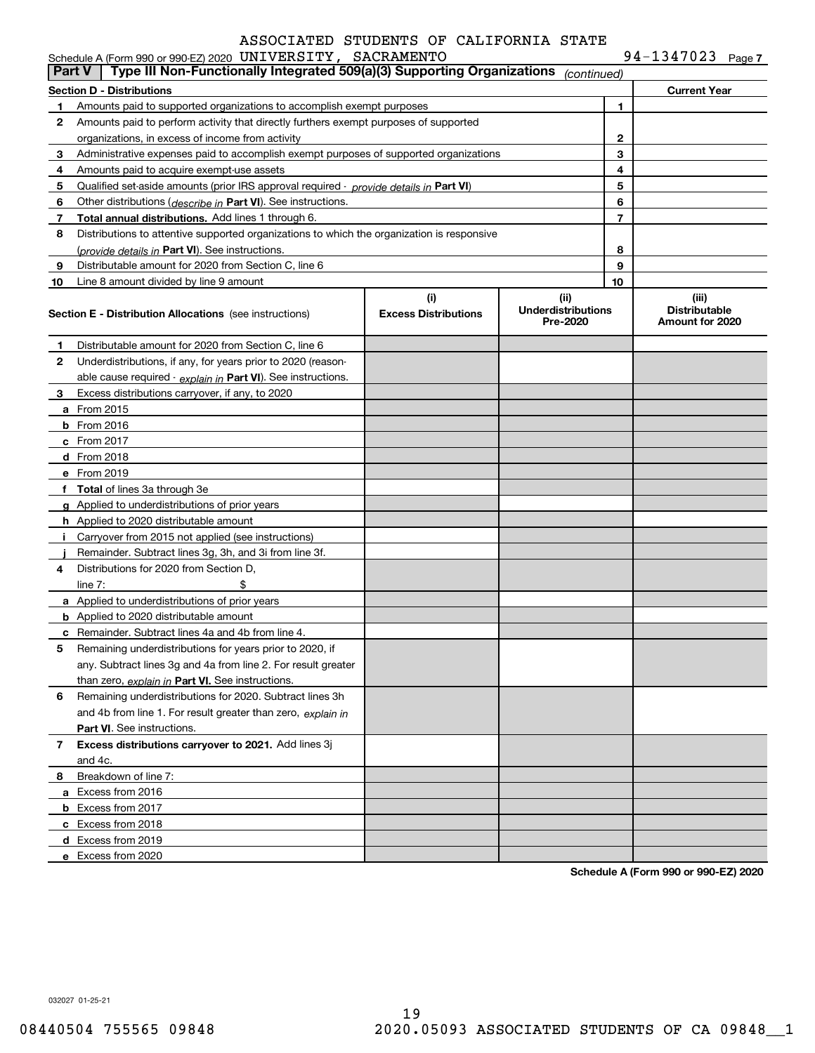ASSOCIATED STUDENTS OF CALIFORNIA STATE

Schedule A (Form 990 or 990-EZ) 2020 UNIVERSITY, SACRAMENTO 94-1347023 Page 7

## Part V | Type III Non-Functionally Integrated 509(a)(3) Supporting Organizations *(continued)*

| Section D - Distributions | | | Current Year |
|---|---|---|---|
| 1 | Amounts paid to supported organizations to accomplish exempt purposes | 1 | |
| 2 | Amounts paid to perform activity that directly furthers exempt purposes of supported organizations, in excess of income from activity | 2 | |
| 3 | Administrative expenses paid to accomplish exempt purposes of supported organizations | 3 | |
| 4 | Amounts paid to acquire exempt-use assets | 4 | |
| 5 | Qualified set-aside amounts (prior IRS approval required - *provide details in* **Part VI**) | 5 | |
| 6 | Other distributions (*describe in* **Part VI**). See instructions. | 6 | |
| 7 | **Total annual distributions.** Add lines 1 through 6. | 7 | |
| 8 | Distributions to attentive supported organizations to which the organization is responsive (*provide details in* **Part VI**). See instructions. | 8 | |
| 9 | Distributable amount for 2020 from Section C, line 6 | 9 | |
| 10 | Line 8 amount divided by line 9 amount | 10 | |

| **Section E - Distribution Allocations** (see instructions) | (i) Excess Distributions | (ii) Underdistributions Pre-2020 | (iii) Distributable Amount for 2020 |
|---|---|---|---|
| **1** Distributable amount for 2020 from Section C, line 6 | | | |
| **2** Underdistributions, if any, for years prior to 2020 (reasonable cause required - *explain in* **Part VI**). See instructions. | | | |
| **3** Excess distributions carryover, if any, to 2020 | | | |
| **a** From 2015 | | | |
| **b** From 2016 | | | |
| **c** From 2017 | | | |
| **d** From 2018 | | | |
| **e** From 2019 | | | |
| **f** **Total** of lines 3a through 3e | | | |
| **g** Applied to underdistributions of prior years | | | |
| **h** Applied to 2020 distributable amount | | | |
| **i** Carryover from 2015 not applied (see instructions) | | | |
| **j** Remainder. Subtract lines 3g, 3h, and 3i from line 3f. | | | |
| **4** Distributions for 2020 from Section D, line 7: $ | | | |
| **a** Applied to underdistributions of prior years | | | |
| **b** Applied to 2020 distributable amount | | | |
| **c** Remainder. Subtract lines 4a and 4b from line 4. | | | |
| **5** Remaining underdistributions for years prior to 2020, if any. Subtract lines 3g and 4a from line 2. For result greater than zero, *explain in* **Part VI.** See instructions. | | | |
| **6** Remaining underdistributions for 2020. Subtract lines 3h and 4b from line 1. For result greater than zero, *explain in* **Part VI**. See instructions. | | | |
| **7** **Excess distributions carryover to 2021.** Add lines 3j and 4c. | | | |
| **8** Breakdown of line 7: | | | |
| **a** Excess from 2016 | | | |
| **b** Excess from 2017 | | | |
| **c** Excess from 2018 | | | |
| **d** Excess from 2019 | | | |
| **e** Excess from 2020 | | | |

**Schedule A (Form 990 or 990-EZ) 2020**

032027 01-25-21

08440504 755565 09848 2020.05093 ASSOCIATED STUDENTS OF CA 09848__1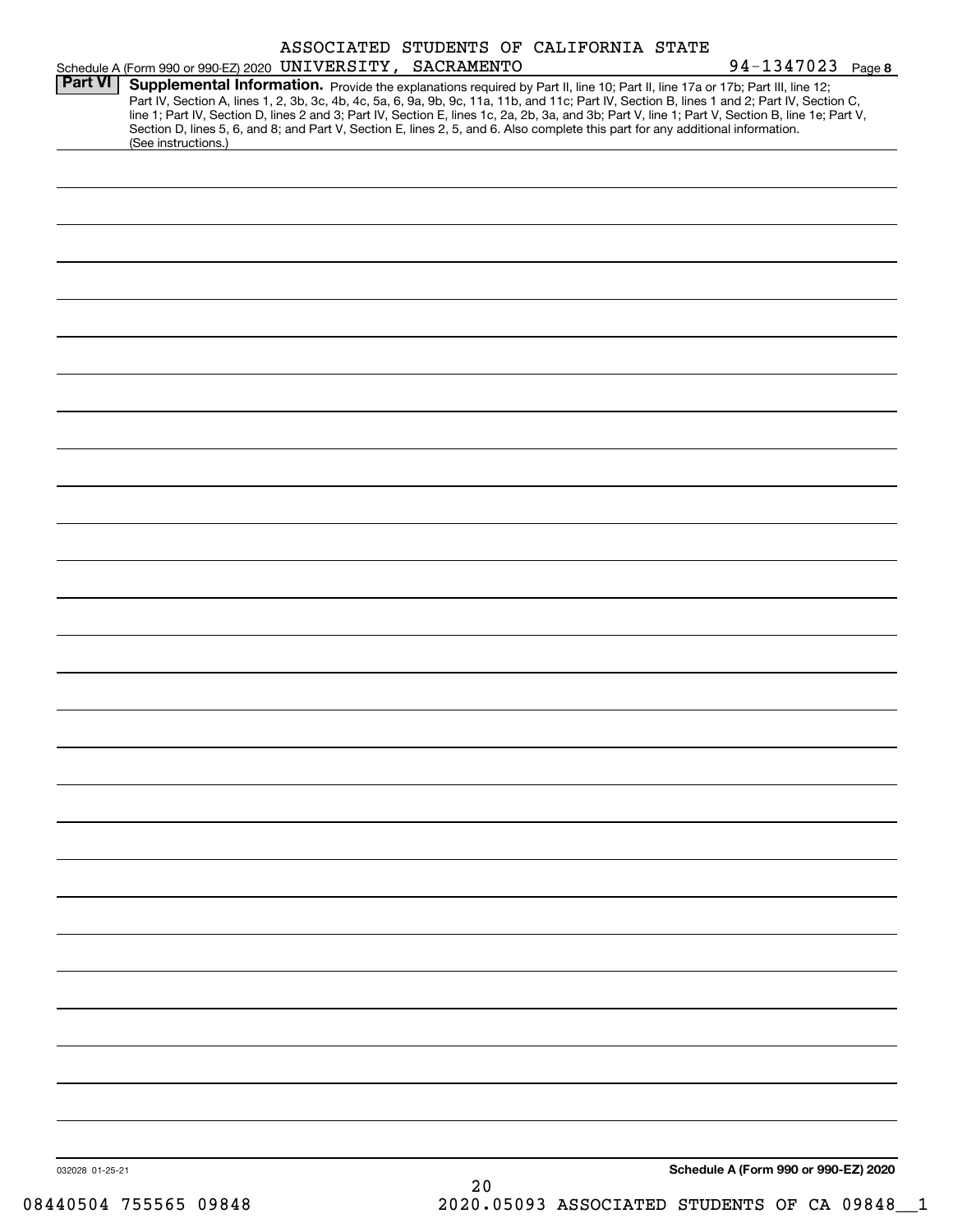ASSOCIATED STUDENTS OF CALIFORNIA STATE UNIVERSITY, SACRAMENTO 94-1347023

## Part VI Supplemental Information.

Provide the explanations required by Part II, line 10; Part II, line 17a or 17b; Part III, line 12; Part IV, Section A, lines 1, 2, 3b, 3c, 4b, 4c, 5a, 6, 9a, 9b, 9c, 11a, 11b, and 11c; Part IV, Section B, lines 1 and 2; Part IV, Section C, line 1; Part IV, Section D, lines 2 and 3; Part IV, Section E, lines 1c, 2a, 2b, 3a, and 3b; Part V, line 1; Part V, Section B, line 1e; Part V, Section D, lines 5, 6, and 8; and Part V, Section E, lines 2, 5, and 6. Also complete this part for any additional information. (See instructions.)

032028 01-25-21

**Schedule A (Form 990 or 990-EZ) 2020**

08440504 755565 09848 2020.05093 ASSOCIATED STUDENTS OF CA 09848__1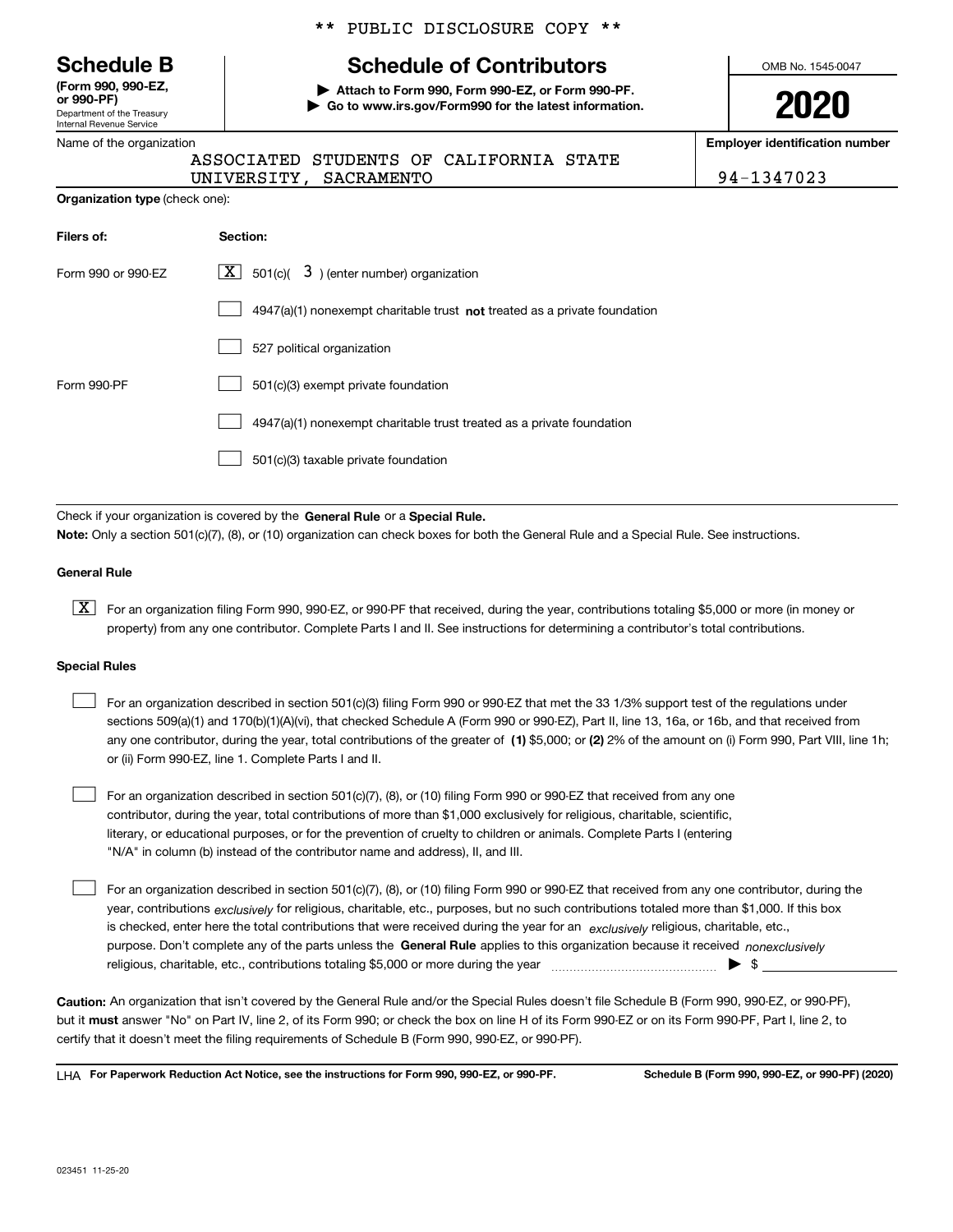\*\* PUBLIC DISCLOSURE COPY \*\*

# Schedule B

**(Form 990, 990-EZ, or 990-PF)**
Department of the Treasury
Internal Revenue Service

## Schedule of Contributors

▶ **Attach to Form 990, Form 990-EZ, or Form 990-PF.**
▶ **Go to www.irs.gov/Form990 for the latest information.**

OMB No. 1545-0047

**2020**

Name of the organization: ASSOCIATED STUDENTS OF CALIFORNIA STATE UNIVERSITY, SACRAMENTO

**Employer identification number:** 94-1347023

**Organization type** (check one):

| Filers of: | Section: |
|---|---|
| Form 990 or 990-EZ | [X] 501(c)( 3 ) (enter number) organization |
| | [ ] 4947(a)(1) nonexempt charitable trust **not** treated as a private foundation |
| | [ ] 527 political organization |
| Form 990-PF | [ ] 501(c)(3) exempt private foundation |
| | [ ] 4947(a)(1) nonexempt charitable trust treated as a private foundation |
| | [ ] 501(c)(3) taxable private foundation |

Check if your organization is covered by the **General Rule** or a **Special Rule.**

**Note:** Only a section 501(c)(7), (8), or (10) organization can check boxes for both the General Rule and a Special Rule. See instructions.

### General Rule

[X] For an organization filing Form 990, 990-EZ, or 990-PF that received, during the year, contributions totaling $5,000 or more (in money or property) from any one contributor. Complete Parts I and II. See instructions for determining a contributor's total contributions.

### Special Rules

[ ] For an organization described in section 501(c)(3) filing Form 990 or 990-EZ that met the 33 1/3% support test of the regulations under sections 509(a)(1) and 170(b)(1)(A)(vi), that checked Schedule A (Form 990 or 990-EZ), Part II, line 13, 16a, or 16b, and that received from any one contributor, during the year, total contributions of the greater of **(1)** $5,000; or **(2)** 2% of the amount on (i) Form 990, Part VIII, line 1h; or (ii) Form 990-EZ, line 1. Complete Parts I and II.

[ ] For an organization described in section 501(c)(7), (8), or (10) filing Form 990 or 990-EZ that received from any one contributor, during the year, total contributions of more than $1,000 exclusively for religious, charitable, scientific, literary, or educational purposes, or for the prevention of cruelty to children or animals. Complete Parts I (entering "N/A" in column (b) instead of the contributor name and address), II, and III.

[ ] For an organization described in section 501(c)(7), (8), or (10) filing Form 990 or 990-EZ that received from any one contributor, during the year, contributions *exclusively* for religious, charitable, etc., purposes, but no such contributions totaled more than $1,000. If this box is checked, enter here the total contributions that were received during the year for an *exclusively* religious, charitable, etc., purpose. Don't complete any of the parts unless the **General Rule** applies to this organization because it received *nonexclusively* religious, charitable, etc., contributions totaling $5,000 or more during the year ▶ $ ________

**Caution:** An organization that isn't covered by the General Rule and/or the Special Rules doesn't file Schedule B (Form 990, 990-EZ, or 990-PF), but it **must** answer "No" on Part IV, line 2, of its Form 990; or check the box on line H of its Form 990-EZ or on its Form 990-PF, Part I, line 2, to certify that it doesn't meet the filing requirements of Schedule B (Form 990, 990-EZ, or 990-PF).

LHA **For Paperwork Reduction Act Notice, see the instructions for Form 990, 990-EZ, or 990-PF.** **Schedule B (Form 990, 990-EZ, or 990-PF) (2020)**

023451 11-25-20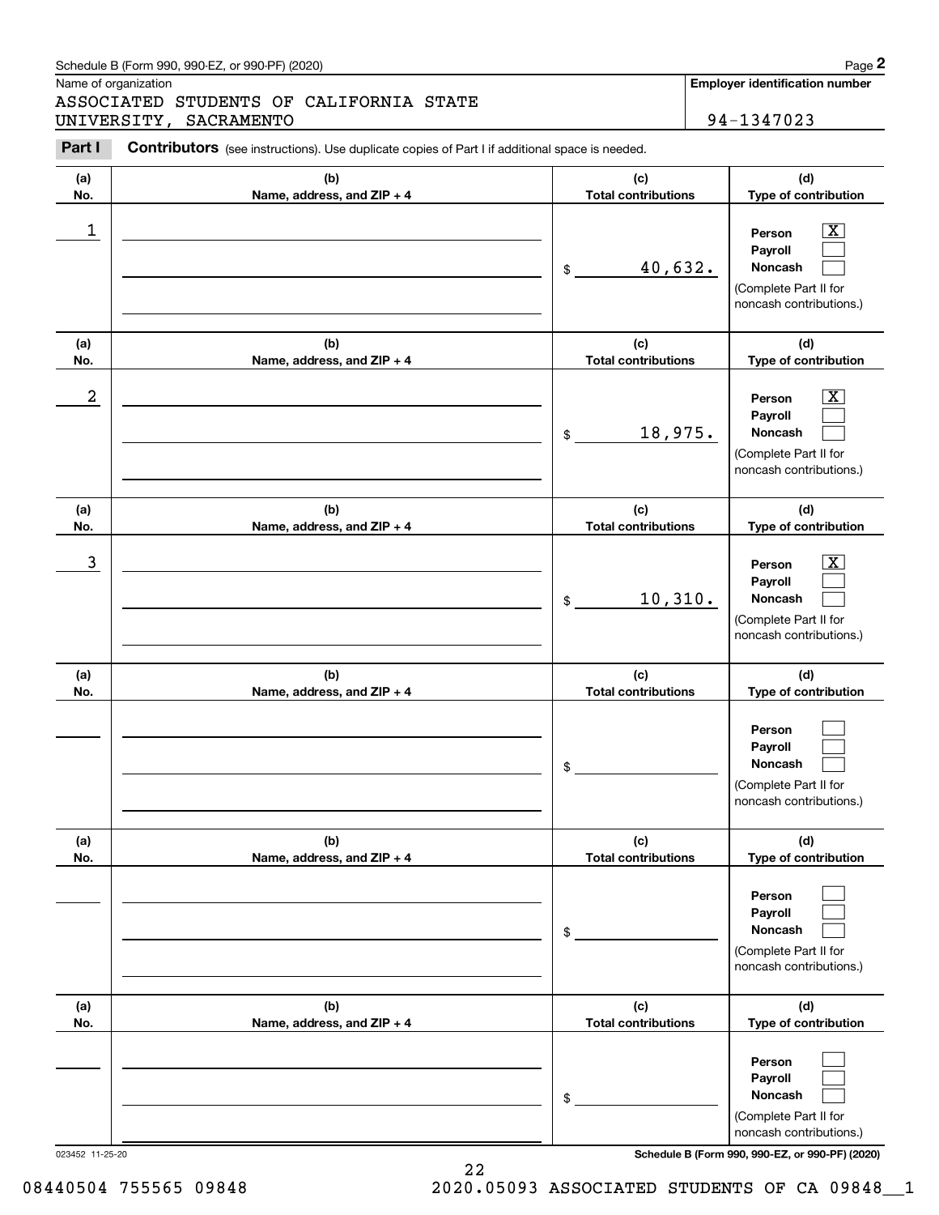Schedule B (Form 990, 990-EZ, or 990-PF) (2020)

Name of organization: ASSOCIATED STUDENTS OF CALIFORNIA STATE UNIVERSITY, SACRAMENTO

**Employer identification number:** 94-1347023

**Part I** **Contributors** (see instructions). Use duplicate copies of Part I if additional space is needed.

| (a) No. | (b) Name, address, and ZIP + 4 | (c) Total contributions | (d) Type of contribution |
|---|---|---|---|
| 1 | | $ 40,632. | Person [X] Payroll [ ] Noncash [ ] (Complete Part II for noncash contributions.) |
| 2 | | $ 18,975. | Person [X] Payroll [ ] Noncash [ ] (Complete Part II for noncash contributions.) |
| 3 | | $ 10,310. | Person [X] Payroll [ ] Noncash [ ] (Complete Part II for noncash contributions.) |
| | | $ | Person [ ] Payroll [ ] Noncash [ ] (Complete Part II for noncash contributions.) |
| | | $ | Person [ ] Payroll [ ] Noncash [ ] (Complete Part II for noncash contributions.) |
| | | $ | Person [ ] Payroll [ ] Noncash [ ] (Complete Part II for noncash contributions.) |

023452 11-25-20

**Schedule B (Form 990, 990-EZ, or 990-PF) (2020)**

08440504 755565 09848 2020.05093 ASSOCIATED STUDENTS OF CA 09848__1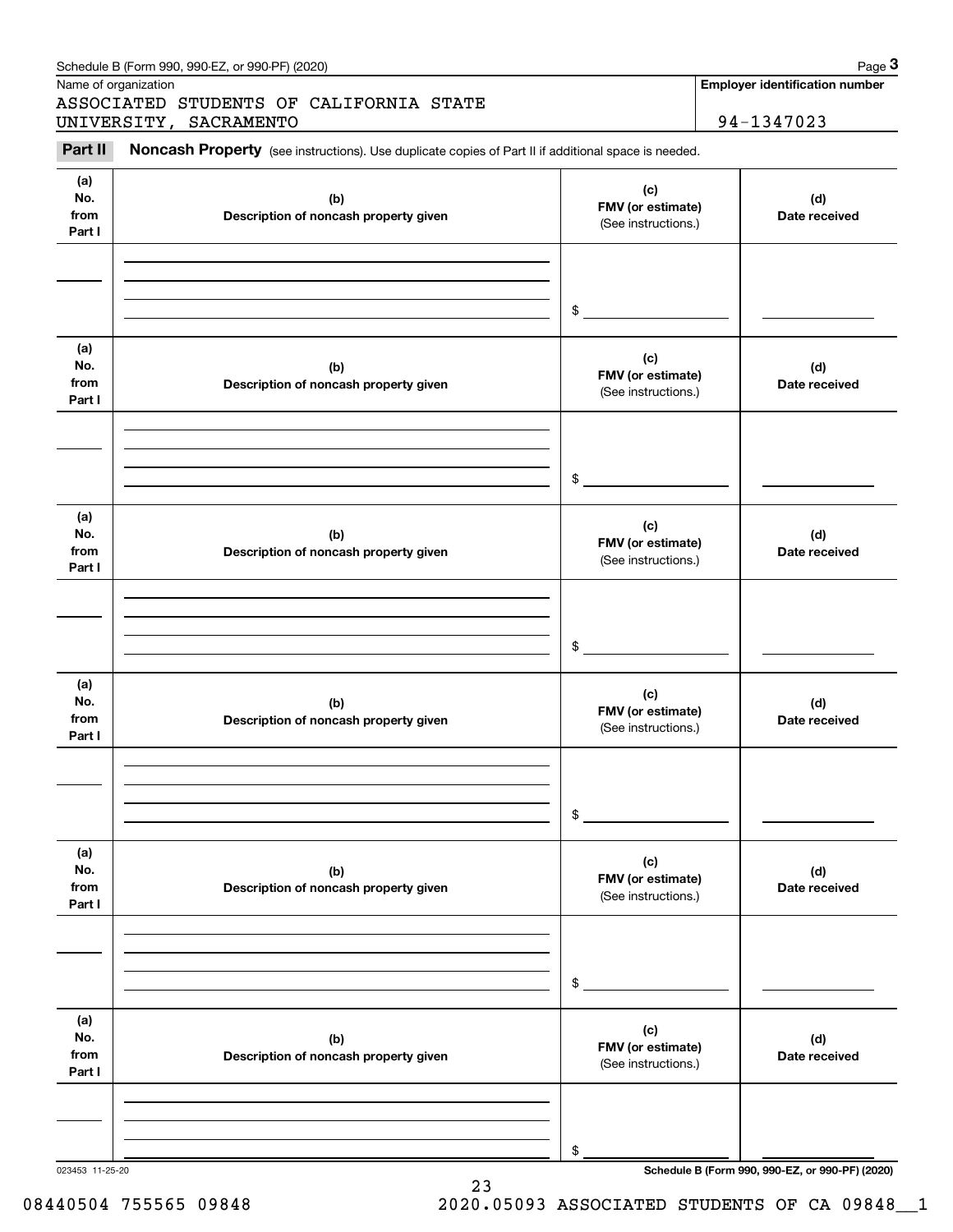Name of organization

ASSOCIATED STUDENTS OF CALIFORNIA STATE UNIVERSITY, SACRAMENTO

**Employer identification number**

94-1347023

**Part II** **Noncash Property** (see instructions). Use duplicate copies of Part II if additional space is needed.

| (a) No. from Part I | (b) Description of noncash property given | (c) FMV (or estimate) (See instructions.) | (d) Date received |
|---|---|---|---|
| | | $ | |

| (a) No. from Part I | (b) Description of noncash property given | (c) FMV (or estimate) (See instructions.) | (d) Date received |
|---|---|---|---|
| | | $ | |

| (a) No. from Part I | (b) Description of noncash property given | (c) FMV (or estimate) (See instructions.) | (d) Date received |
|---|---|---|---|
| | | $ | |

| (a) No. from Part I | (b) Description of noncash property given | (c) FMV (or estimate) (See instructions.) | (d) Date received |
|---|---|---|---|
| | | $ | |

| (a) No. from Part I | (b) Description of noncash property given | (c) FMV (or estimate) (See instructions.) | (d) Date received |
|---|---|---|---|
| | | $ | |

| (a) No. from Part I | (b) Description of noncash property given | (c) FMV (or estimate) (See instructions.) | (d) Date received |
|---|---|---|---|
| | | $ | |

023453 11-25-20

08440504 755565 09848 2020.05093 ASSOCIATED STUDENTS OF CA 09848__1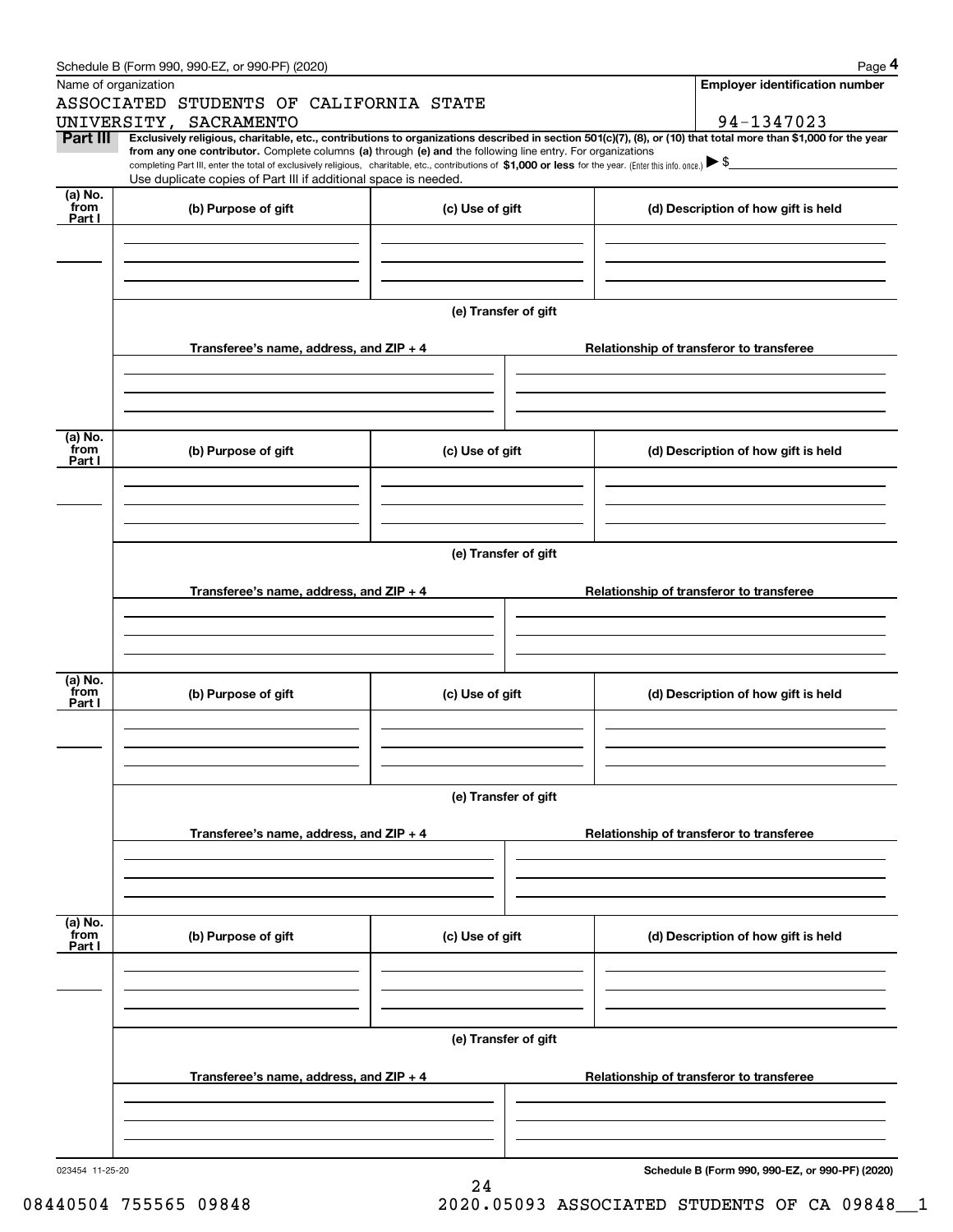Schedule B (Form 990, 990-EZ, or 990-PF) (2020)

Name of organization: ASSOCIATED STUDENTS OF CALIFORNIA STATE UNIVERSITY, SACRAMENTO

Employer identification number: 94-1347023

## Part III

**Exclusively religious, charitable, etc., contributions to organizations described in section 501(c)(7), (8), or (10) that total more than $1,000 for the year from any one contributor.** Complete columns **(a)** through **(e) and** the following line entry. For organizations completing Part III, enter the total of exclusively religious, charitable, etc., contributions of **$1,000 or less** for the year. (Enter this info. once.) ▶ $

Use duplicate copies of Part III if additional space is needed.

| (a) No. from Part I | (b) Purpose of gift | (c) Use of gift | (d) Description of how gift is held |
|---|---|---|---|
| | | | |

(e) Transfer of gift

| Transferee's name, address, and ZIP + 4 | Relationship of transferor to transferee |
|---|---|
| | |

| (a) No. from Part I | (b) Purpose of gift | (c) Use of gift | (d) Description of how gift is held |
|---|---|---|---|
| | | | |

(e) Transfer of gift

| Transferee's name, address, and ZIP + 4 | Relationship of transferor to transferee |
|---|---|
| | |

| (a) No. from Part I | (b) Purpose of gift | (c) Use of gift | (d) Description of how gift is held |
|---|---|---|---|
| | | | |

(e) Transfer of gift

| Transferee's name, address, and ZIP + 4 | Relationship of transferor to transferee |
|---|---|
| | |

| (a) No. from Part I | (b) Purpose of gift | (c) Use of gift | (d) Description of how gift is held |
|---|---|---|---|
| | | | |

(e) Transfer of gift

| Transferee's name, address, and ZIP + 4 | Relationship of transferor to transferee |
|---|---|
| | |

023454 11-25-20

**Schedule B (Form 990, 990-EZ, or 990-PF) (2020)**

08440504 755565 09848 2020.05093 ASSOCIATED STUDENTS OF CA 09848__1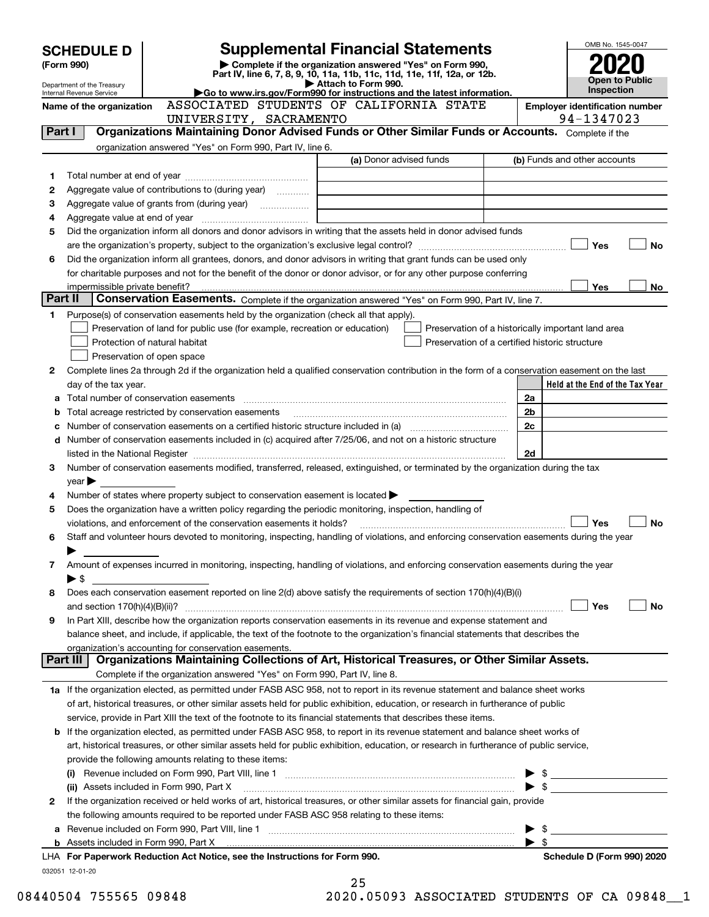# SCHEDULE D (Form 990)

Department of the Treasury
Internal Revenue Service

## Supplemental Financial Statements

▶ Complete if the organization answered "Yes" on Form 990, Part IV, line 6, 7, 8, 9, 10, 11a, 11b, 11c, 11d, 11e, 11f, 12a, or 12b.
▶ Attach to Form 990.
▶Go to www.irs.gov/Form990 for instructions and the latest information.

OMB No. 1545-0047
**2020**
**Open to Public Inspection**

Name of the organization: ASSOCIATED STUDENTS OF CALIFORNIA STATE UNIVERSITY, SACRAMENTO

Employer identification number: 94-1347023

### Part I — Organizations Maintaining Donor Advised Funds or Other Similar Funds or Accounts.
Complete if the organization answered "Yes" on Form 990, Part IV, line 6.

| | | (a) Donor advised funds | (b) Funds and other accounts |
|---|---|---|---|
| 1 | Total number at end of year | | |
| 2 | Aggregate value of contributions to (during year) | | |
| 3 | Aggregate value of grants from (during year) | | |
| 4 | Aggregate value at end of year | | |

5 Did the organization inform all donors and donor advisors in writing that the assets held in donor advised funds are the organization's property, subject to the organization's exclusive legal control? ☐ Yes ☐ No

6 Did the organization inform all grantees, donors, and donor advisors in writing that grant funds can be used only for charitable purposes and not for the benefit of the donor or donor advisor, or for any other purpose conferring impermissible private benefit? ☐ Yes ☐ No

### Part II — Conservation Easements.
Complete if the organization answered "Yes" on Form 990, Part IV, line 7.

1 Purpose(s) of conservation easements held by the organization (check all that apply).
- ☐ Preservation of land for public use (for example, recreation or education)
- ☐ Protection of natural habitat
- ☐ Preservation of open space
- ☐ Preservation of a historically important land area
- ☐ Preservation of a certified historic structure

2 Complete lines 2a through 2d if the organization held a qualified conservation contribution in the form of a conservation easement on the last day of the tax year.

| | | | Held at the End of the Tax Year |
|---|---|---|---|
| a | Total number of conservation easements | 2a | |
| b | Total acreage restricted by conservation easements | 2b | |
| c | Number of conservation easements on a certified historic structure included in (a) | 2c | |
| d | Number of conservation easements included in (c) acquired after 7/25/06, and not on a historic structure listed in the National Register | 2d | |

3 Number of conservation easements modified, transferred, released, extinguished, or terminated by the organization during the tax year ▶

4 Number of states where property subject to conservation easement is located ▶

5 Does the organization have a written policy regarding the periodic monitoring, inspection, handling of violations, and enforcement of the conservation easements it holds? ☐ Yes ☐ No

6 Staff and volunteer hours devoted to monitoring, inspecting, handling of violations, and enforcing conservation easements during the year ▶

7 Amount of expenses incurred in monitoring, inspecting, handling of violations, and enforcing conservation easements during the year ▶ $

8 Does each conservation easement reported on line 2(d) above satisfy the requirements of section 170(h)(4)(B)(i) and section 170(h)(4)(B)(ii)? ☐ Yes ☐ No

9 In Part XIII, describe how the organization reports conservation easements in its revenue and expense statement and balance sheet, and include, if applicable, the text of the footnote to the organization's financial statements that describes the organization's accounting for conservation easements.

### Part III — Organizations Maintaining Collections of Art, Historical Treasures, or Other Similar Assets.
Complete if the organization answered "Yes" on Form 990, Part IV, line 8.

1a If the organization elected, as permitted under FASB ASC 958, not to report in its revenue statement and balance sheet works of art, historical treasures, or other similar assets held for public exhibition, education, or research in furtherance of public service, provide in Part XIII the text of the footnote to its financial statements that describes these items.

b If the organization elected, as permitted under FASB ASC 958, to report in its revenue statement and balance sheet works of art, historical treasures, or other similar assets held for public exhibition, education, or research in furtherance of public service, provide the following amounts relating to these items:

(i) Revenue included on Form 990, Part VIII, line 1 ▶ $

(ii) Assets included in Form 990, Part X ▶ $

2 If the organization received or held works of art, historical treasures, or other similar assets for financial gain, provide the following amounts required to be reported under FASB ASC 958 relating to these items:

a Revenue included on Form 990, Part VIII, line 1 ▶ $

b Assets included in Form 990, Part X ▶ $

LHA For Paperwork Reduction Act Notice, see the Instructions for Form 990. Schedule D (Form 990) 2020

032051 12-01-20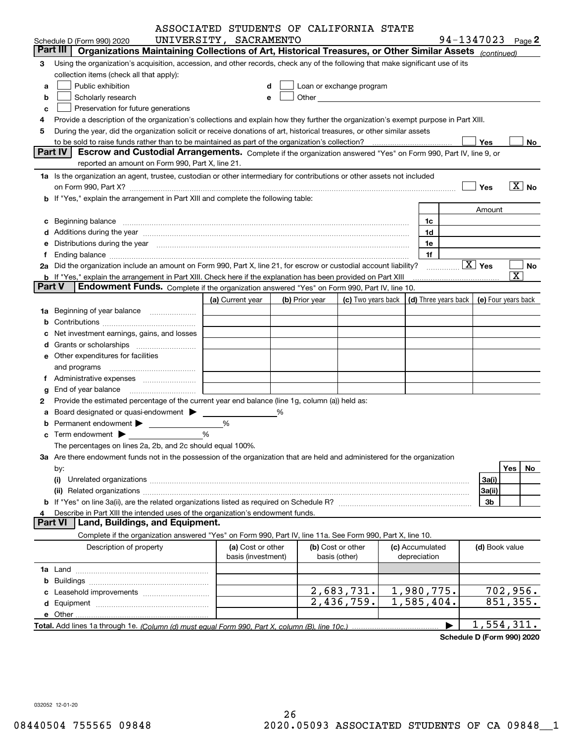ASSOCIATED STUDENTS OF CALIFORNIA STATE UNIVERSITY, SACRAMENTO

Schedule D (Form 990) 2020 — 94-1347023 Page 2

## Part III Organizations Maintaining Collections of Art, Historical Treasures, or Other Similar Assets *(continued)*

**3** Using the organization's acquisition, accession, and other records, check any of the following that make significant use of its collection items (check all that apply):

- **a** ☐ Public exhibition
- **b** ☐ Scholarly research
- **c** ☐ Preservation for future generations
- **d** ☐ Loan or exchange program
- **e** ☐ Other

**4** Provide a description of the organization's collections and explain how they further the organization's exempt purpose in Part XIII.

**5** During the year, did the organization solicit or receive donations of art, historical treasures, or other similar assets to be sold to raise funds rather than to be maintained as part of the organization's collection? ☐ Yes ☐ No

## Part IV Escrow and Custodial Arrangements.

Complete if the organization answered "Yes" on Form 990, Part IV, line 9, or reported an amount on Form 990, Part X, line 21.

**1a** Is the organization an agent, trustee, custodian or other intermediary for contributions or other assets not included on Form 990, Part X? ☐ Yes ☒ No

**b** If "Yes," explain the arrangement in Part XIII and complete the following table:

| | | Amount |
|---|---|---|
| **c** Beginning balance | 1c | |
| **d** Additions during the year | 1d | |
| **e** Distributions during the year | 1e | |
| **f** Ending balance | 1f | |

**2a** Did the organization include an amount on Form 990, Part X, line 21, for escrow or custodial account liability? ☒ Yes ☐ No

**b** If "Yes," explain the arrangement in Part XIII. Check here if the explanation has been provided on Part XIII ☒

## Part V Endowment Funds.

Complete if the organization answered "Yes" on Form 990, Part IV, line 10.

| | (a) Current year | (b) Prior year | (c) Two years back | (d) Three years back | (e) Four years back |
|---|---|---|---|---|---|
| **1a** Beginning of year balance | | | | | |
| **b** Contributions | | | | | |
| **c** Net investment earnings, gains, and losses | | | | | |
| **d** Grants or scholarships | | | | | |
| **e** Other expenditures for facilities and programs | | | | | |
| **f** Administrative expenses | | | | | |
| **g** End of year balance | | | | | |

**2** Provide the estimated percentage of the current year end balance (line 1g, column (a)) held as:

- **a** Board designated or quasi-endowment ▶ ______ %
- **b** Permanent endowment ▶ ______ %
- **c** Term endowment ▶ ______ %

The percentages on lines 2a, 2b, and 2c should equal 100%.

**3a** Are there endowment funds not in the possession of the organization that are held and administered for the organization by:

| | | Yes | No |
|---|---|---|---|
| **(i)** Unrelated organizations | 3a(i) | | |
| **(ii)** Related organizations | 3a(ii) | | |
| **b** If "Yes" on line 3a(ii), are the related organizations listed as required on Schedule R? | 3b | | |

**4** Describe in Part XIII the intended uses of the organization's endowment funds.

## Part VI Land, Buildings, and Equipment.

Complete if the organization answered "Yes" on Form 990, Part IV, line 11a. See Form 990, Part X, line 10.

| Description of property | (a) Cost or other basis (investment) | (b) Cost or other basis (other) | (c) Accumulated depreciation | (d) Book value |
|---|---|---|---|---|
| **1a** Land | | | | |
| **b** Buildings | | | | |
| **c** Leasehold improvements | | 2,683,731. | 1,980,775. | 702,956. |
| **d** Equipment | | 2,436,759. | 1,585,404. | 851,355. |
| **e** Other | | | | |
| **Total.** Add lines 1a through 1e. *(Column (d) must equal Form 990, Part X, column (B), line 10c.)* | | | ▶ | 1,554,311. |

**Schedule D (Form 990) 2020**

032052 12-01-20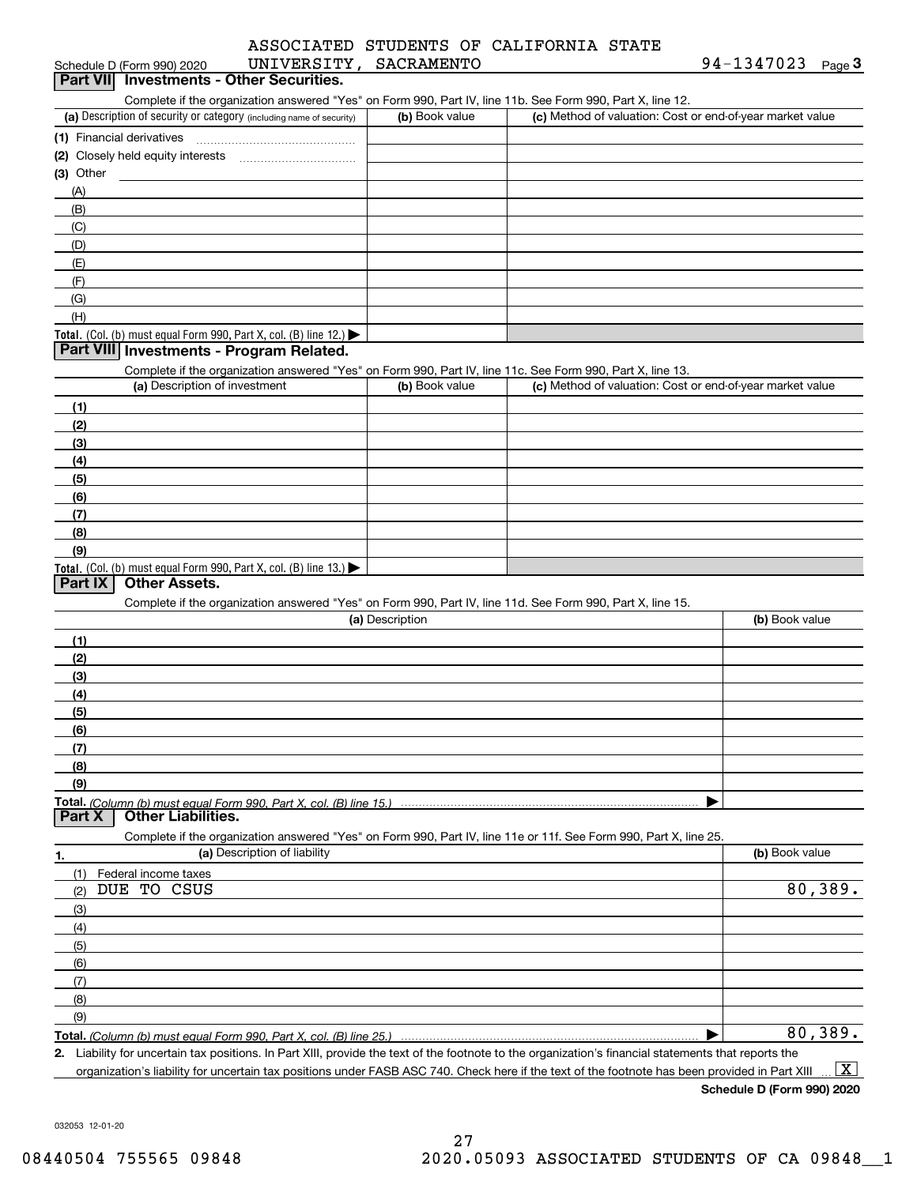Schedule D (Form 990) 2020 ASSOCIATED STUDENTS OF CALIFORNIA STATE UNIVERSITY, SACRAMENTO 94-1347023 Page 3

## Part VII Investments - Other Securities.

Complete if the organization answered "Yes" on Form 990, Part IV, line 11b. See Form 990, Part X, line 12.

| (a) Description of security or category (including name of security) | (b) Book value | (c) Method of valuation: Cost or end-of-year market value |
|---|---|---|
| (1) Financial derivatives | | |
| (2) Closely held equity interests | | |
| (3) Other | | |
| (A) | | |
| (B) | | |
| (C) | | |
| (D) | | |
| (E) | | |
| (F) | | |
| (G) | | |
| (H) | | |
| **Total.** (Col. (b) must equal Form 990, Part X, col. (B) line 12.) | | |

## Part VIII Investments - Program Related.

Complete if the organization answered "Yes" on Form 990, Part IV, line 11c. See Form 990, Part X, line 13.

| (a) Description of investment | (b) Book value | (c) Method of valuation: Cost or end-of-year market value |
|---|---|---|
| (1) | | |
| (2) | | |
| (3) | | |
| (4) | | |
| (5) | | |
| (6) | | |
| (7) | | |
| (8) | | |
| (9) | | |
| **Total.** (Col. (b) must equal Form 990, Part X, col. (B) line 13.) | | |

## Part IX Other Assets.

Complete if the organization answered "Yes" on Form 990, Part IV, line 11d. See Form 990, Part X, line 15.

| (a) Description | (b) Book value |
|---|---|
| (1) | |
| (2) | |
| (3) | |
| (4) | |
| (5) | |
| (6) | |
| (7) | |
| (8) | |
| (9) | |
| **Total.** *(Column (b) must equal Form 990, Part X, col. (B) line 15.)* | |

## Part X Other Liabilities.

Complete if the organization answered "Yes" on Form 990, Part IV, line 11e or 11f. See Form 990, Part X, line 25.

| 1. (a) Description of liability | (b) Book value |
|---|---|
| (1) Federal income taxes | |
| (2) DUE TO CSUS | 80,389. |
| (3) | |
| (4) | |
| (5) | |
| (6) | |
| (7) | |
| (8) | |
| (9) | |
| **Total.** *(Column (b) must equal Form 990, Part X, col. (B) line 25.)* | 80,389. |

2. Liability for uncertain tax positions. In Part XIII, provide the text of the footnote to the organization's financial statements that reports the organization's liability for uncertain tax positions under FASB ASC 740. Check here if the text of the footnote has been provided in Part XIII [X]

**Schedule D (Form 990) 2020**

032053 12-01-20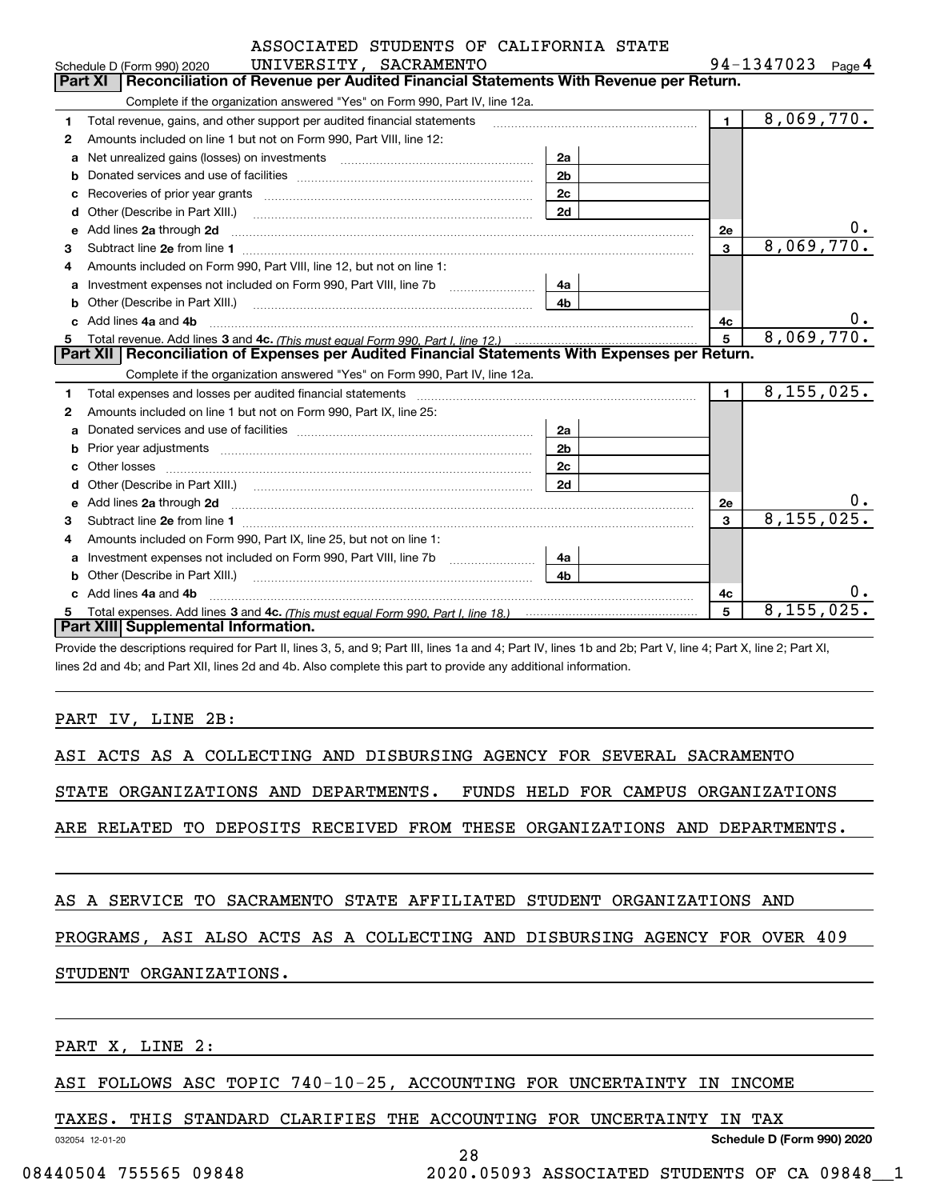ASSOCIATED STUDENTS OF CALIFORNIA STATE UNIVERSITY, SACRAMENTO

Schedule D (Form 990) 2020 — 94-1347023 Page 4

## Part XI Reconciliation of Revenue per Audited Financial Statements With Revenue per Return.

Complete if the organization answered "Yes" on Form 990, Part IV, line 12a.

| | | | | | |
|---|---|---|---|---|---|
| 1 | Total revenue, gains, and other support per audited financial statements | | | 1 | 8,069,770. |
| 2 | Amounts included on line 1 but not on Form 990, Part VIII, line 12: | | | | |
| a | Net unrealized gains (losses) on investments | 2a | | | |
| b | Donated services and use of facilities | 2b | | | |
| c | Recoveries of prior year grants | 2c | | | |
| d | Other (Describe in Part XIII.) | 2d | | | |
| e | Add lines **2a** through **2d** | | | 2e | 0. |
| 3 | Subtract line **2e** from line **1** | | | 3 | 8,069,770. |
| 4 | Amounts included on Form 990, Part VIII, line 12, but not on line 1: | | | | |
| a | Investment expenses not included on Form 990, Part VIII, line 7b | 4a | | | |
| b | Other (Describe in Part XIII.) | 4b | | | |
| c | Add lines **4a** and **4b** | | | 4c | 0. |
| 5 | Total revenue. Add lines **3** and **4c.** *(This must equal Form 990, Part I, line 12.)* | | | 5 | 8,069,770. |

## Part XII Reconciliation of Expenses per Audited Financial Statements With Expenses per Return.

Complete if the organization answered "Yes" on Form 990, Part IV, line 12a.

| | | | | | |
|---|---|---|---|---|---|
| 1 | Total expenses and losses per audited financial statements | | | 1 | 8,155,025. |
| 2 | Amounts included on line 1 but not on Form 990, Part IX, line 25: | | | | |
| a | Donated services and use of facilities | 2a | | | |
| b | Prior year adjustments | 2b | | | |
| c | Other losses | 2c | | | |
| d | Other (Describe in Part XIII.) | 2d | | | |
| e | Add lines **2a** through **2d** | | | 2e | 0. |
| 3 | Subtract line **2e** from line **1** | | | 3 | 8,155,025. |
| 4 | Amounts included on Form 990, Part IX, line 25, but not on line 1: | | | | |
| a | Investment expenses not included on Form 990, Part VIII, line 7b | 4a | | | |
| b | Other (Describe in Part XIII.) | 4b | | | |
| c | Add lines **4a** and **4b** | | | 4c | 0. |
| 5 | Total expenses. Add lines **3** and **4c.** *(This must equal Form 990, Part I, line 18.)* | | | 5 | 8,155,025. |

## Part XIII Supplemental Information.

Provide the descriptions required for Part II, lines 3, 5, and 9; Part III, lines 1a and 4; Part IV, lines 1b and 2b; Part V, line 4; Part X, line 2; Part XI, lines 2d and 4b; and Part XII, lines 2d and 4b. Also complete this part to provide any additional information.

PART IV, LINE 2B:

ASI ACTS AS A COLLECTING AND DISBURSING AGENCY FOR SEVERAL SACRAMENTO STATE ORGANIZATIONS AND DEPARTMENTS. FUNDS HELD FOR CAMPUS ORGANIZATIONS ARE RELATED TO DEPOSITS RECEIVED FROM THESE ORGANIZATIONS AND DEPARTMENTS.

AS A SERVICE TO SACRAMENTO STATE AFFILIATED STUDENT ORGANIZATIONS AND PROGRAMS, ASI ALSO ACTS AS A COLLECTING AND DISBURSING AGENCY FOR OVER 409 STUDENT ORGANIZATIONS.

PART X, LINE 2:

ASI FOLLOWS ASC TOPIC 740-10-25, ACCOUNTING FOR UNCERTAINTY IN INCOME TAXES. THIS STANDARD CLARIFIES THE ACCOUNTING FOR UNCERTAINTY IN TAX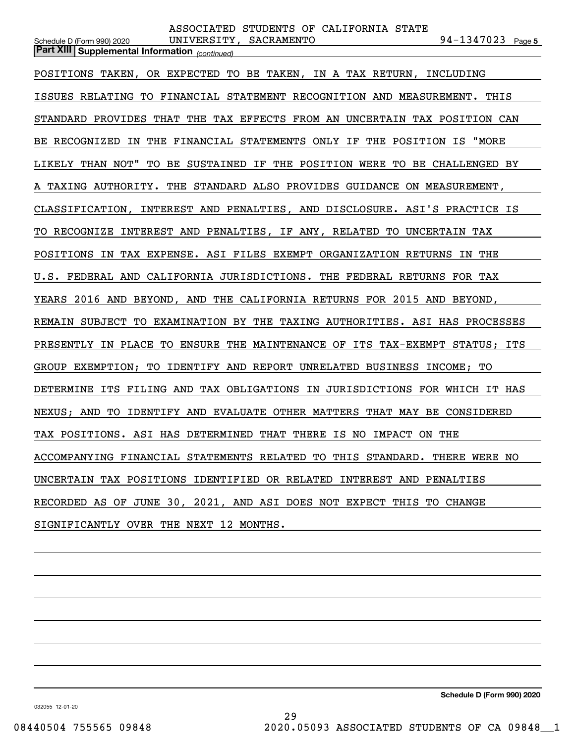ASSOCIATED STUDENTS OF CALIFORNIA STATE UNIVERSITY, SACRAMENTO 94-1347023

**Part XIII | Supplemental Information** *(continued)*

POSITIONS TAKEN, OR EXPECTED TO BE TAKEN, IN A TAX RETURN, INCLUDING ISSUES RELATING TO FINANCIAL STATEMENT RECOGNITION AND MEASUREMENT. THIS STANDARD PROVIDES THAT THE TAX EFFECTS FROM AN UNCERTAIN TAX POSITION CAN BE RECOGNIZED IN THE FINANCIAL STATEMENTS ONLY IF THE POSITION IS "MORE LIKELY THAN NOT" TO BE SUSTAINED IF THE POSITION WERE TO BE CHALLENGED BY A TAXING AUTHORITY. THE STANDARD ALSO PROVIDES GUIDANCE ON MEASUREMENT, CLASSIFICATION, INTEREST AND PENALTIES, AND DISCLOSURE. ASI'S PRACTICE IS TO RECOGNIZE INTEREST AND PENALTIES, IF ANY, RELATED TO UNCERTAIN TAX POSITIONS IN TAX EXPENSE. ASI FILES EXEMPT ORGANIZATION RETURNS IN THE U.S. FEDERAL AND CALIFORNIA JURISDICTIONS. THE FEDERAL RETURNS FOR TAX YEARS 2016 AND BEYOND, AND THE CALIFORNIA RETURNS FOR 2015 AND BEYOND, REMAIN SUBJECT TO EXAMINATION BY THE TAXING AUTHORITIES. ASI HAS PROCESSES PRESENTLY IN PLACE TO ENSURE THE MAINTENANCE OF ITS TAX-EXEMPT STATUS; ITS GROUP EXEMPTION; TO IDENTIFY AND REPORT UNRELATED BUSINESS INCOME; TO DETERMINE ITS FILING AND TAX OBLIGATIONS IN JURISDICTIONS FOR WHICH IT HAS NEXUS; AND TO IDENTIFY AND EVALUATE OTHER MATTERS THAT MAY BE CONSIDERED TAX POSITIONS. ASI HAS DETERMINED THAT THERE IS NO IMPACT ON THE ACCOMPANYING FINANCIAL STATEMENTS RELATED TO THIS STANDARD. THERE WERE NO UNCERTAIN TAX POSITIONS IDENTIFIED OR RELATED INTEREST AND PENALTIES RECORDED AS OF JUNE 30, 2021, AND ASI DOES NOT EXPECT THIS TO CHANGE SIGNIFICANTLY OVER THE NEXT 12 MONTHS.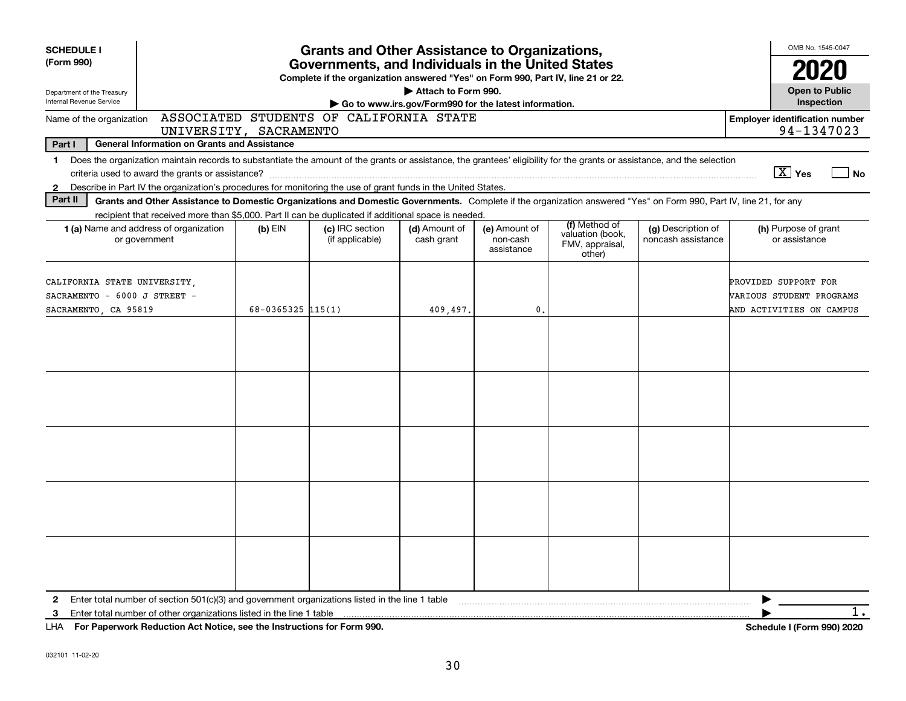**SCHEDULE I (Form 990)**

Department of the Treasury
Internal Revenue Service

# Grants and Other Assistance to Organizations, Governments, and Individuals in the United States

**Complete if the organization answered "Yes" on Form 990, Part IV, line 21 or 22.**

**▶ Attach to Form 990.**

**▶ Go to www.irs.gov/Form990 for the latest information.**

OMB No. 1545-0047

**2020**

**Open to Public Inspection**

Name of the organization: ASSOCIATED STUDENTS OF CALIFORNIA STATE UNIVERSITY, SACRAMENTO

**Employer identification number** 94-1347023

**Part I General Information on Grants and Assistance**

1 Does the organization maintain records to substantiate the amount of the grants or assistance, the grantees' eligibility for the grants or assistance, and the selection criteria used to award the grants or assistance? [X] Yes [ ] No

2 Describe in Part IV the organization's procedures for monitoring the use of grant funds in the United States.

**Part II Grants and Other Assistance to Domestic Organizations and Domestic Governments.** Complete if the organization answered "Yes" on Form 990, Part IV, line 21, for any recipient that received more than $5,000. Part II can be duplicated if additional space is needed.

| 1 (a) Name and address of organization or government | (b) EIN | (c) IRC section (if applicable) | (d) Amount of cash grant | (e) Amount of non-cash assistance | (f) Method of valuation (book, FMV, appraisal, other) | (g) Description of noncash assistance | (h) Purpose of grant or assistance |
|---|---|---|---|---|---|---|---|
| CALIFORNIA STATE UNIVERSITY, SACRAMENTO - 6000 J STREET - SACRAMENTO, CA 95819 | 68-0365325 | 115(1) | 409,497. | 0. | | | PROVIDED SUPPORT FOR VARIOUS STUDENT PROGRAMS AND ACTIVITIES ON CAMPUS |
| | | | | | | | |
| | | | | | | | |
| | | | | | | | |
| | | | | | | | |
| | | | | | | | |

2 Enter total number of section 501(c)(3) and government organizations listed in the line 1 table ▶

3 Enter total number of other organizations listed in the line 1 table ▶ 1.

LHA **For Paperwork Reduction Act Notice, see the Instructions for Form 990.** **Schedule I (Form 990) 2020**

032101 11-02-20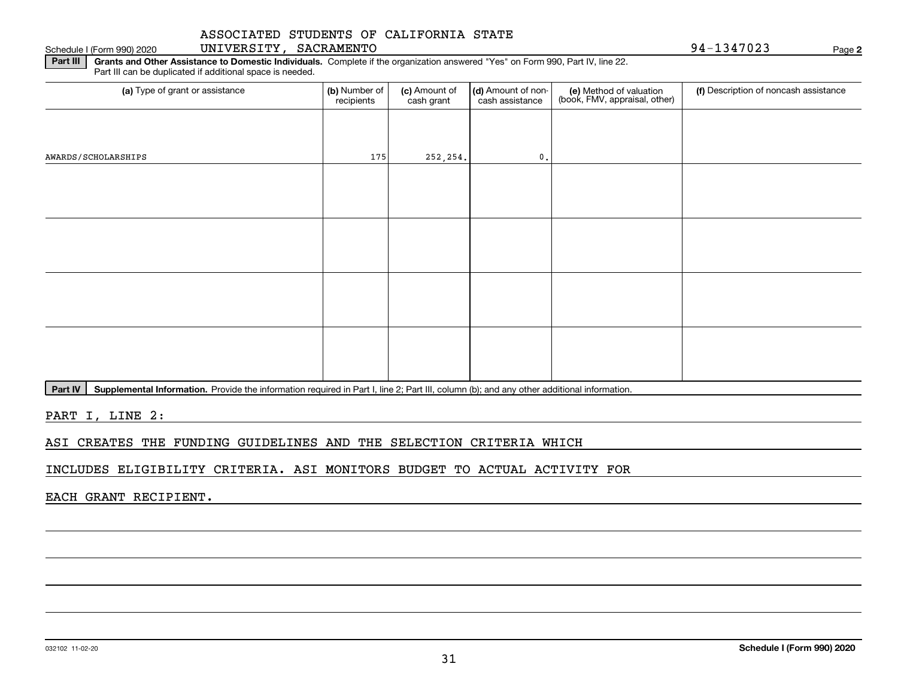ASSOCIATED STUDENTS OF CALIFORNIA STATE UNIVERSITY, SACRAMENTO

Schedule I (Form 990) 2020 — 94-1347023 — Page **2**

**Part III** **Grants and Other Assistance to Domestic Individuals.** Complete if the organization answered "Yes" on Form 990, Part IV, line 22. Part III can be duplicated if additional space is needed.

| (a) Type of grant or assistance | (b) Number of recipients | (c) Amount of cash grant | (d) Amount of non-cash assistance | (e) Method of valuation (book, FMV, appraisal, other) | (f) Description of noncash assistance |
|---|---|---|---|---|---|
| AWARDS/SCHOLARSHIPS | 175 | 252,254. | 0. | | |
| | | | | | |
| | | | | | |
| | | | | | |
| | | | | | |

**Part IV** **Supplemental Information.** Provide the information required in Part I, line 2; Part III, column (b); and any other additional information.

PART I, LINE 2:

ASI CREATES THE FUNDING GUIDELINES AND THE SELECTION CRITERIA WHICH INCLUDES ELIGIBILITY CRITERIA. ASI MONITORS BUDGET TO ACTUAL ACTIVITY FOR EACH GRANT RECIPIENT.

032102 11-02-20

**Schedule I (Form 990) 2020**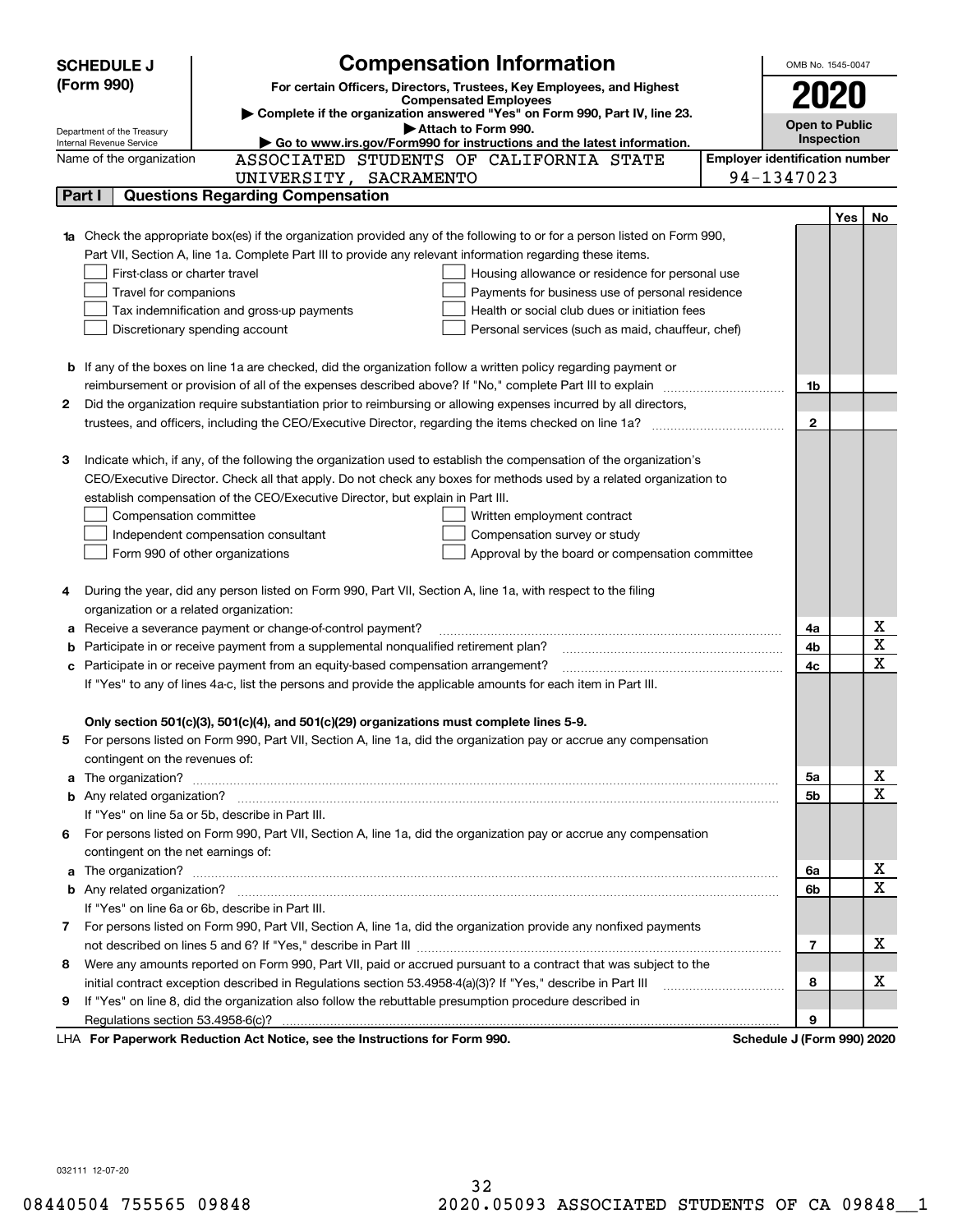**SCHEDULE J (Form 990)**

Department of the Treasury
Internal Revenue Service

# Compensation Information

**For certain Officers, Directors, Trustees, Key Employees, and Highest Compensated Employees**

▶ **Complete if the organization answered "Yes" on Form 990, Part IV, line 23.**
▶ **Attach to Form 990.**
▶ **Go to www.irs.gov/Form990 for instructions and the latest information.**

OMB No. 1545-0047

**2020**

**Open to Public Inspection**

Name of the organization: ASSOCIATED STUDENTS OF CALIFORNIA STATE UNIVERSITY, SACRAMENTO

**Employer identification number** 94-1347023

## Part I Questions Regarding Compensation

| | | | Yes | No |
|---|---|---|---|---|
| **1a** | Check the appropriate box(es) if the organization provided any of the following to or for a person listed on Form 990, Part VII, Section A, line 1a. Complete Part III to provide any relevant information regarding these items.<br>☐ First-class or charter travel ☐ Housing allowance or residence for personal use<br>☐ Travel for companions ☐ Payments for business use of personal residence<br>☐ Tax indemnification and gross-up payments ☐ Health or social club dues or initiation fees<br>☐ Discretionary spending account ☐ Personal services (such as maid, chauffeur, chef) | | | |
| **b** | If any of the boxes on line 1a are checked, did the organization follow a written policy regarding payment or reimbursement or provision of all of the expenses described above? If "No," complete Part III to explain | 1b | | |
| **2** | Did the organization require substantiation prior to reimbursing or allowing expenses incurred by all directors, trustees, and officers, including the CEO/Executive Director, regarding the items checked on line 1a? | 2 | | |
| **3** | Indicate which, if any, of the following the organization used to establish the compensation of the organization's CEO/Executive Director. Check all that apply. Do not check any boxes for methods used by a related organization to establish compensation of the CEO/Executive Director, but explain in Part III.<br>☐ Compensation committee ☐ Written employment contract<br>☐ Independent compensation consultant ☐ Compensation survey or study<br>☐ Form 990 of other organizations ☐ Approval by the board or compensation committee | | | |
| **4** | During the year, did any person listed on Form 990, Part VII, Section A, line 1a, with respect to the filing organization or a related organization: | | | |
| **a** | Receive a severance payment or change-of-control payment? | 4a | | X |
| **b** | Participate in or receive payment from a supplemental nonqualified retirement plan? | 4b | | X |
| **c** | Participate in or receive payment from an equity-based compensation arrangement? | 4c | | X |
| | If "Yes" to any of lines 4a-c, list the persons and provide the applicable amounts for each item in Part III. | | | |
| | **Only section 501(c)(3), 501(c)(4), and 501(c)(29) organizations must complete lines 5-9.** | | | |
| **5** | For persons listed on Form 990, Part VII, Section A, line 1a, did the organization pay or accrue any compensation contingent on the revenues of: | | | |
| **a** | The organization? | 5a | | X |
| **b** | Any related organization? | 5b | | X |
| | If "Yes" on line 5a or 5b, describe in Part III. | | | |
| **6** | For persons listed on Form 990, Part VII, Section A, line 1a, did the organization pay or accrue any compensation contingent on the net earnings of: | | | |
| **a** | The organization? | 6a | | X |
| **b** | Any related organization? | 6b | | X |
| | If "Yes" on line 6a or 6b, describe in Part III. | | | |
| **7** | For persons listed on Form 990, Part VII, Section A, line 1a, did the organization provide any nonfixed payments not described on lines 5 and 6? If "Yes," describe in Part III | 7 | | X |
| **8** | Were any amounts reported on Form 990, Part VII, paid or accrued pursuant to a contract that was subject to the initial contract exception described in Regulations section 53.4958-4(a)(3)? If "Yes," describe in Part III | 8 | | X |
| **9** | If "Yes" on line 8, did the organization also follow the rebuttable presumption procedure described in Regulations section 53.4958-6(c)? | 9 | | |

LHA **For Paperwork Reduction Act Notice, see the Instructions for Form 990.** **Schedule J (Form 990) 2020**

032111 12-07-20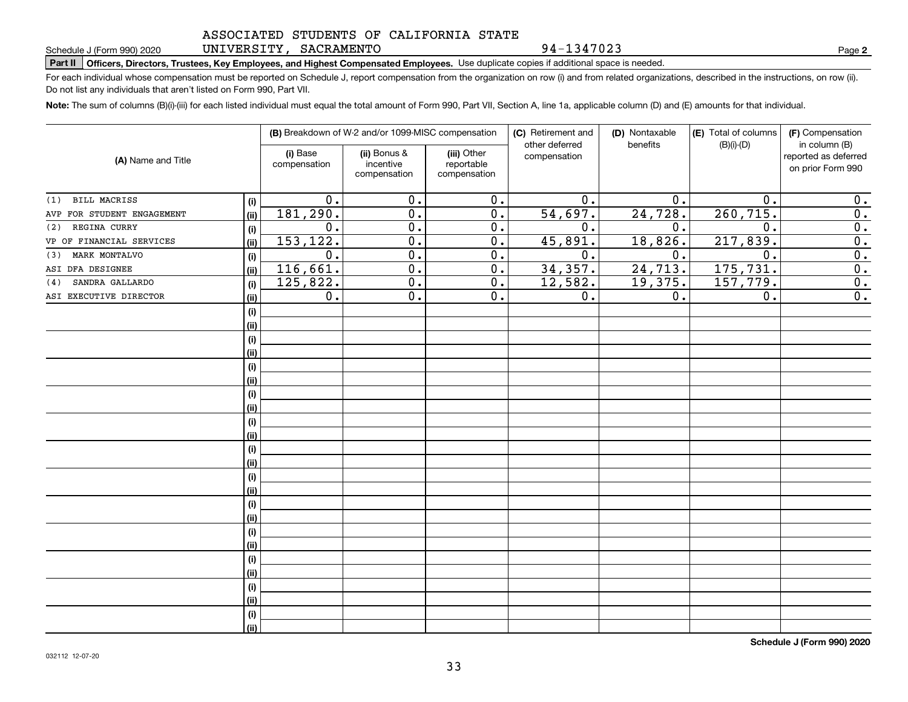ASSOCIATED STUDENTS OF CALIFORNIA STATE UNIVERSITY, SACRAMENTO

94-1347023

Schedule J (Form 990) 2020

**Part II** **Officers, Directors, Trustees, Key Employees, and Highest Compensated Employees.** Use duplicate copies if additional space is needed.

For each individual whose compensation must be reported on Schedule J, report compensation from the organization on row (i) and from related organizations, described in the instructions, on row (ii). Do not list any individuals that aren't listed on Form 990, Part VII.

**Note:** The sum of columns (B)(i)-(iii) for each listed individual must equal the total amount of Form 990, Part VII, Section A, line 1a, applicable column (D) and (E) amounts for that individual.

| (A) Name and Title | | (B) Breakdown of W-2 and/or 1099-MISC compensation | | | (C) Retirement and other deferred compensation | (D) Nontaxable benefits | (E) Total of columns (B)(i)-(D) | (F) Compensation in column (B) reported as deferred on prior Form 990 |
|---|---|---|---|---|---|---|---|---|
| | | (i) Base compensation | (ii) Bonus & incentive compensation | (iii) Other reportable compensation | | | | |
| (1) BILL MACRISS | (i) | 0. | 0. | 0. | 0. | 0. | 0. | 0. |
| AVP FOR STUDENT ENGAGEMENT | (ii) | 181,290. | 0. | 0. | 54,697. | 24,728. | 260,715. | 0. |
| (2) REGINA CURRY | (i) | 0. | 0. | 0. | 0. | 0. | 0. | 0. |
| VP OF FINANCIAL SERVICES | (ii) | 153,122. | 0. | 0. | 45,891. | 18,826. | 217,839. | 0. |
| (3) MARK MONTALVO | (i) | 0. | 0. | 0. | 0. | 0. | 0. | 0. |
| ASI DFA DESIGNEE | (ii) | 116,661. | 0. | 0. | 34,357. | 24,713. | 175,731. | 0. |
| (4) SANDRA GALLARDO | (i) | 125,822. | 0. | 0. | 12,582. | 19,375. | 157,779. | 0. |
| ASI EXECUTIVE DIRECTOR | (ii) | 0. | 0. | 0. | 0. | 0. | 0. | 0. |
| | (i) | | | | | | | |
| | (ii) | | | | | | | |
| | (i) | | | | | | | |
| | (ii) | | | | | | | |
| | (i) | | | | | | | |
| | (ii) | | | | | | | |
| | (i) | | | | | | | |
| | (ii) | | | | | | | |
| | (i) | | | | | | | |
| | (ii) | | | | | | | |
| | (i) | | | | | | | |
| | (ii) | | | | | | | |
| | (i) | | | | | | | |
| | (ii) | | | | | | | |
| | (i) | | | | | | | |
| | (ii) | | | | | | | |
| | (i) | | | | | | | |
| | (ii) | | | | | | | |
| | (i) | | | | | | | |
| | (ii) | | | | | | | |
| | (i) | | | | | | | |
| | (ii) | | | | | | | |
| | (i) | | | | | | | |
| | (ii) | | | | | | | |

**Schedule J (Form 990) 2020**

032112 12-07-20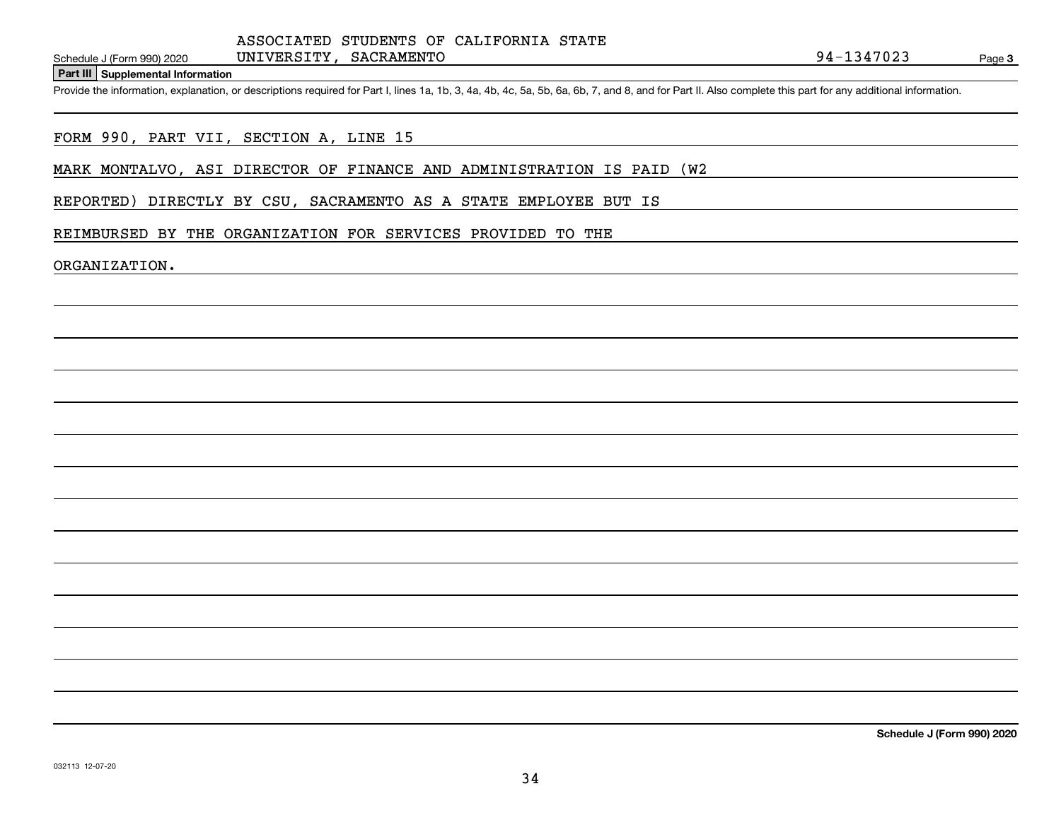ASSOCIATED STUDENTS OF CALIFORNIA STATE UNIVERSITY, SACRAMENTO

94-1347023

**Part III Supplemental Information**

Provide the information, explanation, or descriptions required for Part I, lines 1a, 1b, 3, 4a, 4b, 4c, 5a, 5b, 6a, 6b, 7, and 8, and for Part II. Also complete this part for any additional information.

FORM 990, PART VII, SECTION A, LINE 15

MARK MONTALVO, ASI DIRECTOR OF FINANCE AND ADMINISTRATION IS PAID (W2 REPORTED) DIRECTLY BY CSU, SACRAMENTO AS A STATE EMPLOYEE BUT IS REIMBURSED BY THE ORGANIZATION FOR SERVICES PROVIDED TO THE ORGANIZATION.

**Schedule J (Form 990) 2020**

032113 12-07-20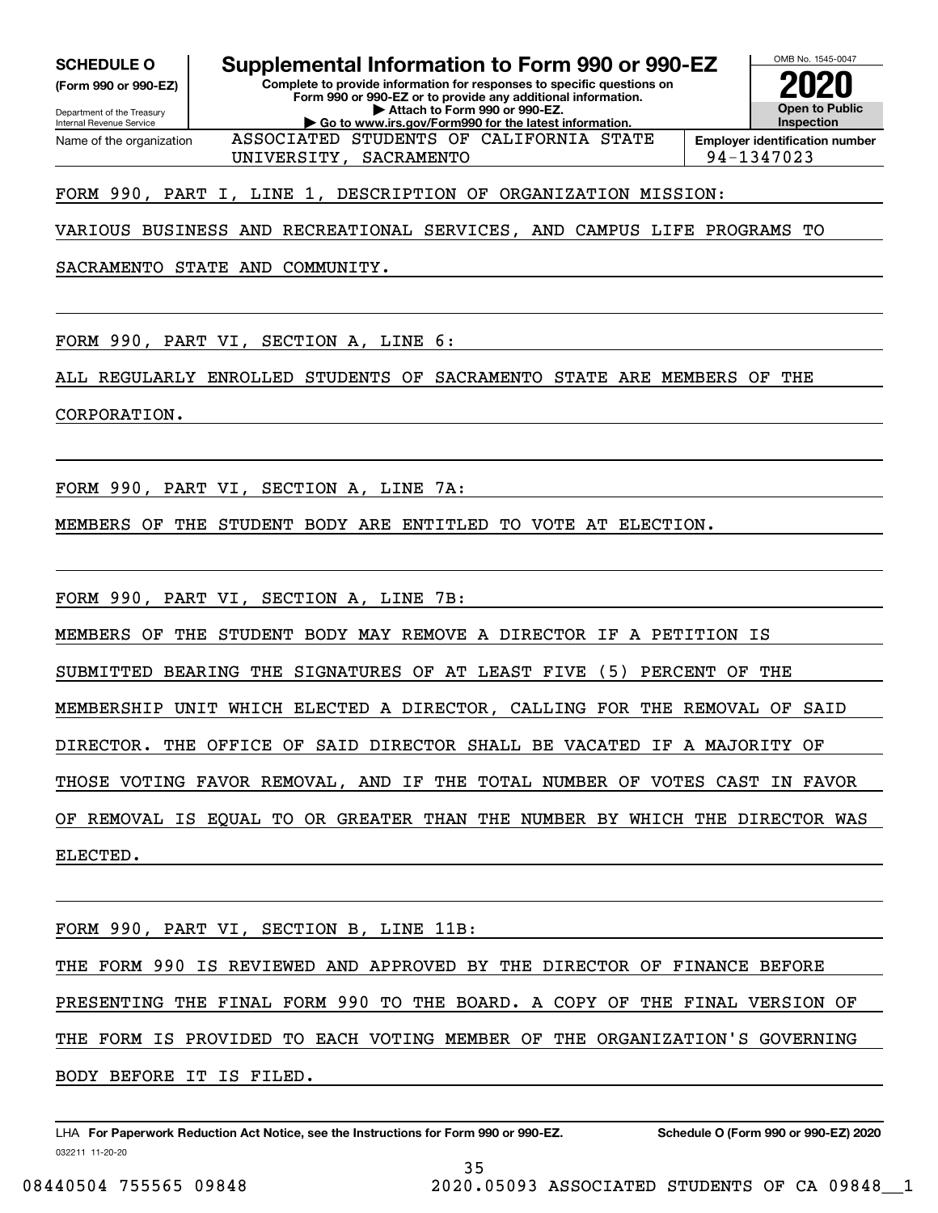**SCHEDULE O**
**(Form 990 or 990-EZ)**

Department of the Treasury
Internal Revenue Service

# Supplemental Information to Form 990 or 990-EZ

**Complete to provide information for responses to specific questions on Form 990 or 990-EZ or to provide any additional information.**
**▶ Attach to Form 990 or 990-EZ.**
**▶ Go to www.irs.gov/Form990 for the latest information.**

OMB No. 1545-0047

**2020**

**Open to Public Inspection**

Name of the organization: ASSOCIATED STUDENTS OF CALIFORNIA STATE UNIVERSITY, SACRAMENTO

**Employer identification number** 94-1347023

FORM 990, PART I, LINE 1, DESCRIPTION OF ORGANIZATION MISSION:

VARIOUS BUSINESS AND RECREATIONAL SERVICES, AND CAMPUS LIFE PROGRAMS TO SACRAMENTO STATE AND COMMUNITY.

FORM 990, PART VI, SECTION A, LINE 6:

ALL REGULARLY ENROLLED STUDENTS OF SACRAMENTO STATE ARE MEMBERS OF THE CORPORATION.

FORM 990, PART VI, SECTION A, LINE 7A:

MEMBERS OF THE STUDENT BODY ARE ENTITLED TO VOTE AT ELECTION.

FORM 990, PART VI, SECTION A, LINE 7B:

MEMBERS OF THE STUDENT BODY MAY REMOVE A DIRECTOR IF A PETITION IS SUBMITTED BEARING THE SIGNATURES OF AT LEAST FIVE (5) PERCENT OF THE MEMBERSHIP UNIT WHICH ELECTED A DIRECTOR, CALLING FOR THE REMOVAL OF SAID DIRECTOR. THE OFFICE OF SAID DIRECTOR SHALL BE VACATED IF A MAJORITY OF THOSE VOTING FAVOR REMOVAL, AND IF THE TOTAL NUMBER OF VOTES CAST IN FAVOR OF REMOVAL IS EQUAL TO OR GREATER THAN THE NUMBER BY WHICH THE DIRECTOR WAS ELECTED.

FORM 990, PART VI, SECTION B, LINE 11B:

THE FORM 990 IS REVIEWED AND APPROVED BY THE DIRECTOR OF FINANCE BEFORE PRESENTING THE FINAL FORM 990 TO THE BOARD. A COPY OF THE FINAL VERSION OF THE FORM IS PROVIDED TO EACH VOTING MEMBER OF THE ORGANIZATION'S GOVERNING BODY BEFORE IT IS FILED.

LHA **For Paperwork Reduction Act Notice, see the Instructions for Form 990 or 990-EZ.** **Schedule O (Form 990 or 990-EZ) 2020**
032211 11-20-20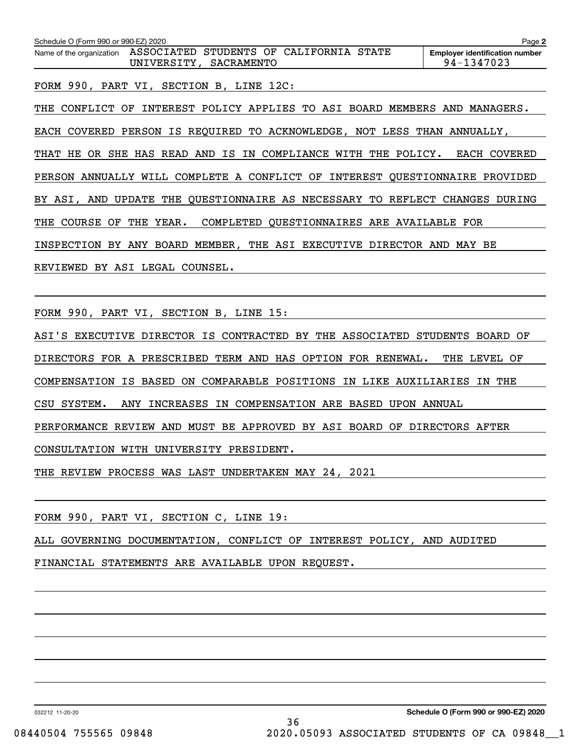Name of the organization: ASSOCIATED STUDENTS OF CALIFORNIA STATE UNIVERSITY, SACRAMENTO

**Employer identification number** 94-1347023

FORM 990, PART VI, SECTION B, LINE 12C:

THE CONFLICT OF INTEREST POLICY APPLIES TO ASI BOARD MEMBERS AND MANAGERS. EACH COVERED PERSON IS REQUIRED TO ACKNOWLEDGE, NOT LESS THAN ANNUALLY, THAT HE OR SHE HAS READ AND IS IN COMPLIANCE WITH THE POLICY. EACH COVERED PERSON ANNUALLY WILL COMPLETE A CONFLICT OF INTEREST QUESTIONNAIRE PROVIDED BY ASI, AND UPDATE THE QUESTIONNAIRE AS NECESSARY TO REFLECT CHANGES DURING THE COURSE OF THE YEAR. COMPLETED QUESTIONNAIRES ARE AVAILABLE FOR INSPECTION BY ANY BOARD MEMBER, THE ASI EXECUTIVE DIRECTOR AND MAY BE REVIEWED BY ASI LEGAL COUNSEL.

FORM 990, PART VI, SECTION B, LINE 15:

ASI'S EXECUTIVE DIRECTOR IS CONTRACTED BY THE ASSOCIATED STUDENTS BOARD OF DIRECTORS FOR A PRESCRIBED TERM AND HAS OPTION FOR RENEWAL. THE LEVEL OF COMPENSATION IS BASED ON COMPARABLE POSITIONS IN LIKE AUXILIARIES IN THE CSU SYSTEM. ANY INCREASES IN COMPENSATION ARE BASED UPON ANNUAL PERFORMANCE REVIEW AND MUST BE APPROVED BY ASI BOARD OF DIRECTORS AFTER CONSULTATION WITH UNIVERSITY PRESIDENT.

THE REVIEW PROCESS WAS LAST UNDERTAKEN MAY 24, 2021

FORM 990, PART VI, SECTION C, LINE 19:

ALL GOVERNING DOCUMENTATION, CONFLICT OF INTEREST POLICY, AND AUDITED FINANCIAL STATEMENTS ARE AVAILABLE UPON REQUEST.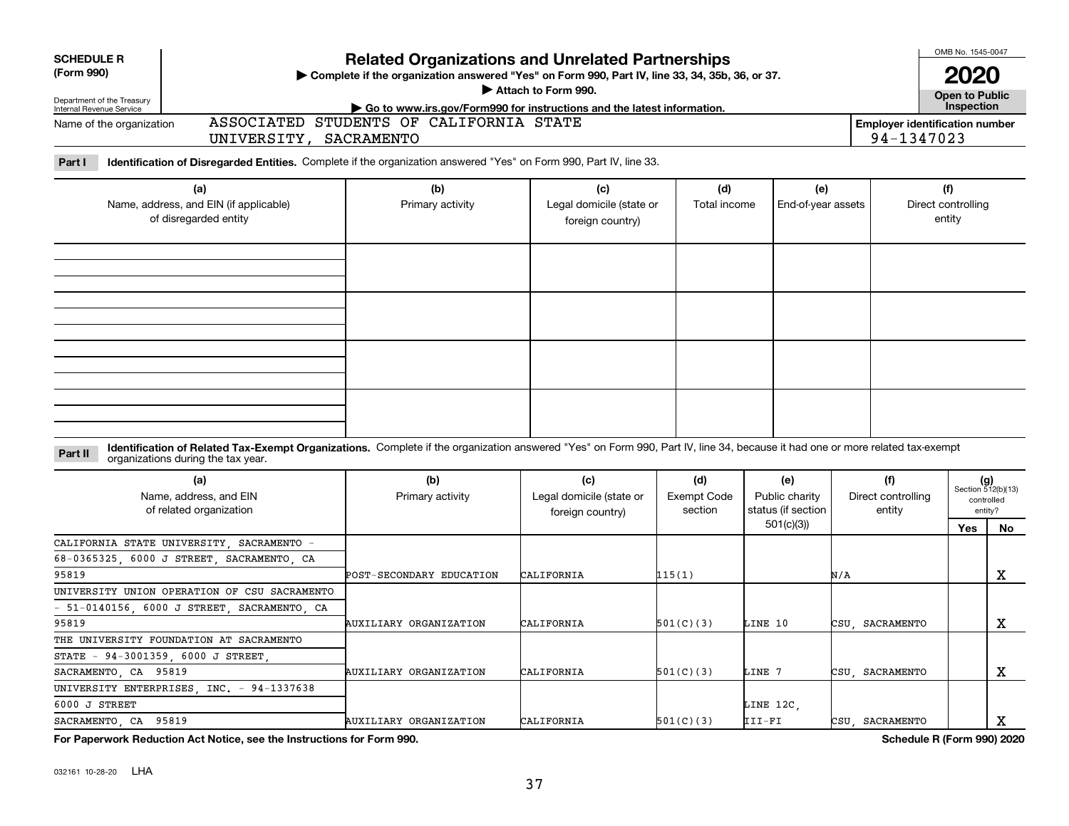**SCHEDULE R (Form 990)**

Department of the Treasury
Internal Revenue Service

# Related Organizations and Unrelated Partnerships

▶ Complete if the organization answered "Yes" on Form 990, Part IV, line 33, 34, 35b, 36, or 37.
▶ Attach to Form 990.
▶ Go to www.irs.gov/Form990 for instructions and the latest information.

OMB No. 1545-0047

**2020**

**Open to Public Inspection**

Name of the organization: ASSOCIATED STUDENTS OF CALIFORNIA STATE UNIVERSITY, SACRAMENTO

Employer identification number: 94-1347023

**Part I** **Identification of Disregarded Entities.** Complete if the organization answered "Yes" on Form 990, Part IV, line 33.

| (a) Name, address, and EIN (if applicable) of disregarded entity | (b) Primary activity | (c) Legal domicile (state or foreign country) | (d) Total income | (e) End-of-year assets | (f) Direct controlling entity |
|---|---|---|---|---|---|
| | | | | | |
| | | | | | |
| | | | | | |
| | | | | | |

**Part II** **Identification of Related Tax-Exempt Organizations.** Complete if the organization answered "Yes" on Form 990, Part IV, line 34, because it had one or more related tax-exempt organizations during the tax year.

| (a) Name, address, and EIN of related organization | (b) Primary activity | (c) Legal domicile (state or foreign country) | (d) Exempt Code section | (e) Public charity status (if section 501(c)(3)) | (f) Direct controlling entity | (g) Section 512(b)(13) controlled entity? Yes | No |
|---|---|---|---|---|---|---|---|
| CALIFORNIA STATE UNIVERSITY, SACRAMENTO - 68-0365325, 6000 J STREET, SACRAMENTO, CA 95819 | POST-SECONDARY EDUCATION | CALIFORNIA | 115(1) | | N/A | | X |
| UNIVERSITY UNION OPERATION OF CSU SACRAMENTO - 51-0140156, 6000 J STREET, SACRAMENTO, CA 95819 | AUXILIARY ORGANIZATION | CALIFORNIA | 501(C)(3) | LINE 10 | CSU, SACRAMENTO | | X |
| THE UNIVERSITY FOUNDATION AT SACRAMENTO STATE - 94-3001359, 6000 J STREET, SACRAMENTO, CA 95819 | AUXILIARY ORGANIZATION | CALIFORNIA | 501(C)(3) | LINE 7 | CSU, SACRAMENTO | | X |
| UNIVERSITY ENTERPRISES, INC. - 94-1337638 6000 J STREET SACRAMENTO, CA 95819 | AUXILIARY ORGANIZATION | CALIFORNIA | 501(C)(3) | LINE 12C, III-FI | CSU, SACRAMENTO | | X |

**For Paperwork Reduction Act Notice, see the Instructions for Form 990.** **Schedule R (Form 990) 2020**

032161 10-28-20 LHA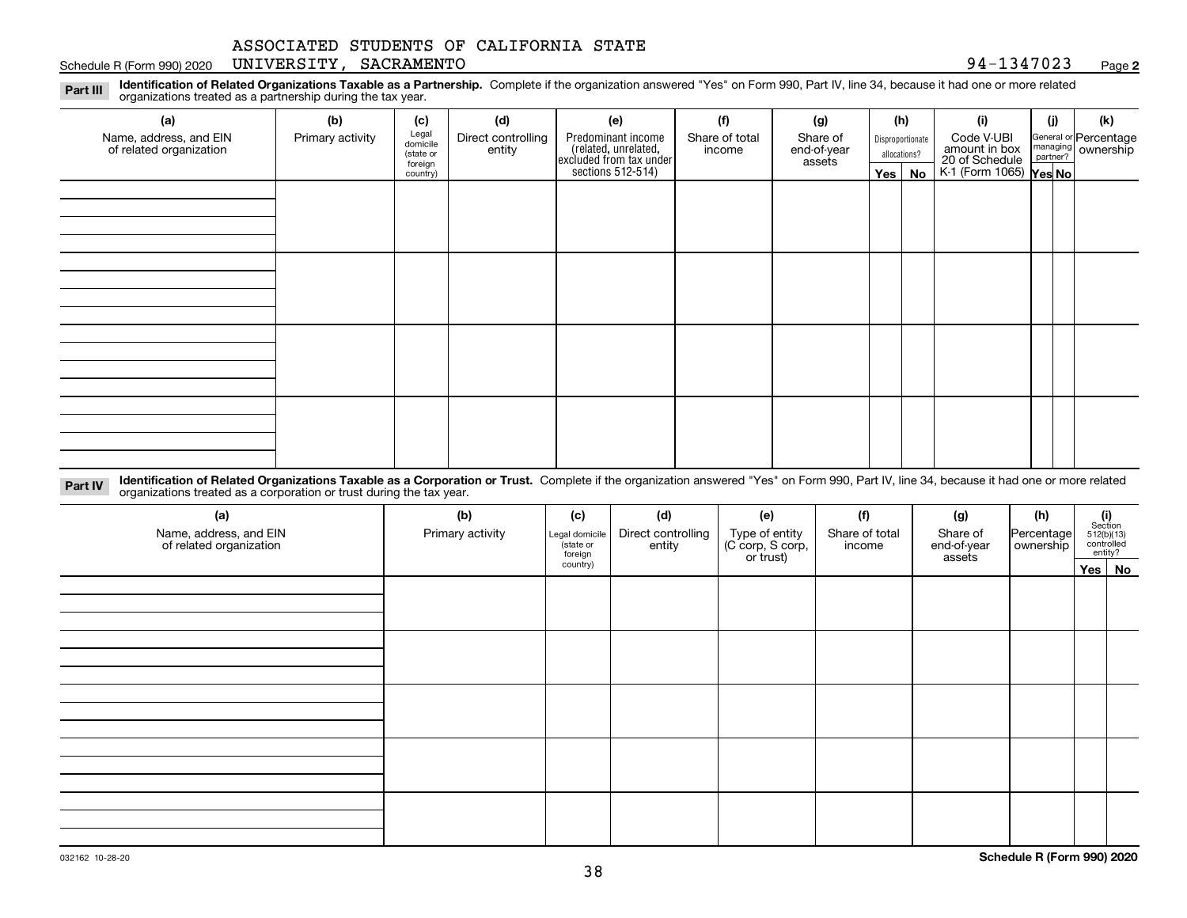ASSOCIATED STUDENTS OF CALIFORNIA STATE UNIVERSITY, SACRAMENTO

Schedule R (Form 990) 2020 — 94-1347023 — Page **2**

**Part III** **Identification of Related Organizations Taxable as a Partnership.** Complete if the organization answered "Yes" on Form 990, Part IV, line 34, because it had one or more related organizations treated as a partnership during the tax year.

| (a) Name, address, and EIN of related organization | (b) Primary activity | (c) Legal domicile (state or foreign country) | (d) Direct controlling entity | (e) Predominant income (related, unrelated, excluded from tax under sections 512-514) | (f) Share of total income | (g) Share of end-of-year assets | (h) Disproportionate allocations? | | (i) Code V-UBI amount in box 20 of Schedule K-1 (Form 1065) | (j) General or managing partner? | | (k) Percentage ownership |
|---|---|---|---|---|---|---|---|---|---|---|---|---|
| | | | | | | | Yes | No | | Yes | No | |
| | | | | | | | | | | | | |
| | | | | | | | | | | | | |
| | | | | | | | | | | | | |
| | | | | | | | | | | | | |

**Part IV** **Identification of Related Organizations Taxable as a Corporation or Trust.** Complete if the organization answered "Yes" on Form 990, Part IV, line 34, because it had one or more related organizations treated as a corporation or trust during the tax year.

| (a) Name, address, and EIN of related organization | (b) Primary activity | (c) Legal domicile (state or foreign country) | (d) Direct controlling entity | (e) Type of entity (C corp, S corp, or trust) | (f) Share of total income | (g) Share of end-of-year assets | (h) Percentage ownership | (i) Section 512(b)(13) controlled entity? | |
|---|---|---|---|---|---|---|---|---|---|
| | | | | | | | | Yes | No |
| | | | | | | | | | |
| | | | | | | | | | |
| | | | | | | | | | |
| | | | | | | | | | |
| | | | | | | | | | |

032162 10-28-20

**Schedule R (Form 990) 2020**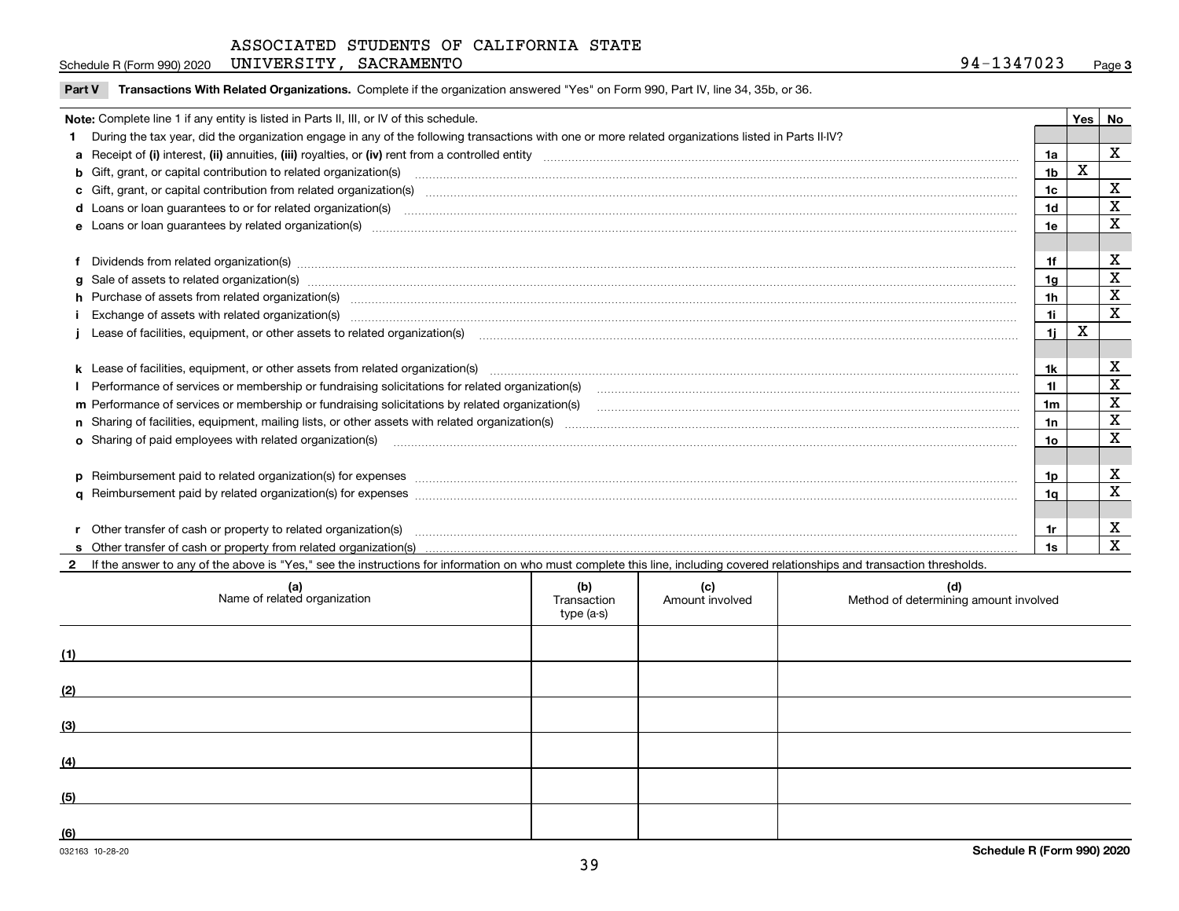ASSOCIATED STUDENTS OF CALIFORNIA STATE UNIVERSITY, SACRAMENTO

94-1347023

## Part V Transactions With Related Organizations. 

Complete if the organization answered "Yes" on Form 990, Part IV, line 34, 35b, or 36.

| Note: Complete line 1 if any entity is listed in Parts II, III, or IV of this schedule. | | Yes | No |
|---|---|---|---|
| **1** During the tax year, did the organization engage in any of the following transactions with one or more related organizations listed in Parts II-IV? | | | |
| **a** Receipt of **(i)** interest, **(ii)** annuities, **(iii)** royalties, or **(iv)** rent from a controlled entity | 1a | | X |
| **b** Gift, grant, or capital contribution to related organization(s) | 1b | X | |
| **c** Gift, grant, or capital contribution from related organization(s) | 1c | | X |
| **d** Loans or loan guarantees to or for related organization(s) | 1d | | X |
| **e** Loans or loan guarantees by related organization(s) | 1e | | X |
| **f** Dividends from related organization(s) | 1f | | X |
| **g** Sale of assets to related organization(s) | 1g | | X |
| **h** Purchase of assets from related organization(s) | 1h | | X |
| **i** Exchange of assets with related organization(s) | 1i | | X |
| **j** Lease of facilities, equipment, or other assets to related organization(s) | 1j | X | |
| **k** Lease of facilities, equipment, or other assets from related organization(s) | 1k | | X |
| **l** Performance of services or membership or fundraising solicitations for related organization(s) | 1l | | X |
| **m** Performance of services or membership or fundraising solicitations by related organization(s) | 1m | | X |
| **n** Sharing of facilities, equipment, mailing lists, or other assets with related organization(s) | 1n | | X |
| **o** Sharing of paid employees with related organization(s) | 1o | | X |
| **p** Reimbursement paid to related organization(s) for expenses | 1p | | X |
| **q** Reimbursement paid by related organization(s) for expenses | 1q | | X |
| **r** Other transfer of cash or property to related organization(s) | 1r | | X |
| **s** Other transfer of cash or property from related organization(s) | 1s | | X |

**2** If the answer to any of the above is "Yes," see the instructions for information on who must complete this line, including covered relationships and transaction thresholds.

| (a) Name of related organization | (b) Transaction type (a-s) | (c) Amount involved | (d) Method of determining amount involved |
|---|---|---|---|
| (1) | | | |
| (2) | | | |
| (3) | | | |
| (4) | | | |
| (5) | | | |
| (6) | | | |

032163 10-28-20

Schedule R (Form 990) 2020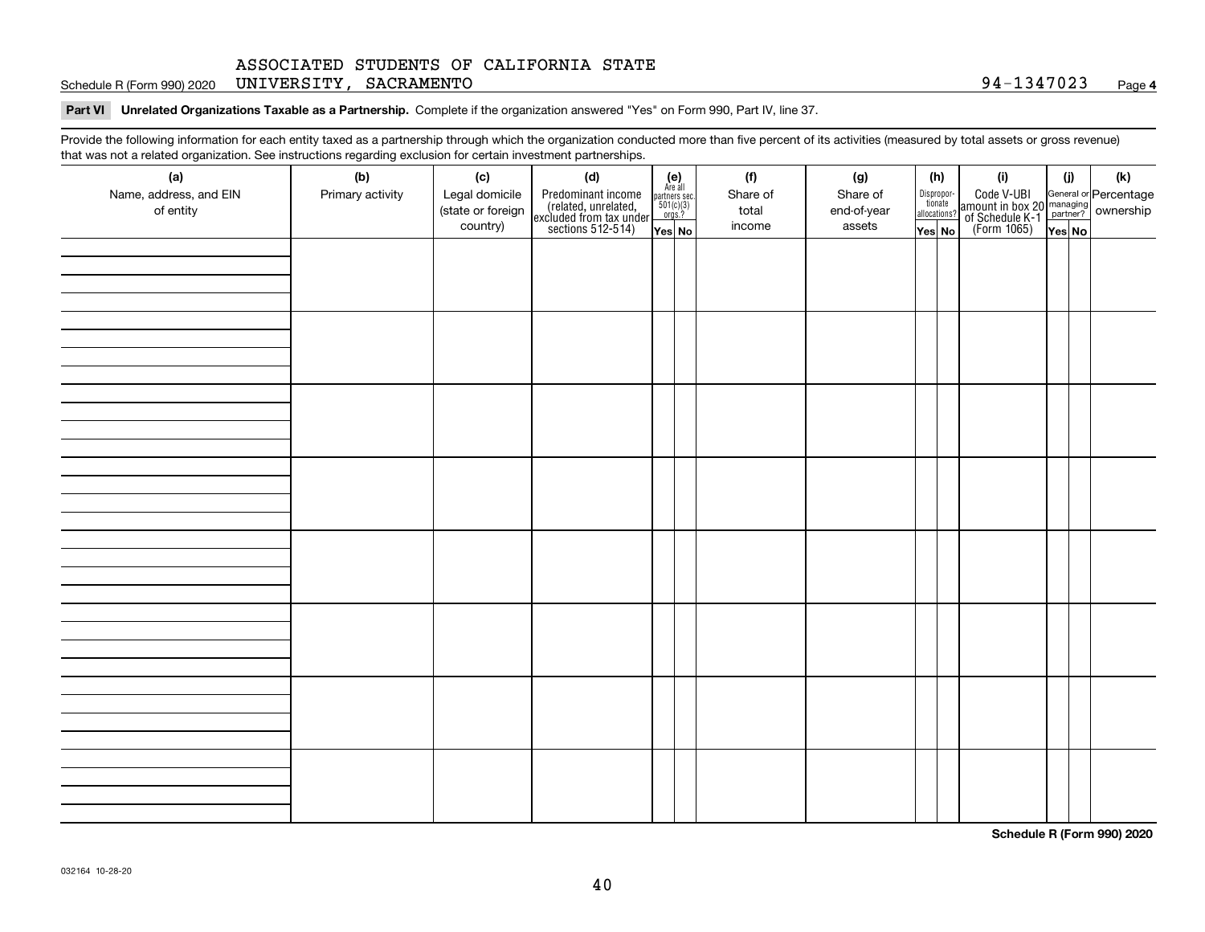ASSOCIATED STUDENTS OF CALIFORNIA STATE UNIVERSITY, SACRAMENTO

Schedule R (Form 990) 2020 — 94-1347023 — Page 4

**Part VI Unrelated Organizations Taxable as a Partnership.** Complete if the organization answered "Yes" on Form 990, Part IV, line 37.

Provide the following information for each entity taxed as a partnership through which the organization conducted more than five percent of its activities (measured by total assets or gross revenue) that was not a related organization. See instructions regarding exclusion for certain investment partnerships.

| (a) Name, address, and EIN of entity | (b) Primary activity | (c) Legal domicile (state or foreign country) | (d) Predominant income (related, unrelated, excluded from tax under sections 512-514) | (e) Are all partners sec. 501(c)(3) orgs.? | | (f) Share of total income | (g) Share of end-of-year assets | (h) Disproportionate allocations? | | (i) Code V-UBI amount in box 20 of Schedule K-1 (Form 1065) | (j) General or managing partner? | | (k) Percentage ownership |
|---|---|---|---|---|---|---|---|---|---|---|---|---|---|
| | | | | Yes | No | | | Yes | No | | Yes | No | |
| | | | | | | | | | | | | | |
| | | | | | | | | | | | | | |
| | | | | | | | | | | | | | |
| | | | | | | | | | | | | | |
| | | | | | | | | | | | | | |
| | | | | | | | | | | | | | |
| | | | | | | | | | | | | | |
| | | | | | | | | | | | | | |

**Schedule R (Form 990) 2020**

032164 10-28-20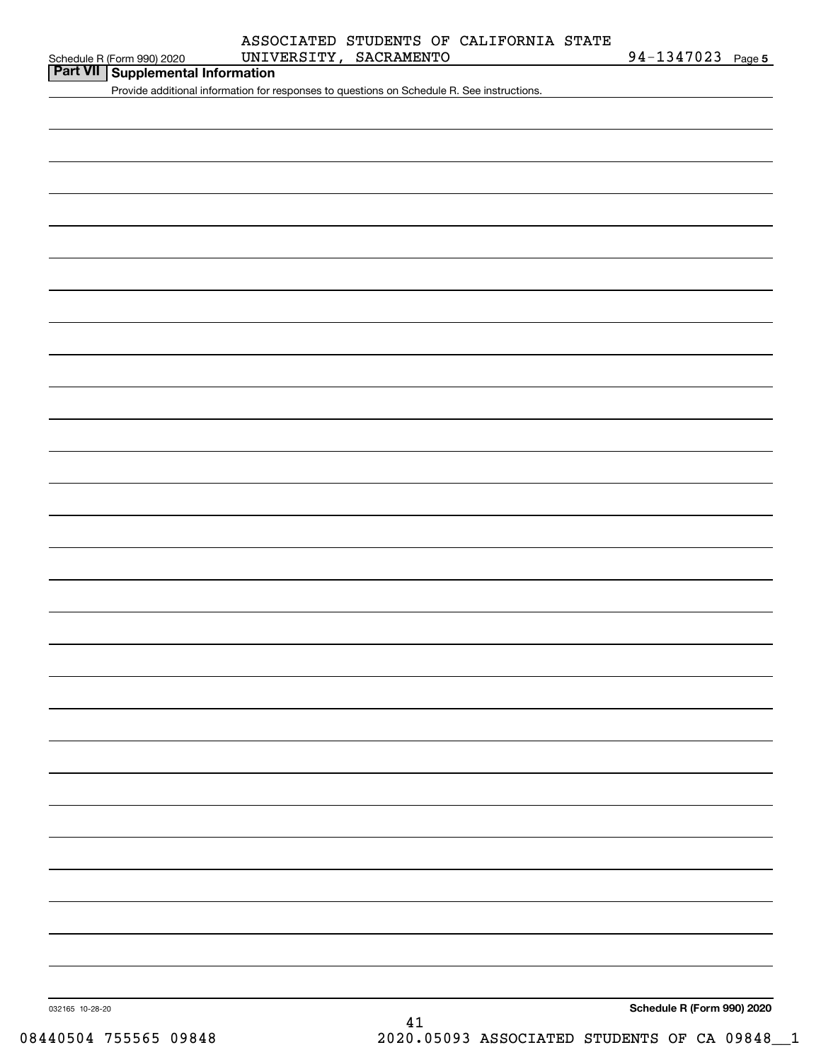ASSOCIATED STUDENTS OF CALIFORNIA STATE UNIVERSITY, SACRAMENTO

Schedule R (Form 990) 2020 94-1347023 Page 5

## Part VII Supplemental Information

Provide additional information for responses to questions on Schedule R. See instructions.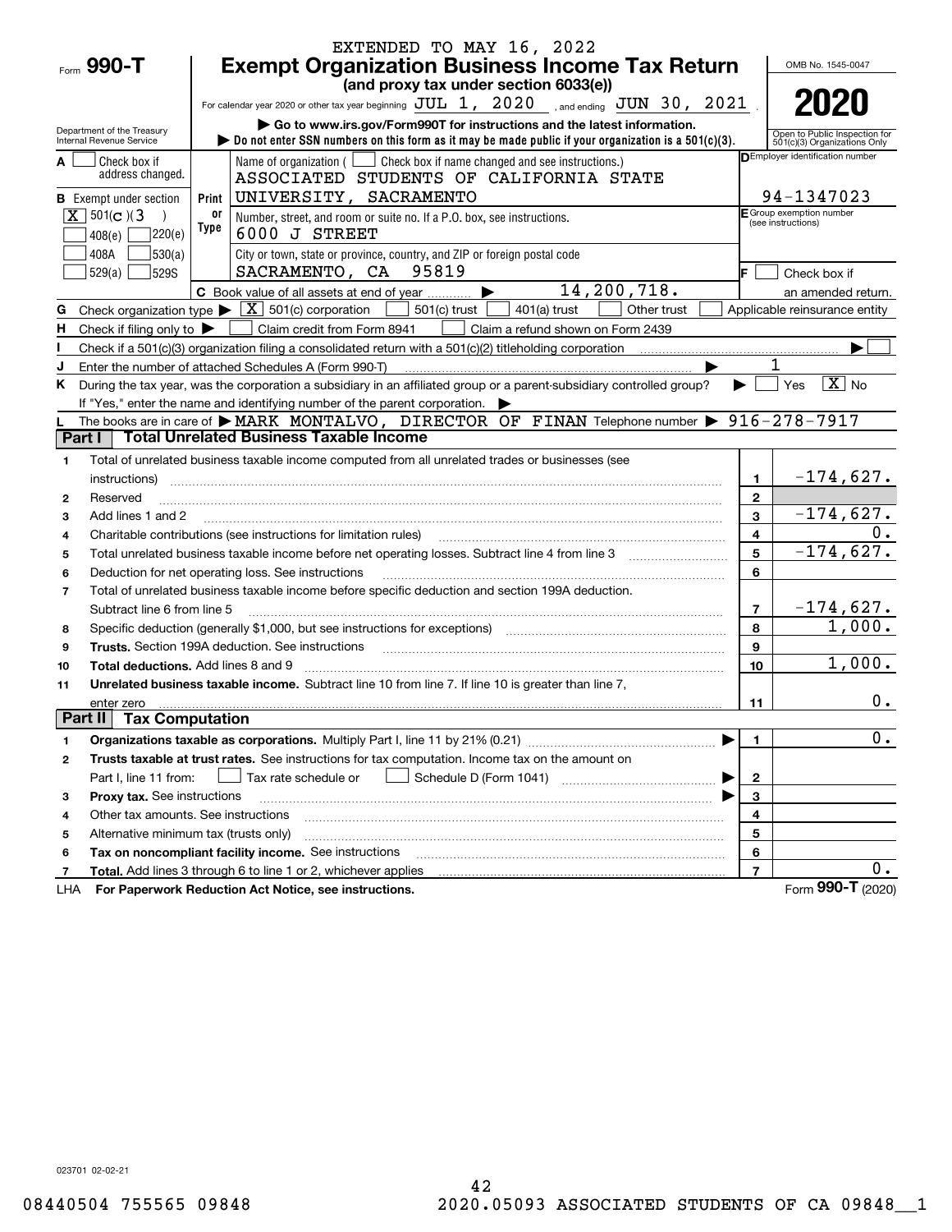EXTENDED TO MAY 16, 2022

# Form 990-T — Exempt Organization Business Income Tax Return

**(and proxy tax under section 6033(e))**

For calendar year 2020 or other tax year beginning JUL 1, 2020, and ending JUN 30, 2021.

▶ Go to www.irs.gov/Form990T for instructions and the latest information.

▶ Do not enter SSN numbers on this form as it may be made public if your organization is a 501(c)(3).

Department of the Treasury, Internal Revenue Service

OMB No. 1545-0047

**2020**

Open to Public Inspection for 501(c)(3) Organizations Only

A ☐ Check box if address changed.

B Exempt under section ☒ 501(c)(3) ☐ 408(e) ☐ 220(e) ☐ 408A ☐ 530(a) ☐ 529(a) ☐ 529S

Name of organization ( ☐ Check box if name changed and see instructions.)
ASSOCIATED STUDENTS OF CALIFORNIA STATE UNIVERSITY, SACRAMENTO

Number, street, and room or suite no. If a P.O. box, see instructions.
6000 J STREET

City or town, state or province, country, and ZIP or foreign postal code
SACRAMENTO, CA 95819

D Employer identification number: 94-1347023

E Group exemption number (see instructions):

F ☐ Check box if an amended return.

C Book value of all assets at end of year ▶ 14,200,718.

G Check organization type ▶ ☒ 501(c) corporation ☐ 501(c) trust ☐ 401(a) trust ☐ Other trust ☐ Applicable reinsurance entity

H Check if filing only to ▶ ☐ Claim credit from Form 8941 ☐ Claim a refund shown on Form 2439

I Check if a 501(c)(3) organization filing a consolidated return with a 501(c)(2) titleholding corporation ▶ ☐

J Enter the number of attached Schedules A (Form 990-T) ▶ 1

K During the tax year, was the corporation a subsidiary in an affiliated group or a parent-subsidiary controlled group? ▶ ☐ Yes ☒ No
If "Yes," enter the name and identifying number of the parent corporation. ▶

L The books are in care of ▶ MARK MONTALVO, DIRECTOR OF FINAN Telephone number ▶ 916-278-7917

## Part I Total Unrelated Business Taxable Income

| | | | |
|---|---|---|---|
| 1 | Total of unrelated business taxable income computed from all unrelated trades or businesses (see instructions) | 1 | -174,627. |
| 2 | Reserved | 2 | |
| 3 | Add lines 1 and 2 | 3 | -174,627. |
| 4 | Charitable contributions (see instructions for limitation rules) | 4 | 0. |
| 5 | Total unrelated business taxable income before net operating losses. Subtract line 4 from line 3 | 5 | -174,627. |
| 6 | Deduction for net operating loss. See instructions | 6 | |
| 7 | Total of unrelated business taxable income before specific deduction and section 199A deduction. Subtract line 6 from line 5 | 7 | -174,627. |
| 8 | Specific deduction (generally $1,000, but see instructions for exceptions) | 8 | 1,000. |
| 9 | **Trusts.** Section 199A deduction. See instructions | 9 | |
| 10 | **Total deductions.** Add lines 8 and 9 | 10 | 1,000. |
| 11 | **Unrelated business taxable income.** Subtract line 10 from line 7. If line 10 is greater than line 7, enter zero | 11 | 0. |

## Part II Tax Computation

| | | | |
|---|---|---|---|
| 1 | **Organizations taxable as corporations.** Multiply Part I, line 11 by 21% (0.21) ▶ | 1 | 0. |
| 2 | **Trusts taxable at trust rates.** See instructions for tax computation. Income tax on the amount on Part I, line 11 from: ☐ Tax rate schedule or ☐ Schedule D (Form 1041) ▶ | 2 | |
| 3 | **Proxy tax.** See instructions ▶ | 3 | |
| 4 | Other tax amounts. See instructions | 4 | |
| 5 | Alternative minimum tax (trusts only) | 5 | |
| 6 | **Tax on noncompliant facility income.** See instructions | 6 | |
| 7 | **Total.** Add lines 3 through 6 to line 1 or 2, whichever applies | 7 | 0. |

LHA **For Paperwork Reduction Act Notice, see instructions.** Form **990-T** (2020)

023701 02-02-21

08440504 755565 09848 2020.05093 ASSOCIATED STUDENTS OF CA 09848__1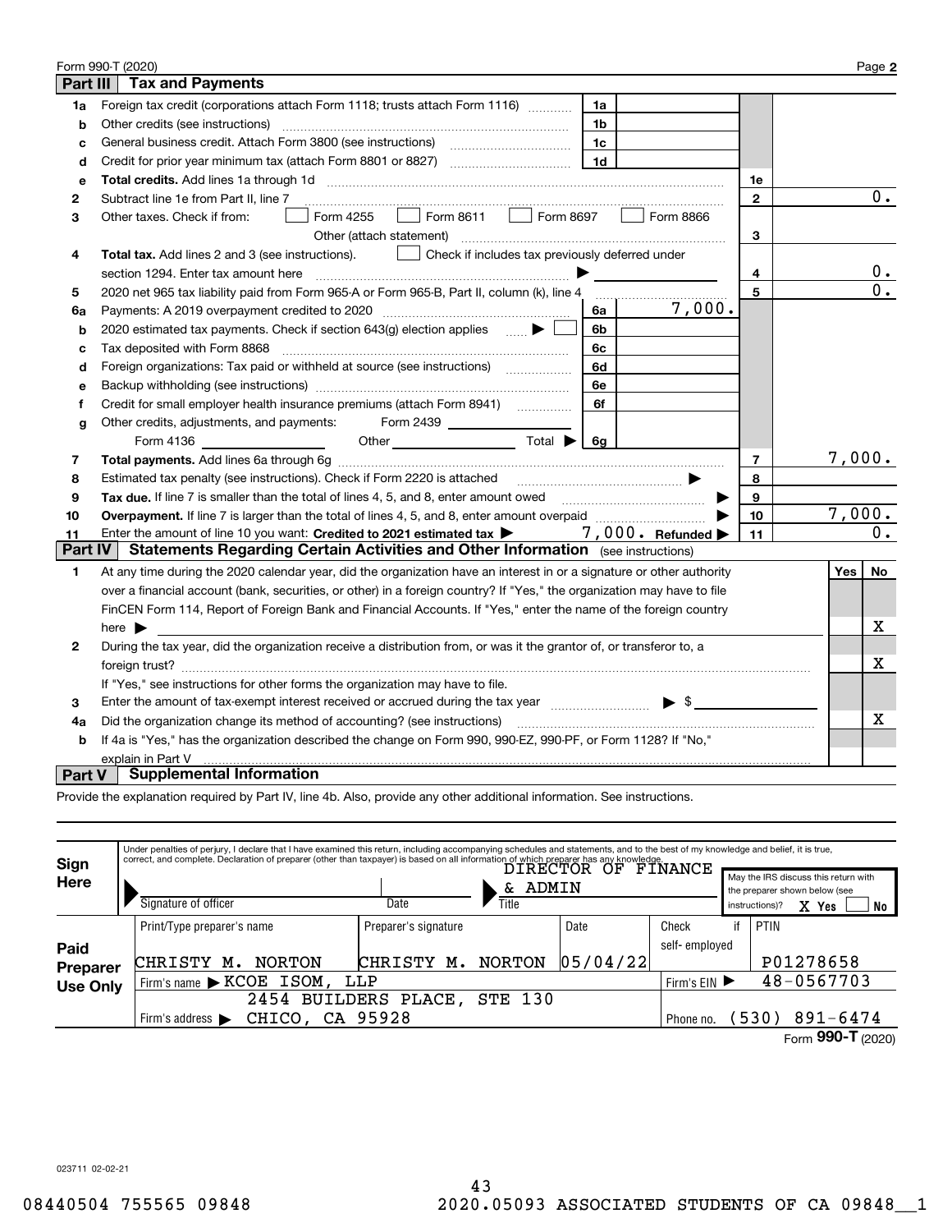Form 990-T (2020) Page **2**

## Part III | Tax and Payments

| | | | | | |
|---|---|---|---|---|---|
| **1a** | Foreign tax credit (corporations attach Form 1118; trusts attach Form 1116) | 1a | | | |
| **b** | Other credits (see instructions) | 1b | | | |
| **c** | General business credit. Attach Form 3800 (see instructions) | 1c | | | |
| **d** | Credit for prior year minimum tax (attach Form 8801 or 8827) | 1d | | | |
| **e** | **Total credits.** Add lines 1a through 1d | | | 1e | |
| **2** | Subtract line 1e from Part II, line 7 | | | 2 | 0. |
| **3** | Other taxes. Check if from: ☐ Form 4255 ☐ Form 8611 ☐ Form 8697 ☐ Form 8866 ☐ Other (attach statement) | | | 3 | |
| **4** | **Total tax.** Add lines 2 and 3 (see instructions). ☐ Check if includes tax previously deferred under section 1294. Enter tax amount here | | | 4 | 0. |
| **5** | 2020 net 965 tax liability paid from Form 965-A or Form 965-B, Part II, column (k), line 4 | | | 5 | 0. |
| **6a** | Payments: A 2019 overpayment credited to 2020 | 6a | 7,000. | | |
| **b** | 2020 estimated tax payments. Check if section 643(g) election applies ☐ | 6b | | | |
| **c** | Tax deposited with Form 8868 | 6c | | | |
| **d** | Foreign organizations: Tax paid or withheld at source (see instructions) | 6d | | | |
| **e** | Backup withholding (see instructions) | 6e | | | |
| **f** | Credit for small employer health insurance premiums (attach Form 8941) | 6f | | | |
| **g** | Other credits, adjustments, and payments: Form 2439 ______ Form 4136 ______ Other ______ Total ▶ | 6g | | | |
| **7** | **Total payments.** Add lines 6a through 6g | | | 7 | 7,000. |
| **8** | Estimated tax penalty (see instructions). Check if Form 2220 is attached ▶ | | | 8 | |
| **9** | **Tax due.** If line 7 is smaller than the total of lines 4, 5, and 8, enter amount owed ▶ | | | 9 | |
| **10** | **Overpayment.** If line 7 is larger than the total of lines 4, 5, and 8, enter amount overpaid ▶ | | | 10 | 7,000. |
| **11** | Enter the amount of line 10 you want: **Credited to 2021 estimated tax** ▶ 7,000. **Refunded** ▶ | | | 11 | 0. |

## Part IV | Statements Regarding Certain Activities and Other Information (see instructions)

| | | Yes | No |
|---|---|---|---|
| **1** | At any time during the 2020 calendar year, did the organization have an interest in or a signature or other authority over a financial account (bank, securities, or other) in a foreign country? If "Yes," the organization may have to file FinCEN Form 114, Report of Foreign Bank and Financial Accounts. If "Yes," enter the name of the foreign country here ▶ | | X |
| **2** | During the tax year, did the organization receive a distribution from, or was it the grantor of, or transferor to, a foreign trust? If "Yes," see instructions for other forms the organization may have to file. | | X |
| **3** | Enter the amount of tax-exempt interest received or accrued during the tax year ▶ $ | | |
| **4a** | Did the organization change its method of accounting? (see instructions) | | X |
| **b** | If 4a is "Yes," has the organization described the change on Form 990, 990-EZ, 990-PF, or Form 1128? If "No," explain in Part V | | |

## Part V | Supplemental Information

Provide the explanation required by Part IV, line 4b. Also, provide any other additional information. See instructions.

**Sign Here**

Under penalties of perjury, I declare that I have examined this return, including accompanying schedules and statements, and to the best of my knowledge and belief, it is true, correct, and complete. Declaration of preparer (other than taxpayer) is based on all information of which preparer has any knowledge.

| Signature of officer | Date | Title |
|---|---|---|
| | | DIRECTOR OF FINANCE & ADMIN |

May the IRS discuss this return with the preparer shown below (see instructions)? X Yes ☐ No

**Paid Preparer Use Only**

| Print/Type preparer's name | Preparer's signature | Date | Check ☐ if self-employed | PTIN |
|---|---|---|---|---|
| CHRISTY M. NORTON | CHRISTY M. NORTON | 05/04/22 | | P01278658 |

Firm's name ▶ KCOE ISOM, LLP — Firm's EIN ▶ 48-0567703

Firm's address ▶ 2454 BUILDERS PLACE, STE 130, CHICO, CA 95928 — Phone no. (530) 891-6474

Form **990-T** (2020)

023711 02-02-21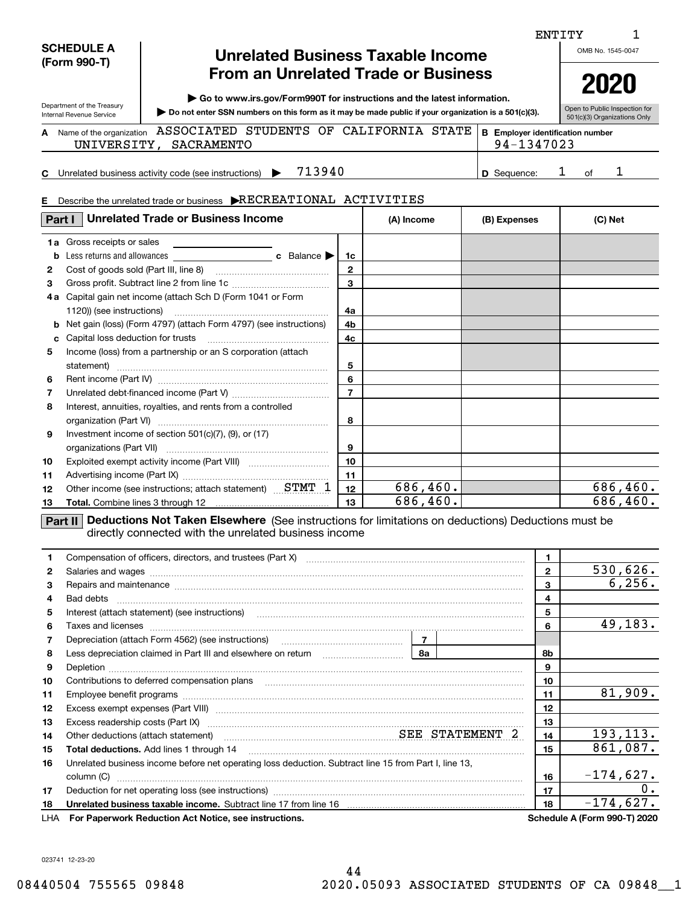ENTITY 1

**SCHEDULE A (Form 990-T)**

Department of the Treasury
Internal Revenue Service

# Unrelated Business Taxable Income From an Unrelated Trade or Business

▶ Go to www.irs.gov/Form990T for instructions and the latest information.

▶ Do not enter SSN numbers on this form as it may be made public if your organization is a 501(c)(3).

OMB No. 1545-0047

**2020**

Open to Public Inspection for 501(c)(3) Organizations Only

**A** Name of the organization: ASSOCIATED STUDENTS OF CALIFORNIA STATE UNIVERSITY, SACRAMENTO

**B** Employer identification number: 94-1347023

**C** Unrelated business activity code (see instructions) ▶ 713940

**D** Sequence: 1 of 1

**E** Describe the unrelated trade or business ▶ RECREATIONAL ACTIVITIES

## Part I Unrelated Trade or Business Income

| | | Line | (A) Income | (B) Expenses | (C) Net |
|---|---|---|---|---|---|
| 1a | Gross receipts or sales | | | | |
| b | Less returns and allowances ... c Balance ▶ | 1c | | | |
| 2 | Cost of goods sold (Part III, line 8) | 2 | | | |
| 3 | Gross profit. Subtract line 2 from line 1c | 3 | | | |
| 4a | Capital gain net income (attach Sch D (Form 1041 or Form 1120)) (see instructions) | 4a | | | |
| b | Net gain (loss) (Form 4797) (attach Form 4797) (see instructions) | 4b | | | |
| c | Capital loss deduction for trusts | 4c | | | |
| 5 | Income (loss) from a partnership or an S corporation (attach statement) | 5 | | | |
| 6 | Rent income (Part IV) | 6 | | | |
| 7 | Unrelated debt-financed income (Part V) | 7 | | | |
| 8 | Interest, annuities, royalties, and rents from a controlled organization (Part VI) | 8 | | | |
| 9 | Investment income of section 501(c)(7), (9), or (17) organizations (Part VII) | 9 | | | |
| 10 | Exploited exempt activity income (Part VIII) | 10 | | | |
| 11 | Advertising income (Part IX) | 11 | | | |
| 12 | Other income (see instructions; attach statement) STMT 1 | 12 | 686,460. | | 686,460. |
| 13 | **Total.** Combine lines 3 through 12 | 13 | 686,460. | | 686,460. |

## Part II Deductions Not Taken Elsewhere (See instructions for limitations on deductions) Deductions must be directly connected with the unrelated business income

| | | Line | Amount |
|---|---|---|---|
| 1 | Compensation of officers, directors, and trustees (Part X) | 1 | |
| 2 | Salaries and wages | 2 | 530,626. |
| 3 | Repairs and maintenance | 3 | 6,256. |
| 4 | Bad debts | 4 | |
| 5 | Interest (attach statement) (see instructions) | 5 | |
| 6 | Taxes and licenses | 6 | 49,183. |
| 7 | Depreciation (attach Form 4562) (see instructions) ... 7 | | |
| 8 | Less depreciation claimed in Part III and elsewhere on return ... 8a | 8b | |
| 9 | Depletion | 9 | |
| 10 | Contributions to deferred compensation plans | 10 | |
| 11 | Employee benefit programs | 11 | 81,909. |
| 12 | Excess exempt expenses (Part VIII) | 12 | |
| 13 | Excess readership costs (Part IX) | 13 | |
| 14 | Other deductions (attach statement) SEE STATEMENT 2 | 14 | 193,113. |
| 15 | **Total deductions.** Add lines 1 through 14 | 15 | 861,087. |
| 16 | Unrelated business income before net operating loss deduction. Subtract line 15 from Part I, line 13, column (C) | 16 | -174,627. |
| 17 | Deduction for net operating loss (see instructions) | 17 | 0. |
| 18 | **Unrelated business taxable income.** Subtract line 17 from line 16 | 18 | -174,627. |

LHA **For Paperwork Reduction Act Notice, see instructions.** **Schedule A (Form 990-T) 2020**

023741 12-23-20

08440504 755565 09848 2020.05093 ASSOCIATED STUDENTS OF CA 09848__1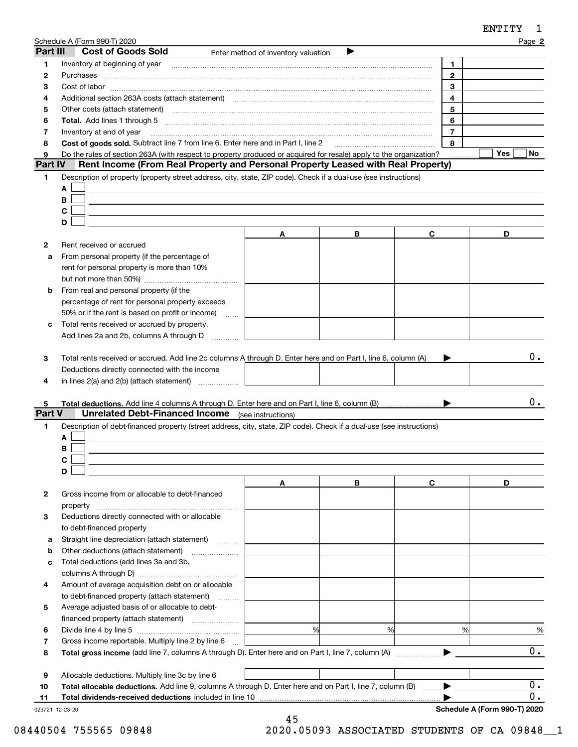ENTITY 1

Schedule A (Form 990-T) 2020 Page **2**

## Part III Cost of Goods Sold

Enter method of inventory valuation ▶

| | | | |
|---|---|---|---|
| **1** | Inventory at beginning of year | 1 | |
| **2** | Purchases | 2 | |
| **3** | Cost of labor | 3 | |
| **4** | Additional section 263A costs (attach statement) | 4 | |
| **5** | Other costs (attach statement) | 5 | |
| **6** | **Total.** Add lines 1 through 5 | 6 | |
| **7** | Inventory at end of year | 7 | |
| **8** | **Cost of goods sold.** Subtract line 7 from line 6. Enter here and in Part I, line 2 | 8 | |
| **9** | Do the rules of section 263A (with respect to property produced or acquired for resale) apply to the organization? | | Yes ☐ No ☐ |

## Part IV Rent Income (From Real Property and Personal Property Leased with Real Property)

**1** Description of property (property street address, city, state, ZIP code). Check if a dual-use (see instructions)

A ☐

B ☐

C ☐

D ☐

| | | A | B | C | D |
|---|---|---|---|---|---|
| **2** | Rent received or accrued | | | | |
| **a** | From personal property (if the percentage of rent for personal property is more than 10% but not more than 50%) | | | | |
| **b** | From real and personal property (if the percentage of rent for personal property exceeds 50% or if the rent is based on profit or income) | | | | |
| **c** | Total rents received or accrued by property. Add lines 2a and 2b, columns A through D | | | | |

**3** Total rents received or accrued. Add line 2c columns A through D. Enter here and on Part I, line 6, column (A) ▶ 0.

| | | A | B | C | D |
|---|---|---|---|---|---|
| **4** | Deductions directly connected with the income in lines 2(a) and 2(b) (attach statement) | | | | |

**5** **Total deductions.** Add line 4 columns A through D. Enter here and on Part I, line 6, column (B) ▶ 0.

## Part V Unrelated Debt-Financed Income (see instructions)

**1** Description of debt-financed property (street address, city, state, ZIP code). Check if a dual-use (see instructions)

A ☐

B ☐

C ☐

D ☐

| | | A | B | C | D |
|---|---|---|---|---|---|
| **2** | Gross income from or allocable to debt-financed property | | | | |
| **3** | Deductions directly connected with or allocable to debt-financed property | | | | |
| **a** | Straight line depreciation (attach statement) | | | | |
| **b** | Other deductions (attach statement) | | | | |
| **c** | Total deductions (add lines 3a and 3b, columns A through D) | | | | |
| **4** | Amount of average acquisition debt on or allocable to debt-financed property (attach statement) | | | | |
| **5** | Average adjusted basis of or allocable to debt-financed property (attach statement) | | | | |
| **6** | Divide line 4 by line 5 | % | % | % | % |
| **7** | Gross income reportable. Multiply line 2 by line 6 | | | | |

**8** **Total gross income** (add line 7, columns A through D). Enter here and on Part I, line 7, column (A) ▶ 0.

| | | A | B | C | D |
|---|---|---|---|---|---|
| **9** | Allocable deductions. Multiply line 3c by line 6 | | | | |

**10** **Total allocable deductions.** Add line 9, columns A through D. Enter here and on Part I, line 7, column (B) ▶ 0.

**11** **Total dividends-received deductions** included in line 10 ▶ 0.

023721 12-23-20 **Schedule A (Form 990-T) 2020**

08440504 755565 09848 2020.05093 ASSOCIATED STUDENTS OF CA 09848__1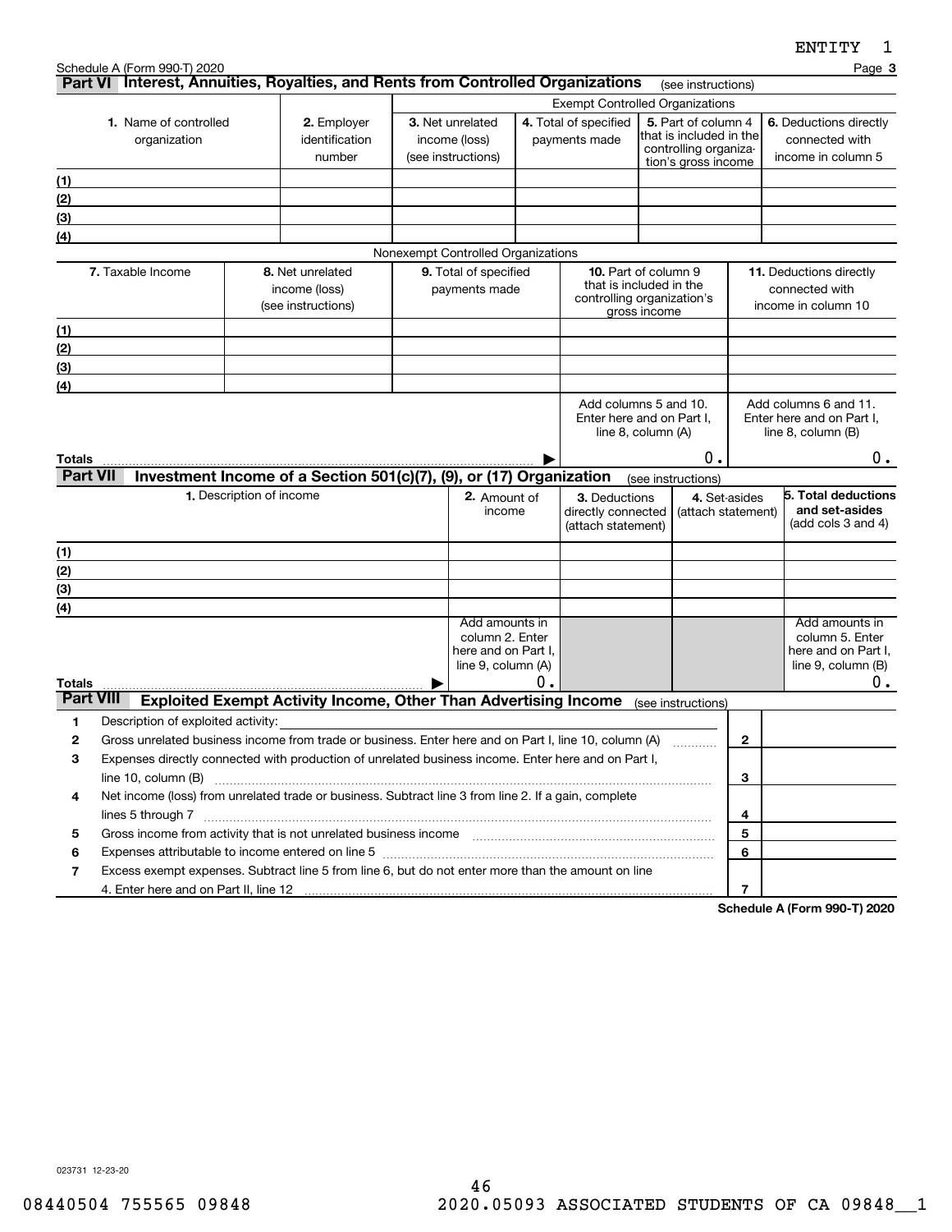Schedule A (Form 990-T) 2020

## Part VI Interest, Annuities, Royalties, and Rents from Controlled Organizations (see instructions)

| 1. Name of controlled organization | 2. Employer identification number | Exempt Controlled Organizations | | | |
|---|---|---|---|---|---|
| | | 3. Net unrelated income (loss) (see instructions) | 4. Total of specified payments made | 5. Part of column 4 that is included in the controlling organization's gross income | 6. Deductions directly connected with income in column 5 |
| (1) | | | | | |
| (2) | | | | | |
| (3) | | | | | |
| (4) | | | | | |

Nonexempt Controlled Organizations

| 7. Taxable Income | 8. Net unrelated income (loss) (see instructions) | 9. Total of specified payments made | 10. Part of column 9 that is included in the controlling organization's gross income | 11. Deductions directly connected with income in column 10 |
|---|---|---|---|---|
| (1) | | | | |
| (2) | | | | |
| (3) | | | | |
| (4) | | | | |
| | | | Add columns 5 and 10. Enter here and on Part I, line 8, column (A) | Add columns 6 and 11. Enter here and on Part I, line 8, column (B) |
| **Totals** ▶ | | | 0. | 0. |

## Part VII Investment Income of a Section 501(c)(7), (9), or (17) Organization (see instructions)

| 1. Description of income | 2. Amount of income | 3. Deductions directly connected (attach statement) | 4. Set-asides (attach statement) | 5. Total deductions and set-asides (add cols 3 and 4) |
|---|---|---|---|---|
| (1) | | | | |
| (2) | | | | |
| (3) | | | | |
| (4) | | | | |
| | Add amounts in column 2. Enter here and on Part I, line 9, column (A) | | | Add amounts in column 5. Enter here and on Part I, line 9, column (B) |
| **Totals** ▶ | 0. | | | 0. |

## Part VIII Exploited Exempt Activity Income, Other Than Advertising Income (see instructions)

| | | | |
|---|---|---|---|
| 1 | Description of exploited activity: | | |
| 2 | Gross unrelated business income from trade or business. Enter here and on Part I, line 10, column (A) | 2 | |
| 3 | Expenses directly connected with production of unrelated business income. Enter here and on Part I, line 10, column (B) | 3 | |
| 4 | Net income (loss) from unrelated trade or business. Subtract line 3 from line 2. If a gain, complete lines 5 through 7 | 4 | |
| 5 | Gross income from activity that is not unrelated business income | 5 | |
| 6 | Expenses attributable to income entered on line 5 | 6 | |
| 7 | Excess exempt expenses. Subtract line 5 from line 6, but do not enter more than the amount on line 4. Enter here and on Part II, line 12 | 7 | |

**Schedule A (Form 990-T) 2020**

023731 12-23-20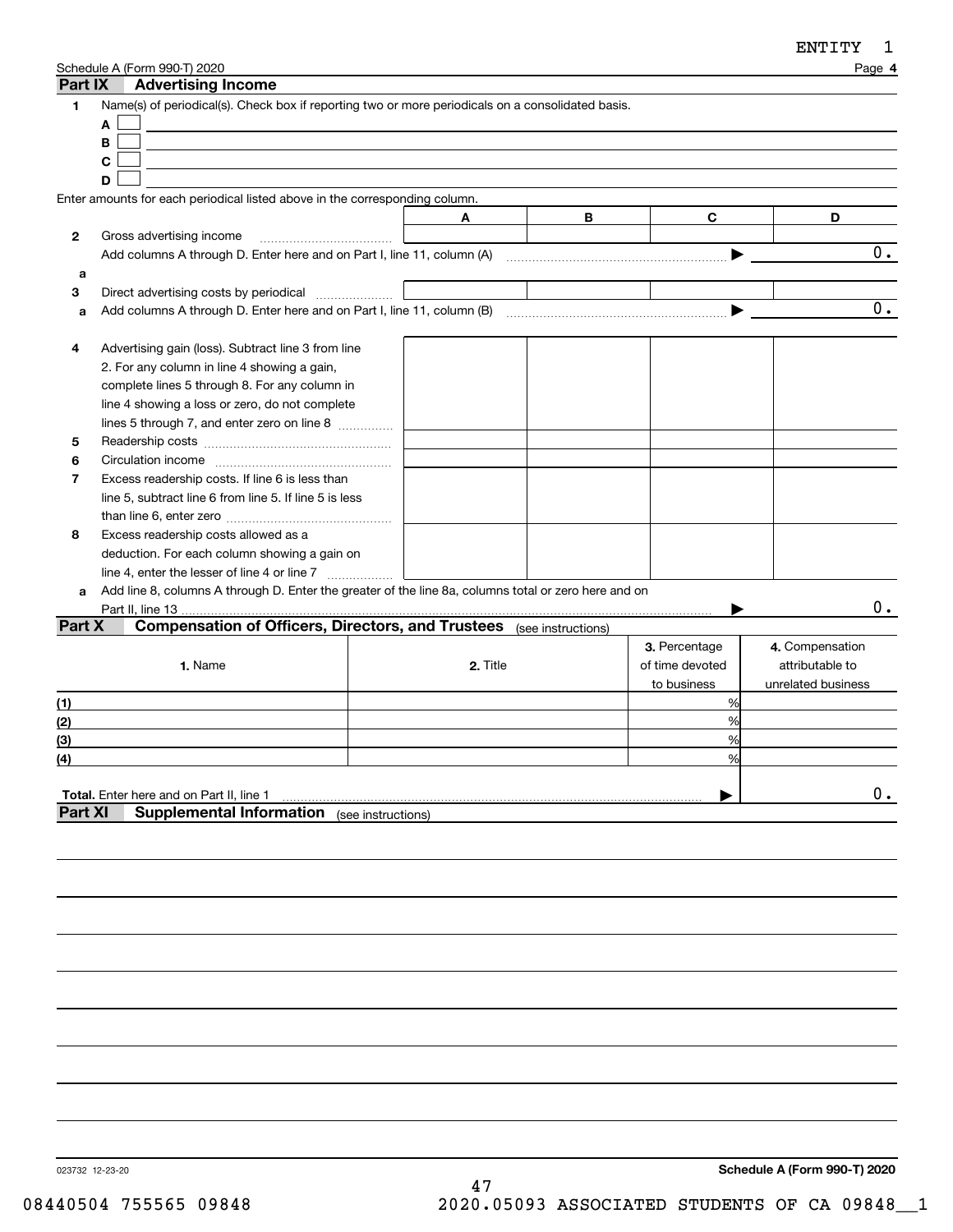## Part IX Advertising Income

**1** Name(s) of periodical(s). Check box if reporting two or more periodicals on a consolidated basis.

A ☐

B ☐

C ☐

D ☐

Enter amounts for each periodical listed above in the corresponding column.

| | | A | B | C | D |
|---|---|---|---|---|---|
| **2** | Gross advertising income | | | | |
| | Add columns A through D. Enter here and on Part I, line 11, column (A) | | | ▶ | 0. |
| **a** | | | | | |
| **3** | Direct advertising costs by periodical | | | | |
| **a** | Add columns A through D. Enter here and on Part I, line 11, column (B) | | | ▶ | 0. |
| **4** | Advertising gain (loss). Subtract line 3 from line 2. For any column in line 4 showing a gain, complete lines 5 through 8. For any column in line 4 showing a loss or zero, do not complete lines 5 through 7, and enter zero on line 8 | | | | |
| **5** | Readership costs | | | | |
| **6** | Circulation income | | | | |
| **7** | Excess readership costs. If line 6 is less than line 5, subtract line 6 from line 5. If line 5 is less than line 6, enter zero | | | | |
| **8** | Excess readership costs allowed as a deduction. For each column showing a gain on line 4, enter the lesser of line 4 or line 7 | | | | |
| **a** | Add line 8, columns A through D. Enter the greater of the line 8a, columns total or zero here and on Part II, line 13 | | | ▶ | 0. |

## Part X Compensation of Officers, Directors, and Trustees (see instructions)

| | 1. Name | 2. Title | 3. Percentage of time devoted to business | 4. Compensation attributable to unrelated business |
|---|---|---|---|---|
| (1) | | | % | |
| (2) | | | % | |
| (3) | | | % | |
| (4) | | | % | |
| **Total.** Enter here and on Part II, line 1 | | | ▶ | 0. |

## Part XI Supplemental Information (see instructions)

Schedule A (Form 990-T) 2020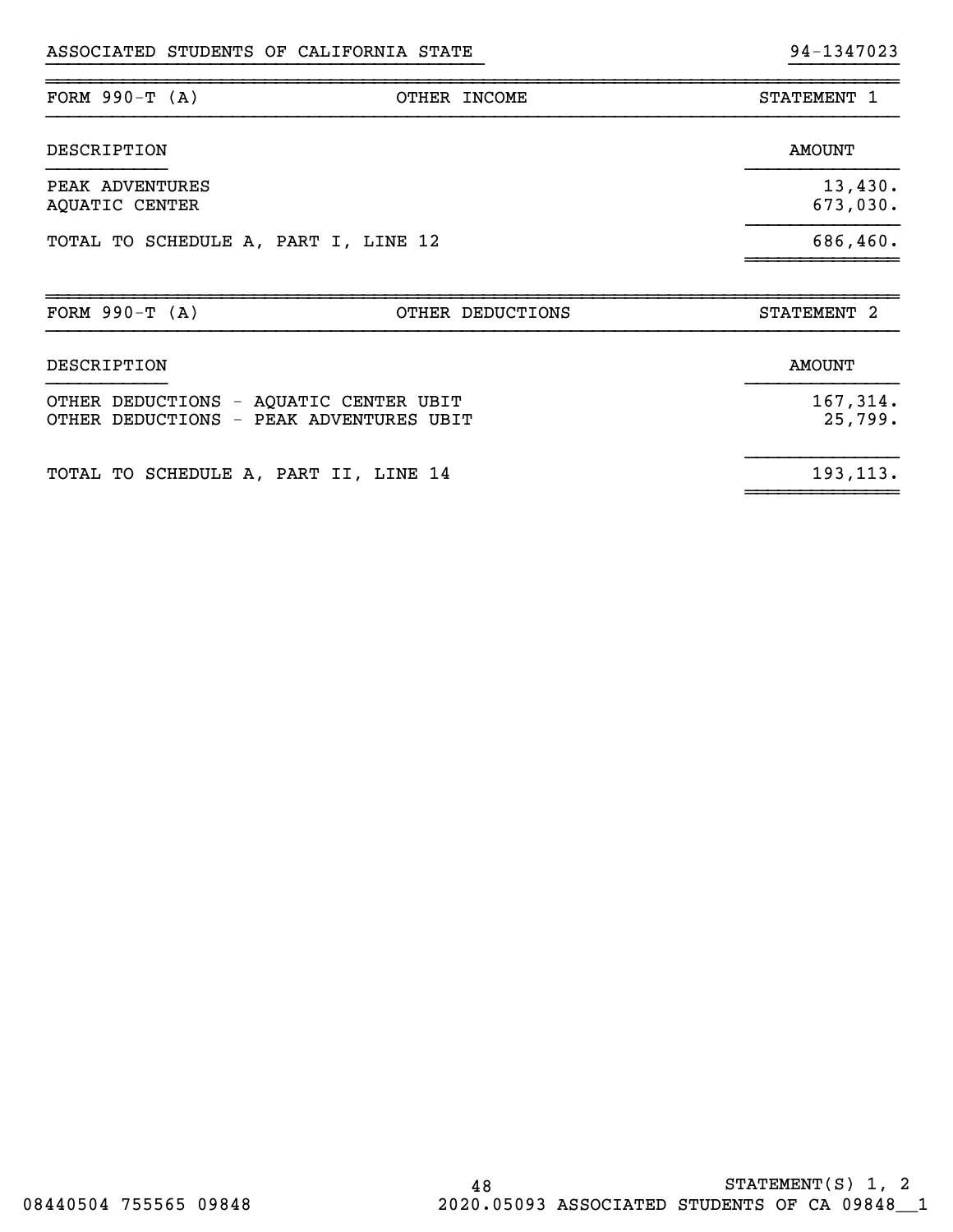ASSOCIATED STUDENTS OF CALIFORNIA STATE 94-1347023

| FORM 990-T (A) | OTHER INCOME | STATEMENT 1 |
|---|---|---|
| DESCRIPTION | | AMOUNT |
| PEAK ADVENTURES | | 13,430. |
| AQUATIC CENTER | | 673,030. |
| TOTAL TO SCHEDULE A, PART I, LINE 12 | | 686,460. |

| FORM 990-T (A) | OTHER DEDUCTIONS | STATEMENT 2 |
|---|---|---|
| DESCRIPTION | | AMOUNT |
| OTHER DEDUCTIONS - AQUATIC CENTER UBIT | | 167,314. |
| OTHER DEDUCTIONS - PEAK ADVENTURES UBIT | | 25,799. |
| TOTAL TO SCHEDULE A, PART II, LINE 14 | | 193,113. |

STATEMENT(S) 1, 2

08440504 755565 09848 2020.05093 ASSOCIATED STUDENTS OF CA 09848__1